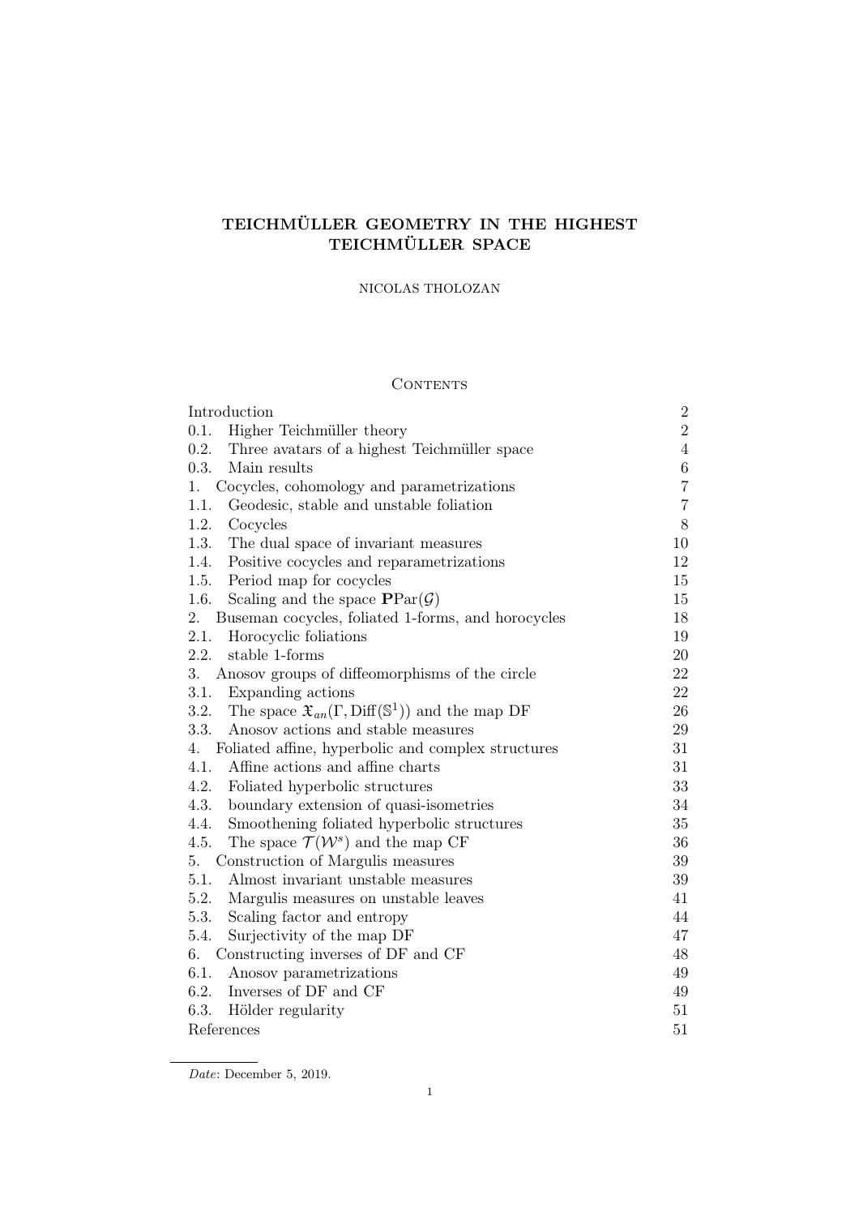# TEICHMÜLLER GEOMETRY IN THE HIGHEST TEICHMÜLLER SPACE

NICOLAS THOLOZAN

## Contents

| | |
|---|---|
| Introduction | 2 |
| 0.1. Higher Teichmüller theory | 2 |
| 0.2. Three avatars of a highest Teichmüller space | 4 |
| 0.3. Main results | 6 |
| 1. Cocycles, cohomology and parametrizations | 7 |
| 1.1. Geodesic, stable and unstable foliation | 7 |
| 1.2. Cocycles | 8 |
| 1.3. The dual space of invariant measures | 10 |
| 1.4. Positive cocycles and reparametrizations | 12 |
| 1.5. Period map for cocycles | 15 |
| 1.6. Scaling and the space $\mathbf{P}\mathrm{Par}(\mathcal{G})$ | 15 |
| 2. Buseman cocycles, foliated 1-forms, and horocycles | 18 |
| 2.1. Horocyclic foliations | 19 |
| 2.2. stable 1-forms | 20 |
| 3. Anosov groups of diffeomorphisms of the circle | 22 |
| 3.1. Expanding actions | 22 |
| 3.2. The space $\mathfrak{X}_{an}(\Gamma, \mathrm{Diff}(\mathbb{S}^1))$ and the map DF | 26 |
| 3.3. Anosov actions and stable measures | 29 |
| 4. Foliated affine, hyperbolic and complex structures | 31 |
| 4.1. Affine actions and affine charts | 31 |
| 4.2. Foliated hyperbolic structures | 33 |
| 4.3. boundary extension of quasi-isometries | 34 |
| 4.4. Smoothening foliated hyperbolic structures | 35 |
| 4.5. The space $\mathcal{T}(\mathcal{W}^s)$ and the map CF | 36 |
| 5. Construction of Margulis measures | 39 |
| 5.1. Almost invariant unstable measures | 39 |
| 5.2. Margulis measures on unstable leaves | 41 |
| 5.3. Scaling factor and entropy | 44 |
| 5.4. Surjectivity of the map DF | 47 |
| 6. Constructing inverses of DF and CF | 48 |
| 6.1. Anosov parametrizations | 49 |
| 6.2. Inverses of DF and CF | 49 |
| 6.3. Hölder regularity | 51 |
| References | 51 |

*Date*: December 5, 2019.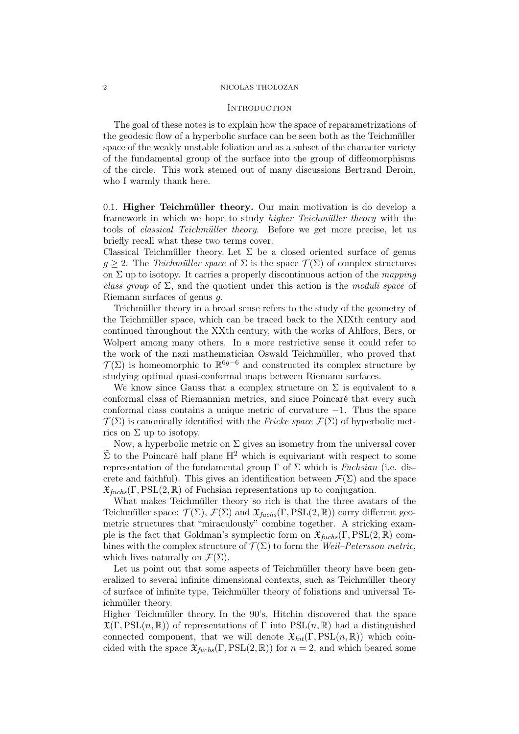## Introduction

The goal of these notes is to explain how the space of reparametrizations of the geodesic flow of a hyperbolic surface can be seen both as the Teichmüller space of the weakly unstable foliation and as a subset of the character variety of the fundamental group of the surface into the group of diffeomorphisms of the circle. This work stemed out of many discussions Bertrand Deroin, who I warmly thank here.

### 0.1. Higher Teichmüller theory.

Our main motivation is do develop a framework in which we hope to study *higher Teichmüller theory* with the tools of *classical Teichmüller theory*. Before we get more precise, let us briefly recall what these two terms cover.

Classical Teichmüller theory. Let $\Sigma$ be a closed oriented surface of genus $g \geq 2$. The *Teichmüller space* of $\Sigma$ is the space $\mathcal{T}(\Sigma)$ of complex structures on $\Sigma$ up to isotopy. It carries a properly discontinuous action of the *mapping class group* of $\Sigma$, and the quotient under this action is the *moduli space* of Riemann surfaces of genus $g$.

Teichmüller theory in a broad sense refers to the study of the geometry of the Teichmüller space, which can be traced back to the XIXth century and continued throughout the XXth century, with the works of Ahlfors, Bers, or Wolpert among many others. In a more restrictive sense it could refer to the work of the nazi mathematician Oswald Teichmüller, who proved that $\mathcal{T}(\Sigma)$ is homeomorphic to $\mathbb{R}^{6g-6}$ and constructed its complex structure by studying optimal quasi-conformal maps between Riemann surfaces.

We know since Gauss that a complex structure on $\Sigma$ is equivalent to a conformal class of Riemannian metrics, and since Poincaré that every such conformal class contains a unique metric of curvature $-1$. Thus the space $\mathcal{T}(\Sigma)$ is canonically identified with the *Fricke space* $\mathcal{F}(\Sigma)$ of hyperbolic metrics on $\Sigma$ up to isotopy.

Now, a hyperbolic metric on $\Sigma$ gives an isometry from the universal cover $\widetilde{\Sigma}$ to the Poincaré half plane $\mathbb{H}^2$ which is equivariant with respect to some representation of the fundamental group $\Gamma$ of $\Sigma$ which is *Fuchsian* (i.e. discrete and faithful). This gives an identification between $\mathcal{F}(\Sigma)$ and the space $\mathfrak{X}_{fuchs}(\Gamma, \mathrm{PSL}(2,\mathbb{R}))$ of Fuchsian representations up to conjugation.

What makes Teichmüller theory so rich is that the three avatars of the Teichmüller space: $\mathcal{T}(\Sigma)$, $\mathcal{F}(\Sigma)$ and $\mathfrak{X}_{fuchs}(\Gamma, \mathrm{PSL}(2,\mathbb{R}))$ carry different geometric structures that "miraculously" combine together. A stricking example is the fact that Goldman's symplectic form on $\mathfrak{X}_{fuchs}(\Gamma, \mathrm{PSL}(2,\mathbb{R})$ combines with the complex structure of $\mathcal{T}(\Sigma)$ to form the *Weil–Petersson metric*, which lives naturally on $\mathcal{F}(\Sigma)$.

Let us point out that some aspects of Teichmüller theory have been generalized to several infinite dimensional contexts, such as Teichmüller theory of surface of infinite type, Teichmüller theory of foliations and universal Teichmüller theory.

Higher Teichmüller theory. In the 90's, Hitchin discovered that the space $\mathfrak{X}(\Gamma, \mathrm{PSL}(n,\mathbb{R}))$ of representations of $\Gamma$ into $\mathrm{PSL}(n,\mathbb{R})$ had a distinguished connected component, that we will denote $\mathfrak{X}_{hit}(\Gamma, \mathrm{PSL}(n,\mathbb{R}))$ which coincided with the space $\mathfrak{X}_{fuchs}(\Gamma, \mathrm{PSL}(2,\mathbb{R}))$ for $n = 2$, and which beared some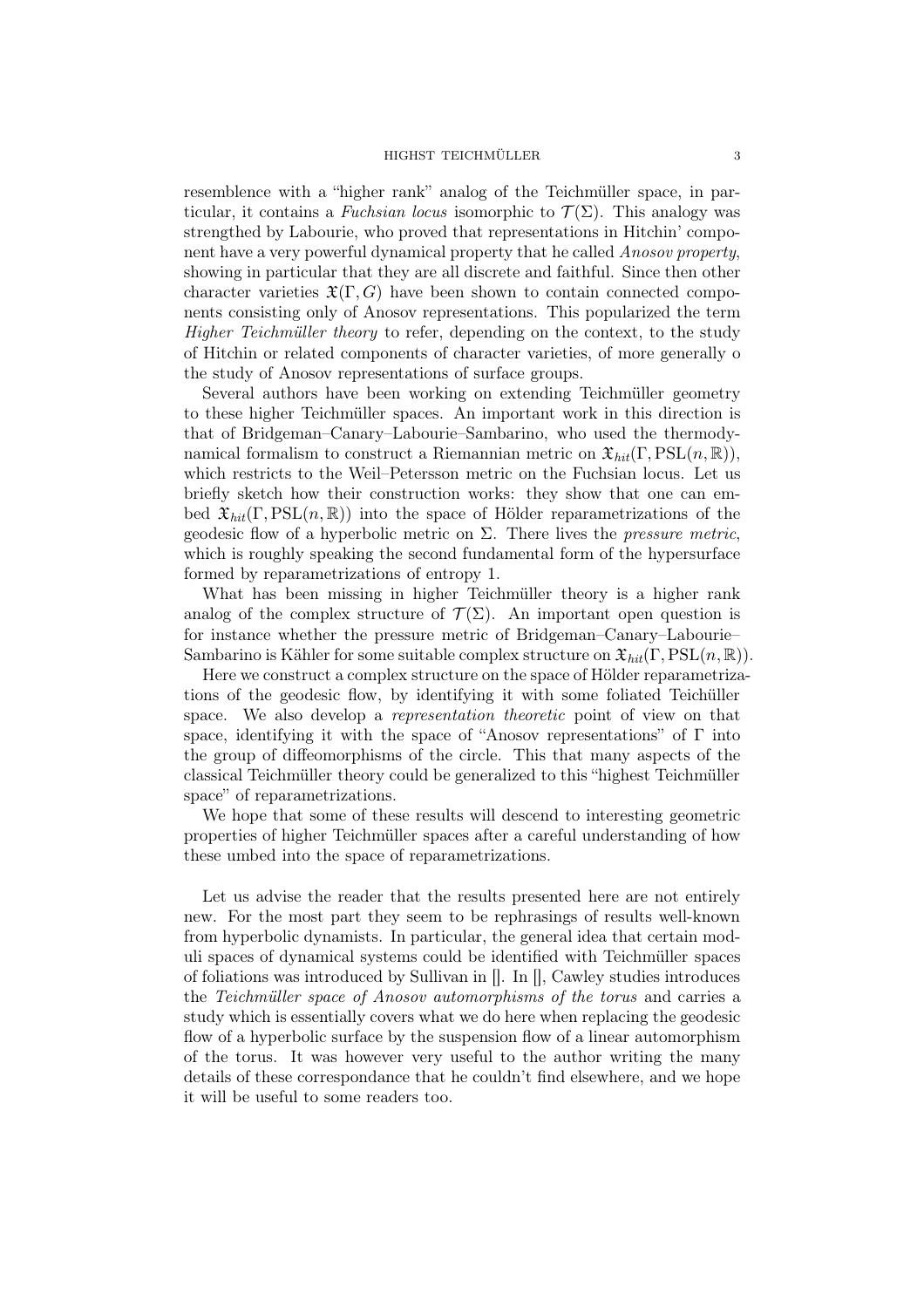resemblence with a "higher rank" analog of the Teichmüller space, in particular, it contains a *Fuchsian locus* isomorphic to $\mathcal{T}(\Sigma)$. This analogy was strengthed by Labourie, who proved that representations in Hitchin' component have a very powerful dynamical property that he called *Anosov property*, showing in particular that they are all discrete and faithful. Since then other character varieties $\mathfrak{X}(\Gamma, G)$ have been shown to contain connected components consisting only of Anosov representations. This popularized the term *Higher Teichmüller theory* to refer, depending on the context, to the study of Hitchin or related components of character varieties, of more generally o the study of Anosov representations of surface groups.

Several authors have been working on extending Teichmüller geometry to these higher Teichmüller spaces. An important work in this direction is that of Bridgeman–Canary–Labourie–Sambarino, who used the thermodynamical formalism to construct a Riemannian metric on $\mathfrak{X}_{hit}(\Gamma, \mathrm{PSL}(n, \mathbb{R}))$, which restricts to the Weil–Petersson metric on the Fuchsian locus. Let us briefly sketch how their construction works: they show that one can embed $\mathfrak{X}_{hit}(\Gamma, \mathrm{PSL}(n, \mathbb{R}))$ into the space of Hölder reparametrizations of the geodesic flow of a hyperbolic metric on $\Sigma$. There lives the *pressure metric*, which is roughly speaking the second fundamental form of the hypersurface formed by reparametrizations of entropy 1.

What has been missing in higher Teichmüller theory is a higher rank analog of the complex structure of $\mathcal{T}(\Sigma)$. An important open question is for instance whether the pressure metric of Bridgeman–Canary–Labourie–Sambarino is Kähler for some suitable complex structure on $\mathfrak{X}_{hit}(\Gamma, \mathrm{PSL}(n, \mathbb{R}))$.

Here we construct a complex structure on the space of Hölder reparametrizations of the geodesic flow, by identifying it with some foliated Teichüller space. We also develop a *representation theoretic* point of view on that space, identifying it with the space of "Anosov representations" of $\Gamma$ into the group of diffeomorphisms of the circle. This that many aspects of the classical Teichmüller theory could be generalized to this "highest Teichmüller space" of reparametrizations.

We hope that some of these results will descend to interesting geometric properties of higher Teichmüller spaces after a careful understanding of how these umbed into the space of reparametrizations.

Let us advise the reader that the results presented here are not entirely new. For the most part they seem to be rephrasings of results well-known from hyperbolic dynamists. In particular, the general idea that certain moduli spaces of dynamical systems could be identified with Teichmüller spaces of foliations was introduced by Sullivan in []. In [], Cawley studies introduces the *Teichmüller space of Anosov automorphisms of the torus* and carries a study which is essentially covers what we do here when replacing the geodesic flow of a hyperbolic surface by the suspension flow of a linear automorphism of the torus. It was however very useful to the author writing the many details of these correspondance that he couldn't find elsewhere, and we hope it will be useful to some readers too.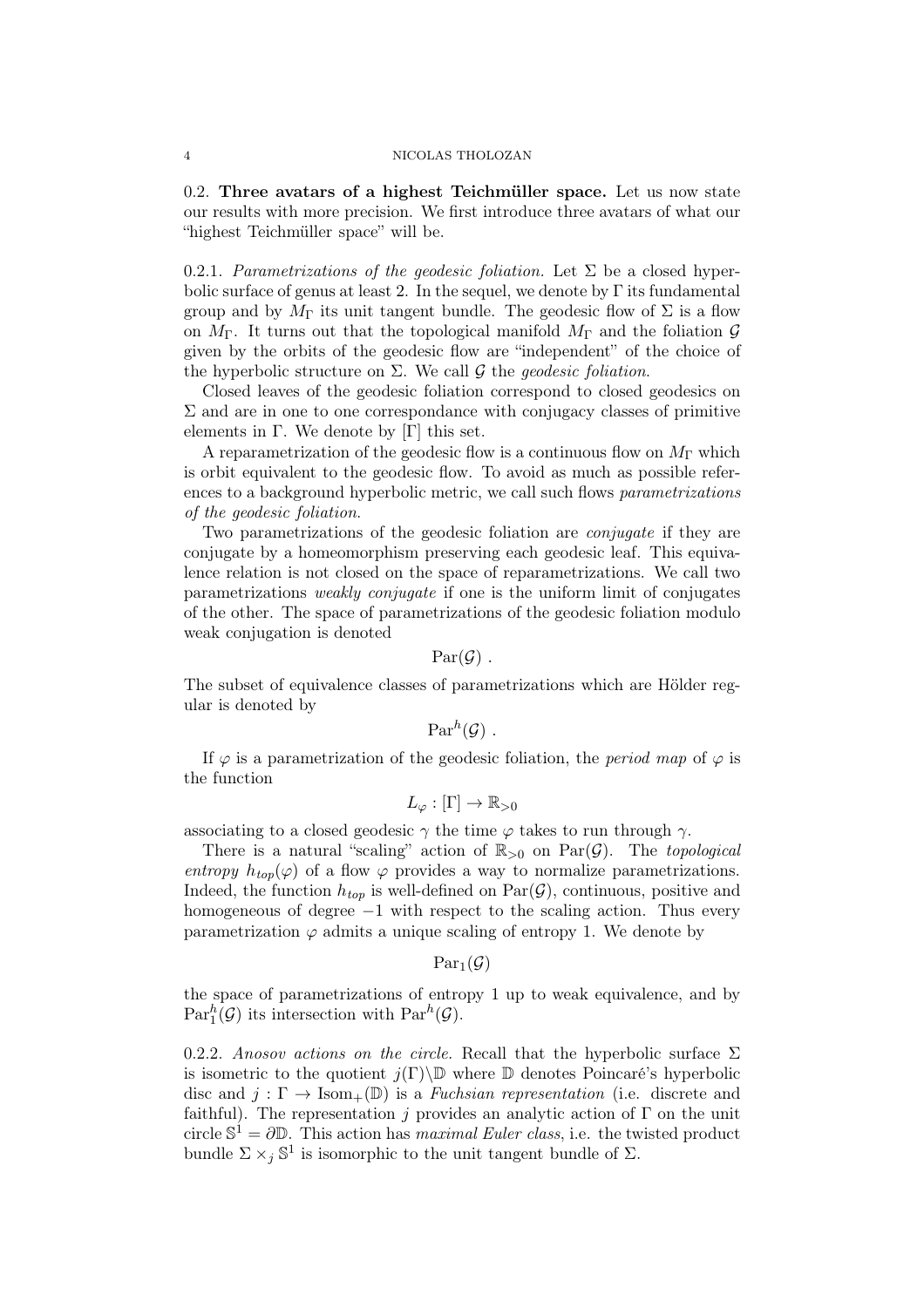0.2. **Three avatars of a highest Teichmüller space.** Let us now state our results with more precision. We first introduce three avatars of what our "highest Teichmüller space" will be.

0.2.1. *Parametrizations of the geodesic foliation.* Let $\Sigma$ be a closed hyperbolic surface of genus at least 2. In the sequel, we denote by $\Gamma$ its fundamental group and by $M_\Gamma$ its unit tangent bundle. The geodesic flow of $\Sigma$ is a flow on $M_\Gamma$. It turns out that the topological manifold $M_\Gamma$ and the foliation $\mathcal{G}$ given by the orbits of the geodesic flow are "independent" of the choice of the hyperbolic structure on $\Sigma$. We call $\mathcal{G}$ the *geodesic foliation*.

Closed leaves of the geodesic foliation correspond to closed geodesics on $\Sigma$ and are in one to one correspondance with conjugacy classes of primitive elements in $\Gamma$. We denote by $[\Gamma]$ this set.

A reparametrization of the geodesic flow is a continuous flow on $M_\Gamma$ which is orbit equivalent to the geodesic flow. To avoid as much as possible references to a background hyperbolic metric, we call such flows *parametrizations of the geodesic foliation*.

Two parametrizations of the geodesic foliation are *conjugate* if they are conjugate by a homeomorphism preserving each geodesic leaf. This equivalence relation is not closed on the space of reparametrizations. We call two parametrizations *weakly conjugate* if one is the uniform limit of conjugates of the other. The space of parametrizations of the geodesic foliation modulo weak conjugation is denoted

$$\mathrm{Par}(\mathcal{G})\ .$$

The subset of equivalence classes of parametrizations which are Hölder regular is denoted by

$$\mathrm{Par}^h(\mathcal{G})\ .$$

If $\varphi$ is a parametrization of the geodesic foliation, the *period map* of $\varphi$ is the function

$$L_\varphi : [\Gamma] \to \mathbb{R}_{>0}$$

associating to a closed geodesic $\gamma$ the time $\varphi$ takes to run through $\gamma$.

There is a natural "scaling" action of $\mathbb{R}_{>0}$ on $\mathrm{Par}(\mathcal{G})$. The *topological entropy* $h_{top}(\varphi)$ of a flow $\varphi$ provides a way to normalize parametrizations. Indeed, the function $h_{top}$ is well-defined on $\mathrm{Par}(\mathcal{G})$, continuous, positive and homogeneous of degree $-1$ with respect to the scaling action. Thus every parametrization $\varphi$ admits a unique scaling of entropy 1. We denote by

$$\mathrm{Par}_1(\mathcal{G})$$

the space of parametrizations of entropy 1 up to weak equivalence, and by $\mathrm{Par}_1^h(\mathcal{G})$ its intersection with $\mathrm{Par}^h(\mathcal{G})$.

0.2.2. *Anosov actions on the circle.* Recall that the hyperbolic surface $\Sigma$ is isometric to the quotient $j(\Gamma)\backslash\mathbb{D}$ where $\mathbb{D}$ denotes Poincaré's hyperbolic disc and $j : \Gamma \to \mathrm{Isom}_+(\mathbb{D})$ is a *Fuchsian representation* (i.e. discrete and faithful). The representation $j$ provides an analytic action of $\Gamma$ on the unit circle $\mathbb{S}^1 = \partial\mathbb{D}$. This action has *maximal Euler class*, i.e. the twisted product bundle $\Sigma \times_j \mathbb{S}^1$ is isomorphic to the unit tangent bundle of $\Sigma$.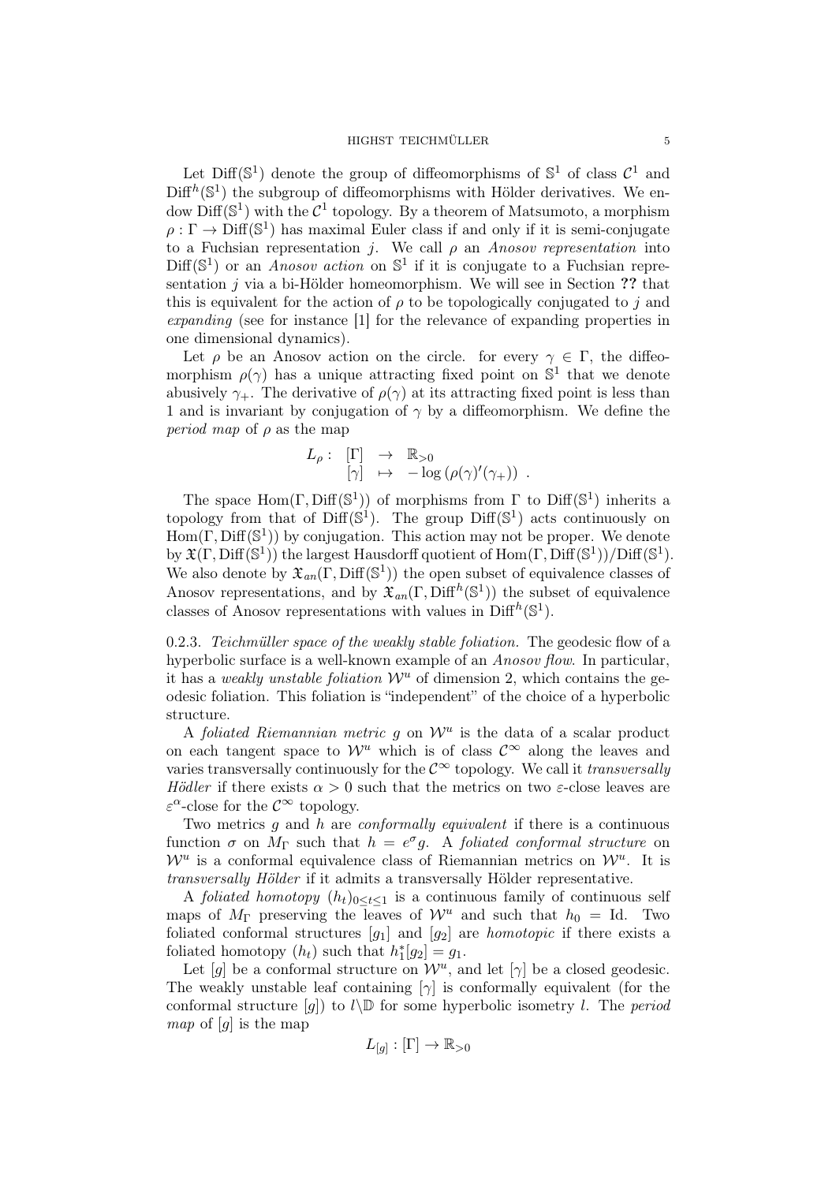Let $\mathrm{Diff}(\mathbb{S}^1)$ denote the group of diffeomorphisms of $\mathbb{S}^1$ of class $\mathcal{C}^1$ and $\mathrm{Diff}^h(\mathbb{S}^1)$ the subgroup of diffeomorphisms with Hölder derivatives. We endow $\mathrm{Diff}(\mathbb{S}^1)$ with the $\mathcal{C}^1$ topology. By a theorem of Matsumoto, a morphism $\rho : \Gamma \to \mathrm{Diff}(\mathbb{S}^1)$ has maximal Euler class if and only if it is semi-conjugate to a Fuchsian representation $j$. We call $\rho$ an *Anosov representation* into $\mathrm{Diff}(\mathbb{S}^1)$ or an *Anosov action* on $\mathbb{S}^1$ if it is conjugate to a Fuchsian representation $j$ via a bi-Hölder homeomorphism. We will see in Section **??** that this is equivalent for the action of $\rho$ to be topologically conjugated to $j$ and *expanding* (see for instance [1] for the relevance of expanding properties in one dimensional dynamics).

Let $\rho$ be an Anosov action on the circle. for every $\gamma \in \Gamma$, the diffeomorphism $\rho(\gamma)$ has a unique attracting fixed point on $\mathbb{S}^1$ that we denote abusively $\gamma_+$. The derivative of $\rho(\gamma)$ at its attracting fixed point is less than 1 and is invariant by conjugation of $\gamma$ by a diffeomorphism. We define the *period map* of $\rho$ as the map

$$
\begin{array}{rccl}
L_\rho : & [\Gamma] & \to & \mathbb{R}_{>0} \\
 & [\gamma] & \mapsto & -\log\left(\rho(\gamma)'(\gamma_+)\right)
\end{array} .
$$

The space $\mathrm{Hom}(\Gamma, \mathrm{Diff}(\mathbb{S}^1))$ of morphisms from $\Gamma$ to $\mathrm{Diff}(\mathbb{S}^1)$ inherits a topology from that of $\mathrm{Diff}(\mathbb{S}^1)$. The group $\mathrm{Diff}(\mathbb{S}^1)$ acts continuously on $\mathrm{Hom}(\Gamma, \mathrm{Diff}(\mathbb{S}^1))$ by conjugation. This action may not be proper. We denote by $\mathfrak{X}(\Gamma, \mathrm{Diff}(\mathbb{S}^1))$ the largest Hausdorff quotient of $\mathrm{Hom}(\Gamma, \mathrm{Diff}(\mathbb{S}^1))/\mathrm{Diff}(\mathbb{S}^1)$. We also denote by $\mathfrak{X}_{an}(\Gamma, \mathrm{Diff}(\mathbb{S}^1))$ the open subset of equivalence classes of Anosov representations, and by $\mathfrak{X}_{an}(\Gamma, \mathrm{Diff}^h(\mathbb{S}^1))$ the subset of equivalence classes of Anosov representations with values in $\mathrm{Diff}^h(\mathbb{S}^1)$.

0.2.3. *Teichmüller space of the weakly stable foliation.* The geodesic flow of a hyperbolic surface is a well-known example of an *Anosov flow*. In particular, it has a *weakly unstable foliation* $\mathcal{W}^u$ of dimension 2, which contains the geodesic foliation. This foliation is "independent" of the choice of a hyperbolic structure.

A *foliated Riemannian metric* $g$ on $\mathcal{W}^u$ is the data of a scalar product on each tangent space to $\mathcal{W}^u$ which is of class $\mathcal{C}^\infty$ along the leaves and varies transversally continuously for the $\mathcal{C}^\infty$ topology. We call it *transversally Hödler* if there exists $\alpha > 0$ such that the metrics on two $\varepsilon$-close leaves are $\varepsilon^\alpha$-close for the $\mathcal{C}^\infty$ topology.

Two metrics $g$ and $h$ are *conformally equivalent* if there is a continuous function $\sigma$ on $M_\Gamma$ such that $h = e^\sigma g$. A *foliated conformal structure* on $\mathcal{W}^u$ is a conformal equivalence class of Riemannian metrics on $\mathcal{W}^u$. It is *transversally Hölder* if it admits a transversally Hölder representative.

A *foliated homotopy* $(h_t)_{0 \leq t \leq 1}$ is a continuous family of continuous self maps of $M_\Gamma$ preserving the leaves of $\mathcal{W}^u$ and such that $h_0 = \mathrm{Id}$. Two foliated conformal structures $[g_1]$ and $[g_2]$ are *homotopic* if there exists a foliated homotopy $(h_t)$ such that $h_1^*[g_2] = g_1$.

Let $[g]$ be a conformal structure on $\mathcal{W}^u$, and let $[\gamma]$ be a closed geodesic. The weakly unstable leaf containing $[\gamma]$ is conformally equivalent (for the conformal structure $[g]$) to $l \backslash \mathbb{D}$ for some hyperbolic isometry $l$. The *period map* of $[g]$ is the map

$$
L_{[g]} : [\Gamma] \to \mathbb{R}_{>0}
$$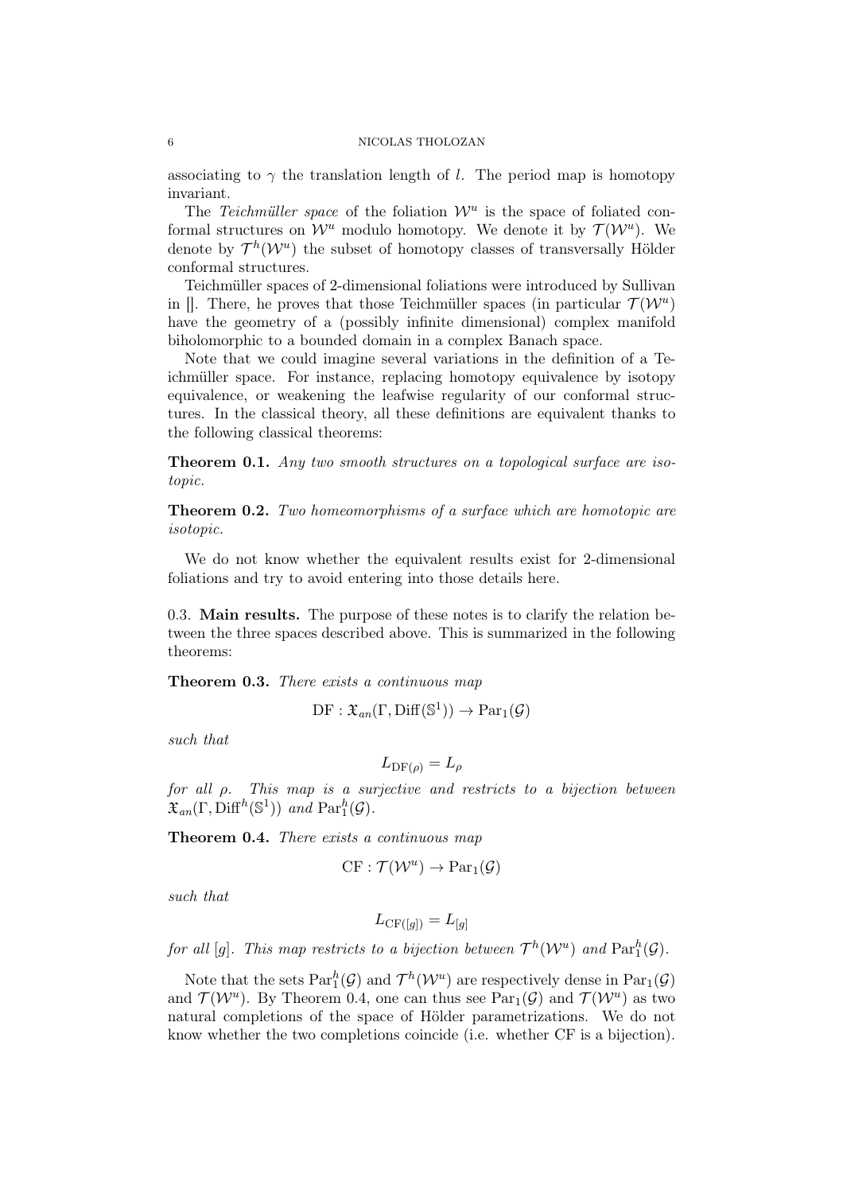associating to $\gamma$ the translation length of $l$. The period map is homotopy invariant.

The *Teichmüller space* of the foliation $\mathcal{W}^u$ is the space of foliated conformal structures on $\mathcal{W}^u$ modulo homotopy. We denote it by $\mathcal{T}(\mathcal{W}^u)$. We denote by $\mathcal{T}^h(\mathcal{W}^u)$ the subset of homotopy classes of transversally Hölder conformal structures.

Teichmüller spaces of 2-dimensional foliations were introduced by Sullivan in []. There, he proves that those Teichmüller spaces (in particular $\mathcal{T}(\mathcal{W}^u)$ have the geometry of a (possibly infinite dimensional) complex manifold biholomorphic to a bounded domain in a complex Banach space.

Note that we could imagine several variations in the definition of a Teichmüller space. For instance, replacing homotopy equivalence by isotopy equivalence, or weakening the leafwise regularity of our conformal structures. In the classical theory, all these definitions are equivalent thanks to the following classical theorems:

**Theorem 0.1.** *Any two smooth structures on a topological surface are isotopic.*

**Theorem 0.2.** *Two homeomorphisms of a surface which are homotopic are isotopic.*

We do not know whether the equivalent results exist for 2-dimensional foliations and try to avoid entering into those details here.

### 0.3. Main results.

The purpose of these notes is to clarify the relation between the three spaces described above. This is summarized in the following theorems:

**Theorem 0.3.** *There exists a continuous map*

$$\mathrm{DF} : \mathfrak{X}_{an}(\Gamma, \mathrm{Diff}(\mathbb{S}^1)) \to \mathrm{Par}_1(\mathcal{G})$$

*such that*

$$L_{\mathrm{DF}(\rho)} = L_\rho$$

*for all $\rho$. This map is a surjective and restricts to a bijection between $\mathfrak{X}_{an}(\Gamma, \mathrm{Diff}^h(\mathbb{S}^1))$ and $\mathrm{Par}_1^h(\mathcal{G})$.*

**Theorem 0.4.** *There exists a continuous map*

$$\mathrm{CF} : \mathcal{T}(\mathcal{W}^u) \to \mathrm{Par}_1(\mathcal{G})$$

*such that*

$$L_{\mathrm{CF}([g])} = L_{[g]}$$

*for all $[g]$. This map restricts to a bijection between $\mathcal{T}^h(\mathcal{W}^u)$ and $\mathrm{Par}_1^h(\mathcal{G})$.*

Note that the sets $\mathrm{Par}_1^h(\mathcal{G})$ and $\mathcal{T}^h(\mathcal{W}^u)$ are respectively dense in $\mathrm{Par}_1(\mathcal{G})$ and $\mathcal{T}(\mathcal{W}^u)$. By Theorem 0.4, one can thus see $\mathrm{Par}_1(\mathcal{G})$ and $\mathcal{T}(\mathcal{W}^u)$ as two natural completions of the space of Hölder parametrizations. We do not know whether the two completions coincide (i.e. whether CF is a bijection).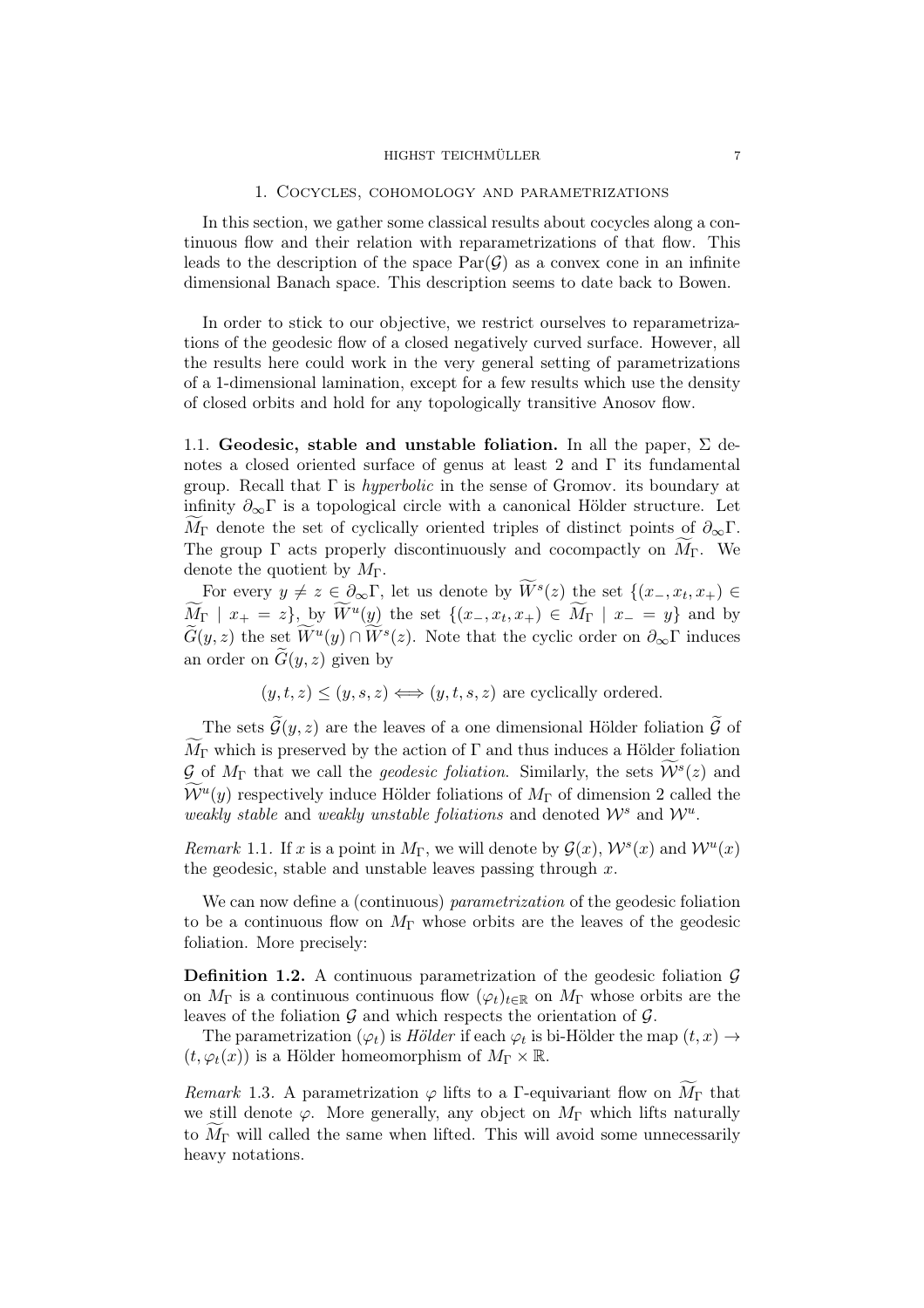## 1. Cocycles, cohomology and parametrizations

In this section, we gather some classical results about cocycles along a continuous flow and their relation with reparametrizations of that flow. This leads to the description of the space $\mathrm{Par}(\mathcal{G})$ as a convex cone in an infinite dimensional Banach space. This description seems to date back to Bowen.

In order to stick to our objective, we restrict ourselves to reparametrizations of the geodesic flow of a closed negatively curved surface. However, all the results here could work in the very general setting of parametrizations of a 1-dimensional lamination, except for a few results which use the density of closed orbits and hold for any topologically transitive Anosov flow.

### 1.1. Geodesic, stable and unstable foliation.

In all the paper, $\Sigma$ denotes a closed oriented surface of genus at least 2 and $\Gamma$ its fundamental group. Recall that $\Gamma$ is *hyperbolic* in the sense of Gromov. its boundary at infinity $\partial_\infty\Gamma$ is a topological circle with a canonical Hölder structure. Let $\widetilde{M_\Gamma}$ denote the set of cyclically oriented triples of distinct points of $\partial_\infty\Gamma$. The group $\Gamma$ acts properly discontinuously and cocompactly on $\widetilde{M_\Gamma}$. We denote the quotient by $M_\Gamma$.

For every $y \neq z \in \partial_\infty\Gamma$, let us denote by $\widetilde{W}^s(z)$ the set $\{(x_-, x_t, x_+) \in \widetilde{M_\Gamma} \mid x_+ = z\}$, by $\widetilde{W}^u(y)$ the set $\{(x_-, x_t, x_+) \in \widetilde{M_\Gamma} \mid x_- = y\}$ and by $\widetilde{G}(y,z)$ the set $\widetilde{W}^u(y) \cap \widetilde{W}^s(z)$. Note that the cyclic order on $\partial_\infty\Gamma$ induces an order on $\widetilde{G}(y,z)$ given by

$$(y,t,z) \leq (y,s,z) \Longleftrightarrow (y,t,s,z) \text{ are cyclically ordered.}$$

The sets $\widetilde{\mathcal{G}}(y,z)$ are the leaves of a one dimensional Hölder foliation $\widetilde{\mathcal{G}}$ of $\widetilde{M_\Gamma}$ which is preserved by the action of $\Gamma$ and thus induces a Hölder foliation $\mathcal{G}$ of $M_\Gamma$ that we call the *geodesic foliation*. Similarly, the sets $\widetilde{\mathcal{W}}^s(z)$ and $\widetilde{\mathcal{W}}^u(y)$ respectively induce Hölder foliations of $M_\Gamma$ of dimension 2 called the *weakly stable* and *weakly unstable foliations* and denoted $\mathcal{W}^s$ and $\mathcal{W}^u$.

*Remark* 1.1. If $x$ is a point in $M_\Gamma$, we will denote by $\mathcal{G}(x)$, $\mathcal{W}^s(x)$ and $\mathcal{W}^u(x)$ the geodesic, stable and unstable leaves passing through $x$.

We can now define a (continuous) *parametrization* of the geodesic foliation to be a continuous flow on $M_\Gamma$ whose orbits are the leaves of the geodesic foliation. More precisely:

**Definition 1.2.** A continuous parametrization of the geodesic foliation $\mathcal{G}$ on $M_\Gamma$ is a continuous continuous flow $(\varphi_t)_{t\in\mathbb{R}}$ on $M_\Gamma$ whose orbits are the leaves of the foliation $\mathcal{G}$ and which respects the orientation of $\mathcal{G}$.

The parametrization $(\varphi_t)$ is *Hölder* if each $\varphi_t$ is bi-Hölder the map $(t,x) \to (t, \varphi_t(x))$ is a Hölder homeomorphism of $M_\Gamma \times \mathbb{R}$.

*Remark* 1.3. A parametrization $\varphi$ lifts to a $\Gamma$-equivariant flow on $\widetilde{M_\Gamma}$ that we still denote $\varphi$. More generally, any object on $M_\Gamma$ which lifts naturally to $\widetilde{M_\Gamma}$ will called the same when lifted. This will avoid some unnecessarily heavy notations.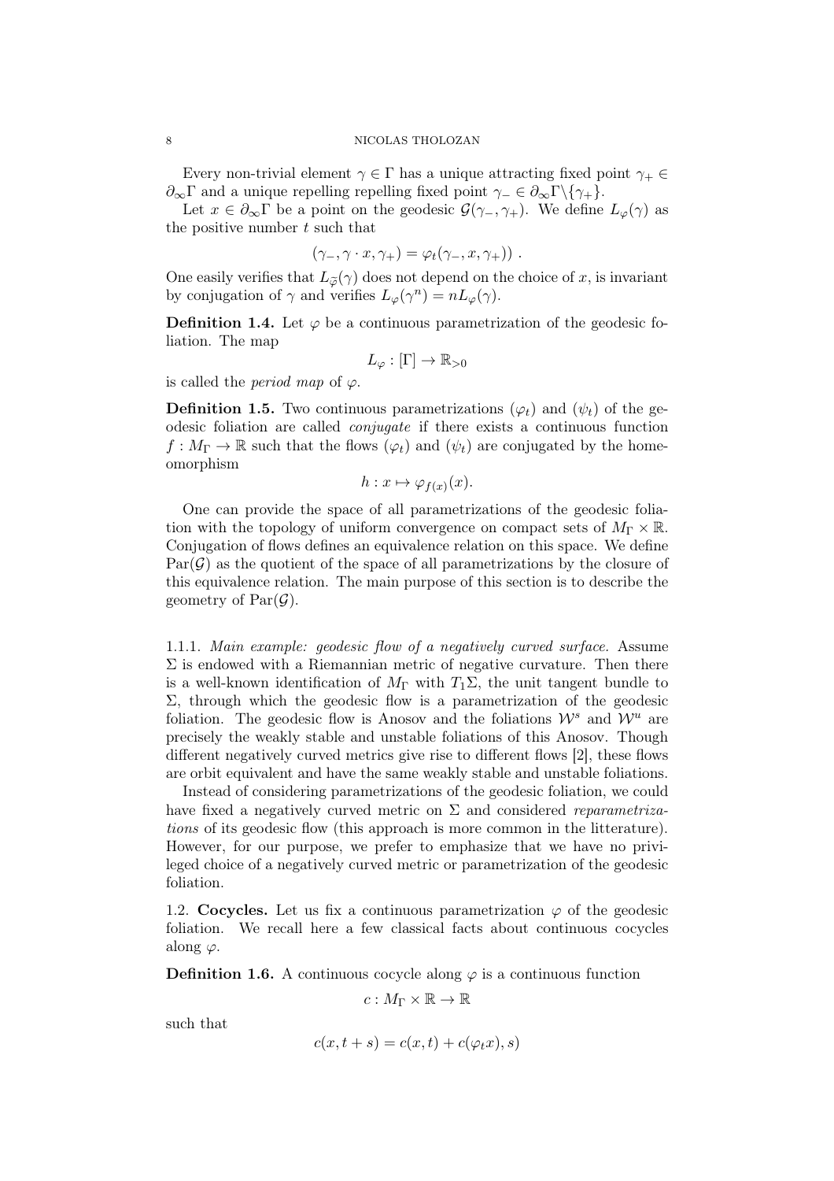Every non-trivial element $\gamma \in \Gamma$ has a unique attracting fixed point $\gamma_+ \in \partial_\infty \Gamma$ and a unique repelling repelling fixed point $\gamma_- \in \partial_\infty \Gamma \backslash \{\gamma_+\}$.

Let $x \in \partial_\infty \Gamma$ be a point on the geodesic $\mathcal{G}(\gamma_-, \gamma_+)$. We define $L_\varphi(\gamma)$ as the positive number $t$ such that

$$(\gamma_-, \gamma \cdot x, \gamma_+) = \varphi_t(\gamma_-, x, \gamma_+)) \ .$$

One easily verifies that $L_{\widetilde{\varphi}}(\gamma)$ does not depend on the choice of $x$, is invariant by conjugation of $\gamma$ and verifies $L_\varphi(\gamma^n) = nL_\varphi(\gamma)$.

**Definition 1.4.** Let $\varphi$ be a continuous parametrization of the geodesic foliation. The map

$$L_\varphi : [\Gamma] \to \mathbb{R}_{>0}$$

is called the *period map* of $\varphi$.

**Definition 1.5.** Two continuous parametrizations $(\varphi_t)$ and $(\psi_t)$ of the geodesic foliation are called *conjugate* if there exists a continuous function $f : M_\Gamma \to \mathbb{R}$ such that the flows $(\varphi_t)$ and $(\psi_t)$ are conjugated by the homeomorphism

$$h : x \mapsto \varphi_{f(x)}(x).$$

One can provide the space of all parametrizations of the geodesic foliation with the topology of uniform convergence on compact sets of $M_\Gamma \times \mathbb{R}$. Conjugation of flows defines an equivalence relation on this space. We define $\mathrm{Par}(\mathcal{G})$ as the quotient of the space of all parametrizations by the closure of this equivalence relation. The main purpose of this section is to describe the geometry of $\mathrm{Par}(\mathcal{G})$.

1.1.1. *Main example: geodesic flow of a negatively curved surface.* Assume $\Sigma$ is endowed with a Riemannian metric of negative curvature. Then there is a well-known identification of $M_\Gamma$ with $T_1\Sigma$, the unit tangent bundle to $\Sigma$, through which the geodesic flow is a parametrization of the geodesic foliation. The geodesic flow is Anosov and the foliations $\mathcal{W}^s$ and $\mathcal{W}^u$ are precisely the weakly stable and unstable foliations of this Anosov. Though different negatively curved metrics give rise to different flows [2], these flows are orbit equivalent and have the same weakly stable and unstable foliations.

Instead of considering parametrizations of the geodesic foliation, we could have fixed a negatively curved metric on $\Sigma$ and considered *reparametrizations* of its geodesic flow (this approach is more common in the litterature). However, for our purpose, we prefer to emphasize that we have no privileged choice of a negatively curved metric or parametrization of the geodesic foliation.

1.2. **Cocycles.** Let us fix a continuous parametrization $\varphi$ of the geodesic foliation. We recall here a few classical facts about continuous cocycles along $\varphi$.

**Definition 1.6.** A continuous cocycle along $\varphi$ is a continuous function

$$c : M_\Gamma \times \mathbb{R} \to \mathbb{R}$$

such that

$$c(x, t + s) = c(x, t) + c(\varphi_t x), s)$$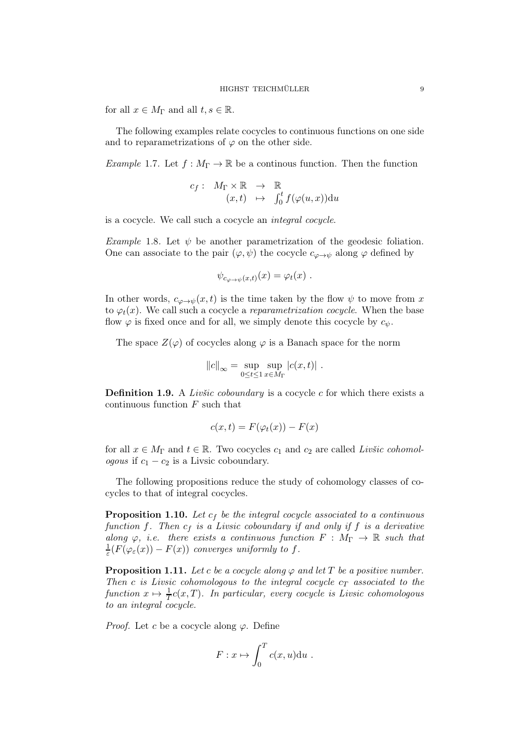for all $x \in M_\Gamma$ and all $t, s \in \mathbb{R}$.

The following examples relate cocycles to continuous functions on one side and to reparametrizations of $\varphi$ on the other side.

*Example* 1.7. Let $f : M_\Gamma \to \mathbb{R}$ be a continous function. Then the function

$$
\begin{array}{rccl}
c_f : & M_\Gamma \times \mathbb{R} & \to & \mathbb{R} \\
 & (x,t) & \mapsto & \int_0^t f(\varphi(u,x)) \mathrm{d}u
\end{array}
$$

is a cocycle. We call such a cocycle an *integral cocycle*.

*Example* 1.8. Let $\psi$ be another parametrization of the geodesic foliation. One can associate to the pair $(\varphi, \psi)$ the cocycle $c_{\varphi \to \psi}$ along $\varphi$ defined by

$$
\psi_{c_{\varphi \to \psi}(x,t)}(x) = \varphi_t(x) .
$$

In other words, $c_{\varphi \to \psi}(x,t)$ is the time taken by the flow $\psi$ to move from $x$ to $\varphi_t(x)$. We call such a cocycle a *reparametrization cocycle*. When the base flow $\varphi$ is fixed once and for all, we simply denote this cocycle by $c_\psi$.

The space $Z(\varphi)$ of cocycles along $\varphi$ is a Banach space for the norm

$$
\|c\|_\infty = \sup_{0 \leq t \leq 1} \sup_{x \in M_\Gamma} |c(x,t)| .
$$

**Definition 1.9.** A *Livšic coboundary* is a cocycle $c$ for which there exists a continuous function $F$ such that

$$
c(x,t) = F(\varphi_t(x)) - F(x)
$$

for all $x \in M_\Gamma$ and $t \in \mathbb{R}$. Two cocycles $c_1$ and $c_2$ are called *Livšic cohomologous* if $c_1 - c_2$ is a Livsic coboundary.

The following propositions reduce the study of cohomology classes of cocycles to that of integral cocycles.

**Proposition 1.10.** *Let $c_f$ be the integral cocycle associated to a continuous function $f$. Then $c_f$ is a Livsic coboundary if and only if $f$ is a derivative along $\varphi$, i.e. there exists a continuous function $F : M_\Gamma \to \mathbb{R}$ such that $\frac{1}{\varepsilon}(F(\varphi_\varepsilon(x)) - F(x))$ converges uniformly to $f$.*

**Proposition 1.11.** *Let $c$ be a cocycle along $\varphi$ and let $T$ be a positive number. Then $c$ is Livsic cohomologous to the integral cocycle $c_T$ associated to the function $x \mapsto \frac{1}{T} c(x,T)$. In particular, every cocycle is Livsic cohomologous to an integral cocycle.*

*Proof.* Let $c$ be a cocycle along $\varphi$. Define

$$
F : x \mapsto \int_0^T c(x,u) \mathrm{d}u .
$$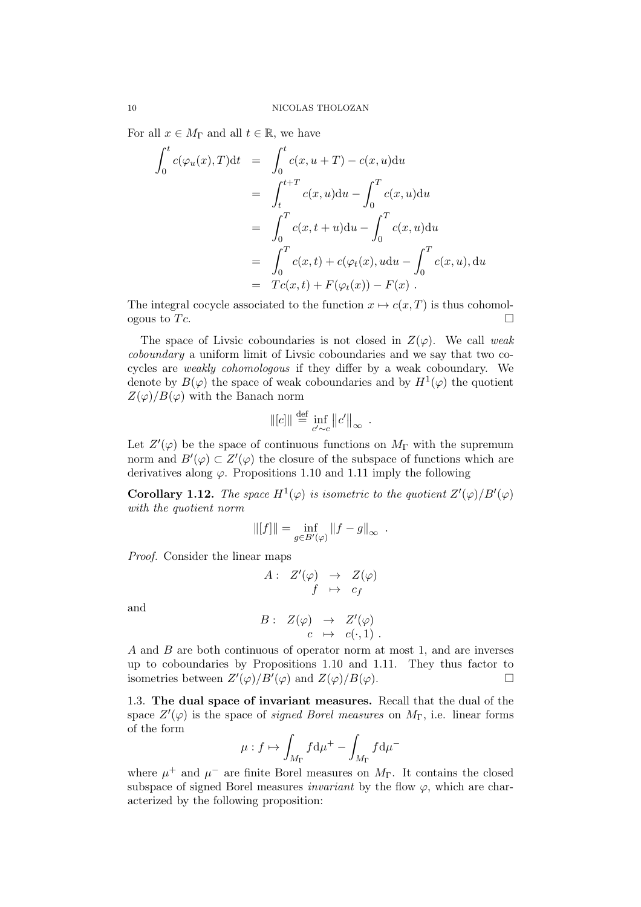For all $x \in M_\Gamma$ and all $t \in \mathbb{R}$, we have

$$
\begin{aligned}
\int_0^t c(\varphi_u(x), T)\mathrm{d}t &= \int_0^t c(x, u+T) - c(x,u)\mathrm{d}u \\
&= \int_t^{t+T} c(x,u)\mathrm{d}u - \int_0^T c(x,u)\mathrm{d}u \\
&= \int_0^T c(x, t+u)\mathrm{d}u - \int_0^T c(x,u)\mathrm{d}u \\
&= \int_0^T c(x,t) + c(\varphi_t(x), u\mathrm{d}u - \int_0^T c(x,u), \mathrm{d}u \\
&= Tc(x,t) + F(\varphi_t(x)) - F(x) \ .
\end{aligned}
$$

The integral cocycle associated to the function $x \mapsto c(x,T)$ is thus cohomologous to $Tc$. □

The space of Livsic coboundaries is not closed in $Z(\varphi)$. We call *weak coboundary* a uniform limit of Livsic coboundaries and we say that two cocycles are *weakly cohomologous* if they differ by a weak coboundary. We denote by $B(\varphi)$ the space of weak coboundaries and by $H^1(\varphi)$ the quotient $Z(\varphi)/B(\varphi)$ with the Banach norm

$$
\|[c]\| \overset{\text{def}}{=} \inf_{c' \sim c} \left\|c'\right\|_\infty \ .
$$

Let $Z'(\varphi)$ be the space of continuous functions on $M_\Gamma$ with the supremum norm and $B'(\varphi) \subset Z'(\varphi)$ the closure of the subspace of functions which are derivatives along $\varphi$. Propositions 1.10 and 1.11 imply the following

**Corollary 1.12.** *The space $H^1(\varphi)$ is isometric to the quotient $Z'(\varphi)/B'(\varphi)$ with the quotient norm*

$$
\|[f]\| = \inf_{g \in B'(\varphi)} \|f - g\|_\infty \ .
$$

*Proof.* Consider the linear maps

$$
\begin{array}{rccc}
A: & Z'(\varphi) & \to & Z(\varphi) \\
& f & \mapsto & c_f
\end{array}
$$

and

$$
\begin{array}{rccc}
B: & Z(\varphi) & \to & Z'(\varphi) \\
& c & \mapsto & c(\cdot, 1) \ .
\end{array}
$$

$A$ and $B$ are both continuous of operator norm at most 1, and are inverses up to coboundaries by Propositions 1.10 and 1.11. They thus factor to isometries between $Z'(\varphi)/B'(\varphi)$ and $Z(\varphi)/B(\varphi)$. □

1.3. **The dual space of invariant measures.** Recall that the dual of the space $Z'(\varphi)$ is the space of *signed Borel measures* on $M_\Gamma$, i.e. linear forms of the form

$$
\mu : f \mapsto \int_{M_\Gamma} f \mathrm{d}\mu^+ - \int_{M_\Gamma} f \mathrm{d}\mu^-
$$

where $\mu^+$ and $\mu^-$ are finite Borel measures on $M_\Gamma$. It contains the closed subspace of signed Borel measures *invariant* by the flow $\varphi$, which are characterized by the following proposition: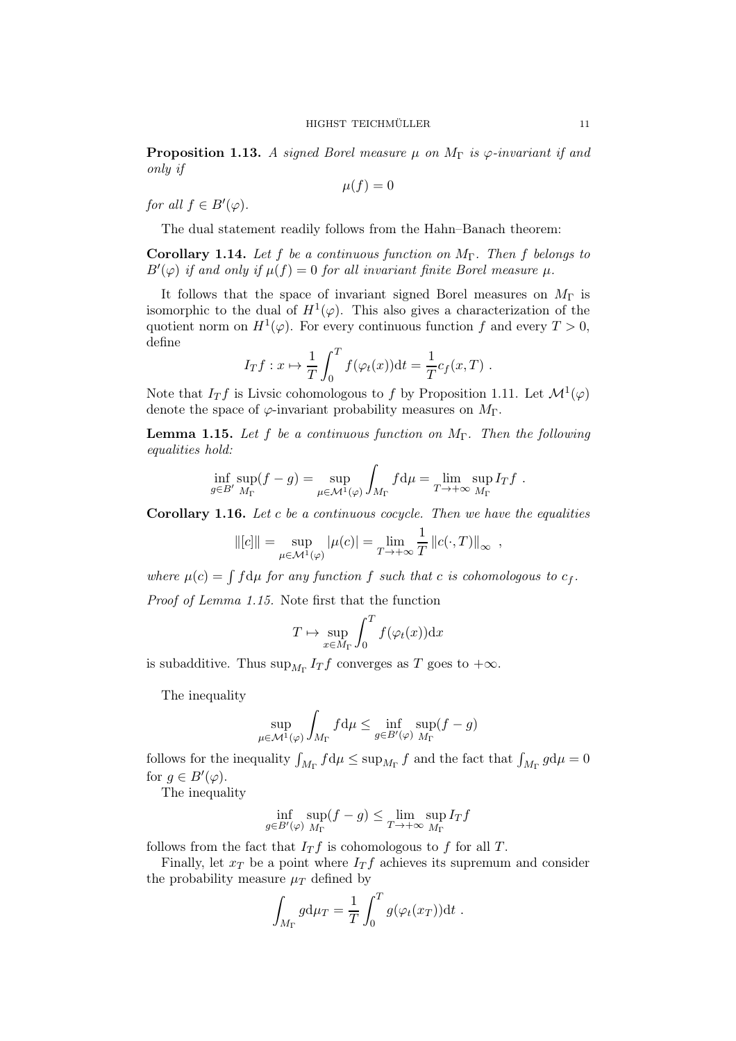**Proposition 1.13.** *A signed Borel measure $\mu$ on $M_\Gamma$ is $\varphi$-invariant if and only if*

$$\mu(f) = 0$$

*for all $f \in B'(\varphi)$.*

The dual statement readily follows from the Hahn–Banach theorem:

**Corollary 1.14.** *Let $f$ be a continuous function on $M_\Gamma$. Then $f$ belongs to $B'(\varphi)$ if and only if $\mu(f) = 0$ for all invariant finite Borel measure $\mu$.*

It follows that the space of invariant signed Borel measures on $M_\Gamma$ is isomorphic to the dual of $H^1(\varphi)$. This also gives a characterization of the quotient norm on $H^1(\varphi)$. For every continuous function $f$ and every $T > 0$, define

$$I_T f : x \mapsto \frac{1}{T}\int_0^T f(\varphi_t(x))\mathrm{d}t = \frac{1}{T}c_f(x,T) \ .$$

Note that $I_T f$ is Livsic cohomologous to $f$ by Proposition 1.11. Let $\mathcal{M}^1(\varphi)$ denote the space of $\varphi$-invariant probability measures on $M_\Gamma$.

**Lemma 1.15.** *Let $f$ be a continuous function on $M_\Gamma$. Then the following equalities hold:*

$$\inf_{g\in B'}\sup_{M_\Gamma}(f-g) = \sup_{\mu\in\mathcal{M}^1(\varphi)}\int_{M_\Gamma} f\mathrm{d}\mu = \lim_{T\to+\infty}\sup_{M_\Gamma} I_T f \ .$$

**Corollary 1.16.** *Let $c$ be a continuous cocycle. Then we have the equalities*

$$\|[c]\| = \sup_{\mu\in\mathcal{M}^1(\varphi)}|\mu(c)| = \lim_{T\to+\infty}\frac{1}{T}\left\|c(\cdot,T)\right\|_\infty \ ,$$

*where $\mu(c) = \int f\mathrm{d}\mu$ for any function $f$ such that $c$ is cohomologous to $c_f$.*

*Proof of Lemma 1.15.* Note first that the function

$$T \mapsto \sup_{x\in M_\Gamma}\int_0^T f(\varphi_t(x))\mathrm{d}x$$

is subadditive. Thus $\sup_{M_\Gamma} I_T f$ converges as $T$ goes to $+\infty$.

The inequality

$$\sup_{\mu\in\mathcal{M}^1(\varphi)}\int_{M_\Gamma} f\mathrm{d}\mu \leq \inf_{g\in B'(\varphi)}\sup_{M_\Gamma}(f-g)$$

follows for the inequality $\int_{M_\Gamma} f\mathrm{d}\mu \leq \sup_{M_\Gamma} f$ and the fact that $\int_{M_\Gamma} g\mathrm{d}\mu = 0$ for $g \in B'(\varphi)$.

The inequality

$$\inf_{g\in B'(\varphi)}\sup_{M_\Gamma}(f-g) \leq \lim_{T\to+\infty}\sup_{M_\Gamma} I_T f$$

follows from the fact that $I_T f$ is cohomologous to $f$ for all $T$.

Finally, let $x_T$ be a point where $I_T f$ achieves its supremum and consider the probability measure $\mu_T$ defined by

$$\int_{M_\Gamma} g\mathrm{d}\mu_T = \frac{1}{T}\int_0^T g(\varphi_t(x_T))\mathrm{d}t \ .$$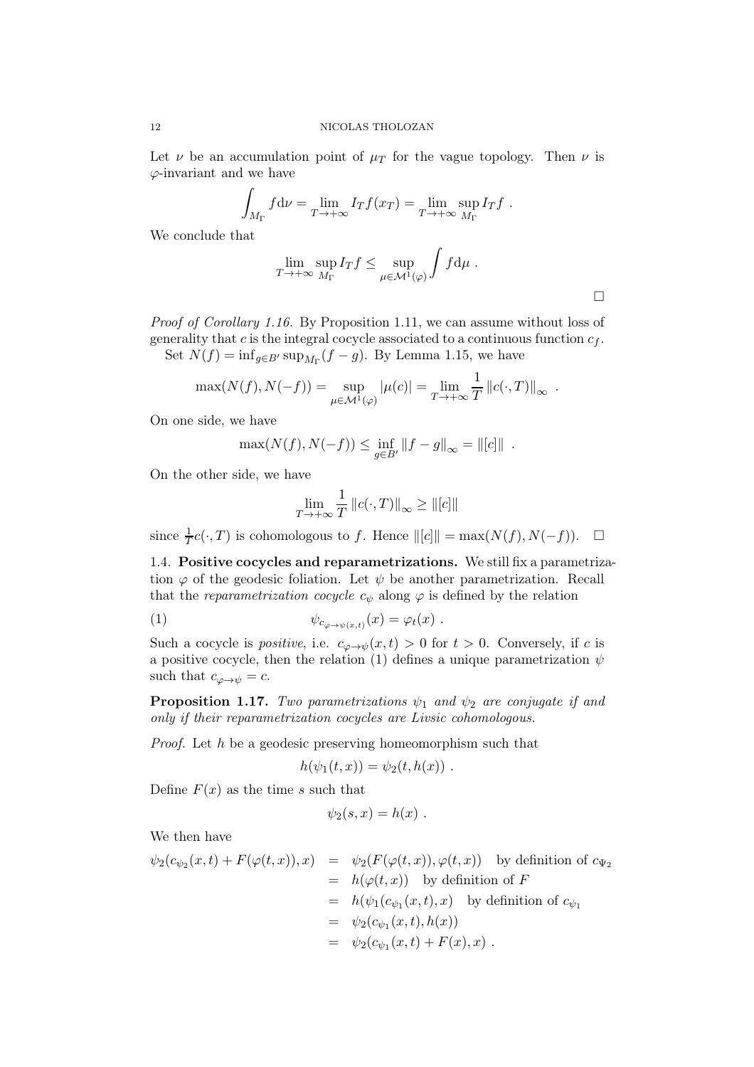Let $\nu$ be an accumulation point of $\mu_T$ for the vague topology. Then $\nu$ is $\varphi$-invariant and we have

$$\int_{M_\Gamma} f \mathrm{d}\nu = \lim_{T\to+\infty} I_T f(x_T) = \lim_{T\to+\infty} \sup_{M_\Gamma} I_T f \ .$$

We conclude that

$$\lim_{T\to+\infty} \sup_{M_\Gamma} I_T f \leq \sup_{\mu\in\mathcal{M}^1(\varphi)} \int f \mathrm{d}\mu \ .$$

□

*Proof of Corollary 1.16.* By Proposition 1.11, we can assume without loss of generality that $c$ is the integral cocycle associated to a continuous function $c_f$.

Set $N(f) = \inf_{g\in B'} \sup_{M_\Gamma}(f-g)$. By Lemma 1.15, we have

$$\max(N(f), N(-f)) = \sup_{\mu\in\mathcal{M}^1(\varphi)} |\mu(c)| = \lim_{T\to+\infty} \frac{1}{T} \|c(\cdot,T)\|_\infty \ .$$

On one side, we have

$$\max(N(f), N(-f)) \leq \inf_{g\in B'} \|f-g\|_\infty = \|[c]\| \ .$$

On the other side, we have

$$\lim_{T\to+\infty} \frac{1}{T} \|c(\cdot,T)\|_\infty \geq \|[c]\|$$

since $\frac{1}{T}c(\cdot,T)$ is cohomologous to $f$. Hence $\|[c]\| = \max(N(f), N(-f))$. □

## 1.4. Positive cocycles and reparametrizations.

We still fix a parametrization $\varphi$ of the geodesic foliation. Let $\psi$ be another parametrization. Recall that the *reparametrization cocycle* $c_\psi$ along $\varphi$ is defined by the relation

$$\psi_{c_{\varphi\to\psi(x,t)}}(x) = \varphi_t(x) \ . \tag{1}$$

Such a cocycle is *positive*, i.e. $c_{\varphi\to\psi}(x,t) > 0$ for $t > 0$. Conversely, if $c$ is a positive cocycle, then the relation (1) defines a unique parametrization $\psi$ such that $c_{\varphi\to\psi} = c$.

**Proposition 1.17.** *Two parametrizations $\psi_1$ and $\psi_2$ are conjugate if and only if their reparametrization cocycles are Livsic cohomologous.*

*Proof.* Let $h$ be a geodesic preserving homeomorphism such that

$$h(\psi_1(t,x)) = \psi_2(t, h(x)) \ .$$

Define $F(x)$ as the time $s$ such that

$$\psi_2(s,x) = h(x) \ .$$

We then have

$$\begin{aligned}
\psi_2(c_{\psi_2}(x,t) + F(\varphi(t,x)), x) &= \psi_2(F(\varphi(t,x)), \varphi(t,x)) \quad \text{by definition of } c_{\Psi_2} \\
&= h(\varphi(t,x)) \quad \text{by definition of } F \\
&= h(\psi_1(c_{\psi_1}(x,t), x) \quad \text{by definition of } c_{\psi_1} \\
&= \psi_2(c_{\psi_1}(x,t), h(x)) \\
&= \psi_2(c_{\psi_1}(x,t) + F(x), x) \ .
\end{aligned}$$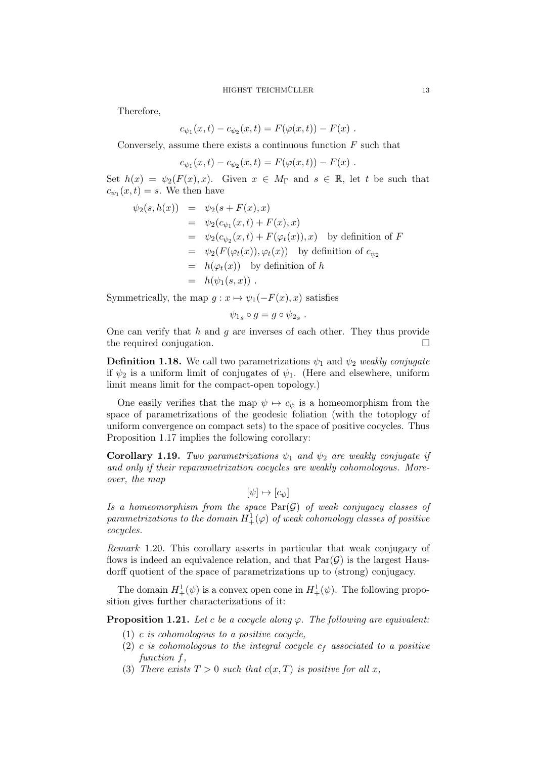Therefore,

$$c_{\psi_1}(x,t) - c_{\psi_2}(x,t) = F(\varphi(x,t)) - F(x) \ .$$

Conversely, assume there exists a continuous function $F$ such that

$$c_{\psi_1}(x,t) - c_{\psi_2}(x,t) = F(\varphi(x,t)) - F(x) \ .$$

Set $h(x) = \psi_2(F(x), x)$. Given $x \in M_\Gamma$ and $s \in \mathbb{R}$, let $t$ be such that $c_{\psi_1}(x,t) = s$. We then have

$$\begin{aligned}
\psi_2(s, h(x)) &= \psi_2(s + F(x), x) \\
&= \psi_2(c_{\psi_1}(x,t) + F(x), x) \\
&= \psi_2(c_{\psi_2}(x,t) + F(\varphi_t(x)), x) \quad \text{by definition of } F \\
&= \psi_2(F(\varphi_t(x)), \varphi_t(x)) \quad \text{by definition of } c_{\psi_2} \\
&= h(\varphi_t(x)) \quad \text{by definition of } h \\
&= h(\psi_1(s,x)) \ .
\end{aligned}$$

Symmetrically, the map $g : x \mapsto \psi_1(-F(x), x)$ satisfies

$$\psi_{1s} \circ g = g \circ \psi_{2s} \ .$$

One can verify that $h$ and $g$ are inverses of each other. They thus provide the required conjugation. $\square$

**Definition 1.18.** We call two parametrizations $\psi_1$ and $\psi_2$ *weakly conjugate* if $\psi_2$ is a uniform limit of conjugates of $\psi_1$. (Here and elsewhere, uniform limit means limit for the compact-open topology.)

One easily verifies that the map $\psi \mapsto c_\psi$ is a homeomorphism from the space of parametrizations of the geodesic foliation (with the totoplogy of uniform convergence on compact sets) to the space of positive cocycles. Thus Proposition 1.17 implies the following corollary:

**Corollary 1.19.** *Two parametrizations $\psi_1$ and $\psi_2$ are weakly conjugate if and only if their reparametrization cocycles are weakly cohomologous. Moreover, the map*

$$[\psi] \mapsto [c_\psi]$$

*Is a homeomorphism from the space $\mathrm{Par}(\mathcal{G})$ of weak conjugacy classes of parametrizations to the domain $H^1_+(\varphi)$ of weak cohomology classes of positive cocycles.*

*Remark* 1.20. This corollary asserts in particular that weak conjugacy of flows is indeed an equivalence relation, and that $\mathrm{Par}(\mathcal{G})$ is the largest Hausdorff quotient of the space of parametrizations up to (strong) conjugacy.

The domain $H^1_+(\psi)$ is a convex open cone in $H^1_+(\psi)$. The following proposition gives further characterizations of it:

**Proposition 1.21.** *Let $c$ be a cocycle along $\varphi$. The following are equivalent:*

1. *$c$ is cohomologous to a positive cocycle,*
2. *$c$ is cohomologous to the integral cocycle $c_f$ associated to a positive function $f$,*
3. *There exists $T > 0$ such that $c(x,T)$ is positive for all $x$,*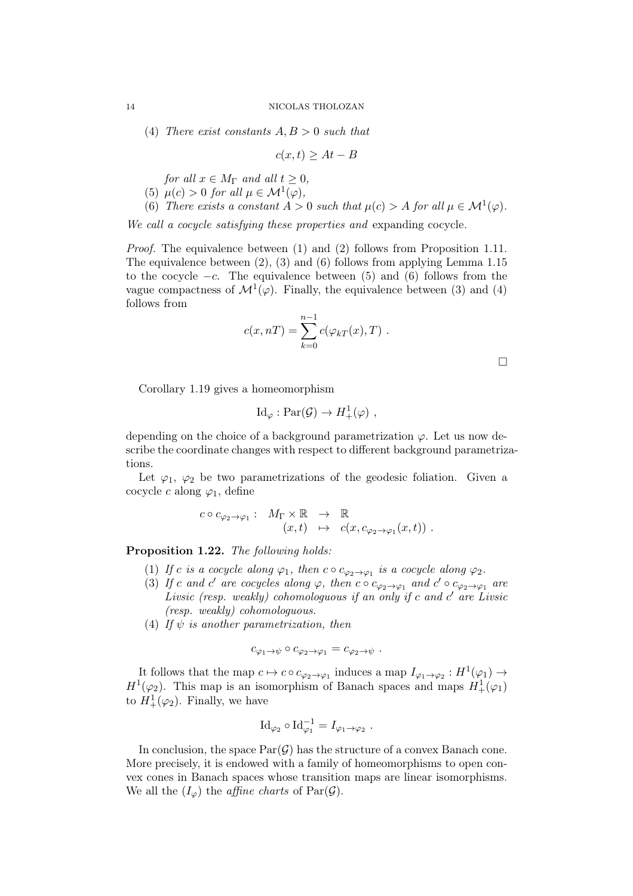(4) *There exist constants $A, B > 0$ such that*

$$c(x,t) \geq At - B$$

*for all $x \in M_\Gamma$ and all $t \geq 0$,*

(5) *$\mu(c) > 0$ for all $\mu \in \mathcal{M}^1(\varphi)$,*

(6) *There exists a constant $A > 0$ such that $\mu(c) > A$ for all $\mu \in \mathcal{M}^1(\varphi)$.*

*We call a cocycle satisfying these properties and* expanding cocycle.

*Proof.* The equivalence between (1) and (2) follows from Proposition 1.11. The equivalence between (2), (3) and (6) follows from applying Lemma 1.15 to the cocycle $-c$. The equivalence between (5) and (6) follows from the vague compactness of $\mathcal{M}^1(\varphi)$. Finally, the equivalence between (3) and (4) follows from

$$c(x, nT) = \sum_{k=0}^{n-1} c(\varphi_{kT}(x), T) \ .$$

□

Corollary 1.19 gives a homeomorphism

$$\mathrm{Id}_\varphi : \mathrm{Par}(\mathcal{G}) \to H^1_+(\varphi) \ ,$$

depending on the choice of a background parametrization $\varphi$. Let us now describe the coordinate changes with respect to different background parametrizations.

Let $\varphi_1$, $\varphi_2$ be two parametrizations of the geodesic foliation. Given a cocycle $c$ along $\varphi_1$, define

$$\begin{array}{rccl} c \circ c_{\varphi_2 \to \varphi_1} : & M_\Gamma \times \mathbb{R} & \to & \mathbb{R} \\ & (x,t) & \mapsto & c(x, c_{\varphi_2 \to \varphi_1}(x,t)) \ . \end{array}$$

**Proposition 1.22.** *The following holds:*

(1) *If $c$ is a cocycle along $\varphi_1$, then $c \circ c_{\varphi_2 \to \varphi_1}$ is a cocycle along $\varphi_2$.*

(3) *If $c$ and $c'$ are cocycles along $\varphi$, then $c \circ c_{\varphi_2 \to \varphi_1}$ and $c' \circ c_{\varphi_2 \to \varphi_1}$ are Livsic (resp. weakly) cohomologuous if an only if $c$ and $c'$ are Livsic (resp. weakly) cohomologuous.*

(4) *If $\psi$ is another parametrization, then*

$$c_{\varphi_1 \to \psi} \circ c_{\varphi_2 \to \varphi_1} = c_{\varphi_2 \to \psi} \ .$$

It follows that the map $c \mapsto c \circ c_{\varphi_2 \to \varphi_1}$ induces a map $I_{\varphi_1 \to \varphi_2} : H^1(\varphi_1) \to H^1(\varphi_2)$. This map is an isomorphism of Banach spaces and maps $H^1_+(\varphi_1)$ to $H^1_+(\varphi_2)$. Finally, we have

$$\mathrm{Id}_{\varphi_2} \circ \mathrm{Id}_{\varphi_1}^{-1} = I_{\varphi_1 \to \varphi_2} \ .$$

In conclusion, the space $\mathrm{Par}(\mathcal{G})$ has the structure of a convex Banach cone. More precisely, it is endowed with a family of homeomorphisms to open convex cones in Banach spaces whose transition maps are linear isomorphisms. We all the $(I_\varphi)$ the *affine charts* of $\mathrm{Par}(\mathcal{G})$.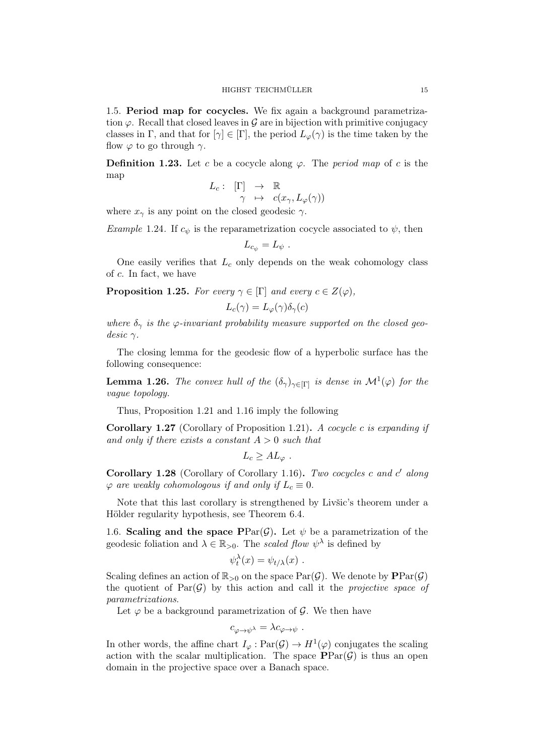## 1.5. Period map for cocycles.

We fix again a background parametrization $\varphi$. Recall that closed leaves in $\mathcal{G}$ are in bijection with primitive conjugacy classes in $\Gamma$, and that for $[\gamma] \in [\Gamma]$, the period $L_\varphi(\gamma)$ is the time taken by the flow $\varphi$ to go through $\gamma$.

**Definition 1.23.** Let $c$ be a cocycle along $\varphi$. The *period map* of $c$ is the map

$$
\begin{array}{rccc}
L_c : & [\Gamma] & \to & \mathbb{R} \\
 & \gamma & \mapsto & c(x_\gamma, L_\varphi(\gamma))
\end{array}
$$

where $x_\gamma$ is any point on the closed geodesic $\gamma$.

*Example* 1.24. If $c_\psi$ is the reparametrization cocycle associated to $\psi$, then

$$
L_{c_\psi} = L_\psi \ .
$$

One easily verifies that $L_c$ only depends on the weak cohomology class of $c$. In fact, we have

**Proposition 1.25.** *For every $\gamma \in [\Gamma]$ and every $c \in Z(\varphi)$,*

$$
L_c(\gamma) = L_\varphi(\gamma)\delta_\gamma(c)
$$

*where $\delta_\gamma$ is the $\varphi$-invariant probability measure supported on the closed geodesic $\gamma$.*

The closing lemma for the geodesic flow of a hyperbolic surface has the following consequence:

**Lemma 1.26.** *The convex hull of the $(\delta_\gamma)_{\gamma\in[\Gamma]}$ is dense in $\mathcal{M}^1(\varphi)$ for the vague topology.*

Thus, Proposition 1.21 and 1.16 imply the following

**Corollary 1.27** (Corollary of Proposition 1.21)**.** *A cocycle $c$ is expanding if and only if there exists a constant $A > 0$ such that*

$$
L_c \geq A L_\varphi \ .
$$

**Corollary 1.28** (Corollary of Corollary 1.16)**.** *Two cocycles $c$ and $c'$ along $\varphi$ are weakly cohomologous if and only if $L_c \equiv 0$.*

Note that this last corollary is strengthened by Livšic's theorem under a Hölder regularity hypothesis, see Theorem 6.4.

## 1.6. Scaling and the space $\mathbf{P}\mathrm{Par}(\mathcal{G})$.

Let $\psi$ be a parametrization of the geodesic foliation and $\lambda \in \mathbb{R}_{>0}$. The *scaled flow* $\psi^\lambda$ is defined by

$$
\psi^\lambda_t(x) = \psi_{t/\lambda}(x) \ .
$$

Scaling defines an action of $\mathbb{R}_{>0}$ on the space $\mathrm{Par}(\mathcal{G})$. We denote by $\mathbf{P}\mathrm{Par}(\mathcal{G})$ the quotient of $\mathrm{Par}(\mathcal{G})$ by this action and call it the *projective space of parametrizations*.

Let $\varphi$ be a background parametrization of $\mathcal{G}$. We then have

$$
c_{\varphi\to\psi^\lambda} = \lambda c_{\varphi\to\psi} \ .
$$

In other words, the affine chart $I_\varphi : \mathrm{Par}(\mathcal{G}) \to H^1(\varphi)$ conjugates the scaling action with the scalar multiplication. The space $\mathbf{P}\mathrm{Par}(\mathcal{G})$ is thus an open domain in the projective space over a Banach space.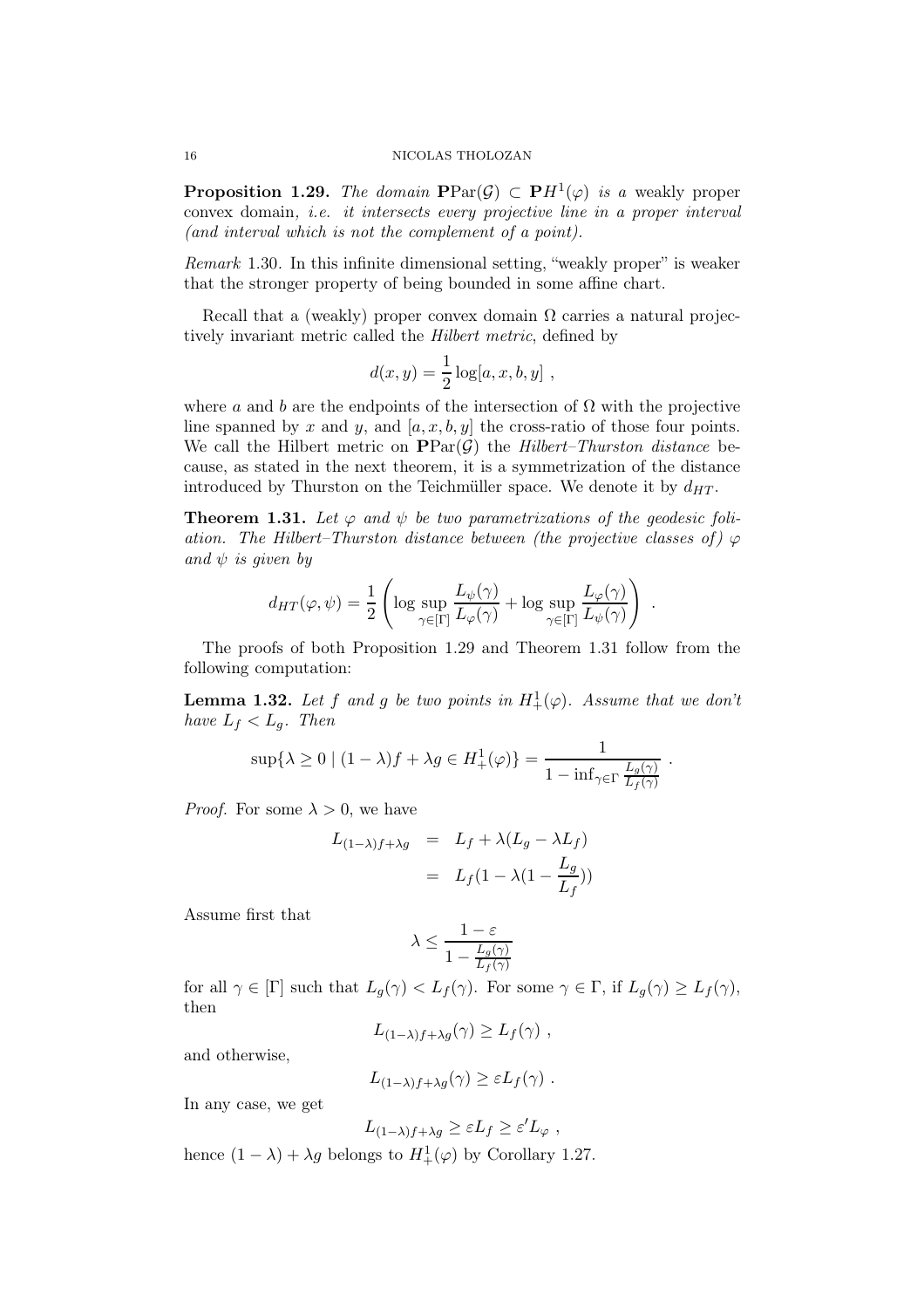**Proposition 1.29.** *The domain* $\mathbf{P}\mathrm{Par}(\mathcal{G}) \subset \mathbf{P}H^1(\varphi)$ *is a* weakly proper *convex domain, i.e. it intersects every projective line in a proper interval (and interval which is not the complement of a point).*

*Remark* 1.30. In this infinite dimensional setting, "weakly proper" is weaker that the stronger property of being bounded in some affine chart.

Recall that a (weakly) proper convex domain $\Omega$ carries a natural projectively invariant metric called the *Hilbert metric*, defined by

$$d(x, y) = \frac{1}{2} \log[a, x, b, y] ,$$

where $a$ and $b$ are the endpoints of the intersection of $\Omega$ with the projective line spanned by $x$ and $y$, and $[a, x, b, y]$ the cross-ratio of those four points. We call the Hilbert metric on $\mathbf{P}\mathrm{Par}(\mathcal{G})$ the *Hilbert–Thurston distance* because, as stated in the next theorem, it is a symmetrization of the distance introduced by Thurston on the Teichmüller space. We denote it by $d_{HT}$.

**Theorem 1.31.** *Let $\varphi$ and $\psi$ be two parametrizations of the geodesic foliation. The Hilbert–Thurston distance between (the projective classes of) $\varphi$ and $\psi$ is given by*

$$d_{HT}(\varphi, \psi) = \frac{1}{2} \left( \log \sup_{\gamma \in [\Gamma]} \frac{L_\psi(\gamma)}{L_\varphi(\gamma)} + \log \sup_{\gamma \in [\Gamma]} \frac{L_\varphi(\gamma)}{L_\psi(\gamma)} \right) .$$

The proofs of both Proposition 1.29 and Theorem 1.31 follow from the following computation:

**Lemma 1.32.** *Let $f$ and $g$ be two points in $H^1_+(\varphi)$. Assume that we don't have $L_f < L_g$. Then*

$$\sup\{\lambda \geq 0 \mid (1-\lambda)f + \lambda g \in H^1_+(\varphi)\} = \frac{1}{1 - \inf_{\gamma \in \Gamma} \frac{L_g(\gamma)}{L_f(\gamma)}} .$$

*Proof.* For some $\lambda > 0$, we have

$$\begin{aligned} L_{(1-\lambda)f + \lambda g} &= L_f + \lambda(L_g - \lambda L_f) \\ &= L_f(1 - \lambda(1 - \frac{L_g}{L_f})) \end{aligned}$$

Assume first that

$$\lambda \leq \frac{1 - \varepsilon}{1 - \frac{L_g(\gamma)}{L_f(\gamma)}}$$

for all $\gamma \in [\Gamma]$ such that $L_g(\gamma) < L_f(\gamma)$. For some $\gamma \in \Gamma$, if $L_g(\gamma) \geq L_f(\gamma)$, then

$$L_{(1-\lambda)f + \lambda g}(\gamma) \geq L_f(\gamma) ,$$

and otherwise,

$$L_{(1-\lambda)f + \lambda g}(\gamma) \geq \varepsilon L_f(\gamma) .$$

In any case, we get

$$L_{(1-\lambda)f + \lambda g} \geq \varepsilon L_f \geq \varepsilon' L_\varphi ,$$

hence $(1 - \lambda) + \lambda g$ belongs to $H^1_+(\varphi)$ by Corollary 1.27.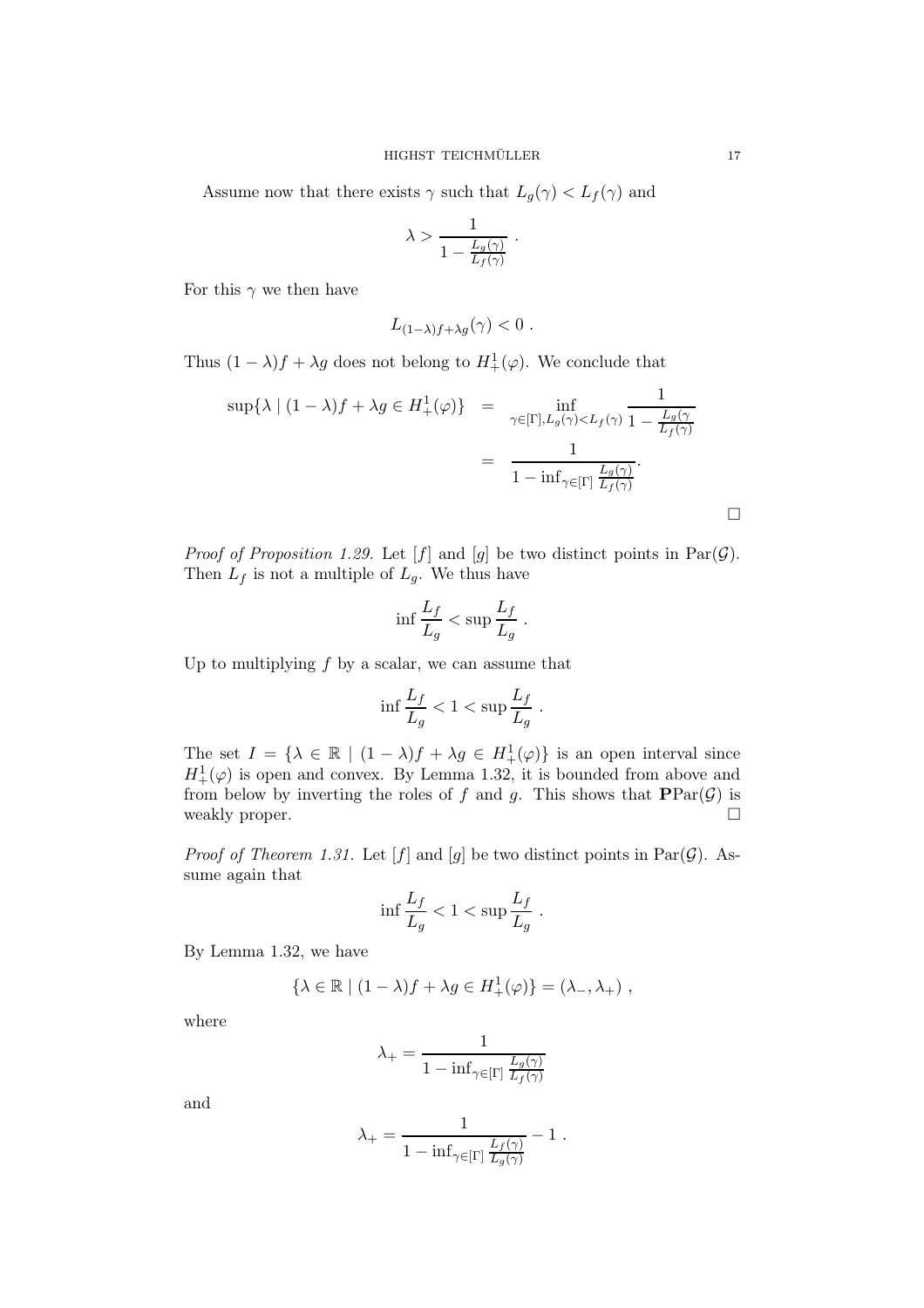Assume now that there exists $\gamma$ such that $L_g(\gamma) < L_f(\gamma)$ and

$$\lambda > \frac{1}{1 - \frac{L_g(\gamma)}{L_f(\gamma)}} \ .$$

For this $\gamma$ we then have

$$L_{(1-\lambda)f+\lambda g}(\gamma) < 0 \ .$$

Thus $(1-\lambda)f + \lambda g$ does not belong to $H^1_+(\varphi)$. We conclude that

$$\begin{aligned}
\sup\{\lambda \mid (1-\lambda)f + \lambda g \in H^1_+(\varphi)\} &= \inf_{\gamma \in [\Gamma], L_g(\gamma) < L_f(\gamma)} \frac{1}{1 - \frac{L_g(\gamma}{L_f(\gamma)}} \\
&= \frac{1}{1 - \inf_{\gamma \in [\Gamma]} \frac{L_g(\gamma)}{L_f(\gamma)}}.
\end{aligned}$$

□

*Proof of Proposition 1.29.* Let $[f]$ and $[g]$ be two distinct points in $\mathrm{Par}(\mathcal{G})$. Then $L_f$ is not a multiple of $L_g$. We thus have

$$\inf \frac{L_f}{L_g} < \sup \frac{L_f}{L_g} \ .$$

Up to multiplying $f$ by a scalar, we can assume that

$$\inf \frac{L_f}{L_g} < 1 < \sup \frac{L_f}{L_g} \ .$$

The set $I = \{\lambda \in \mathbb{R} \mid (1-\lambda)f + \lambda g \in H^1_+(\varphi)\}$ is an open interval since $H^1_+(\varphi)$ is open and convex. By Lemma 1.32, it is bounded from above and from below by inverting the roles of $f$ and $g$. This shows that $\mathbf{P}\mathrm{Par}(\mathcal{G})$ is weakly proper. □

*Proof of Theorem 1.31.* Let $[f]$ and $[g]$ be two distinct points in $\mathrm{Par}(\mathcal{G})$. Assume again that

$$\inf \frac{L_f}{L_g} < 1 < \sup \frac{L_f}{L_g} \ .$$

By Lemma 1.32, we have

$$\{\lambda \in \mathbb{R} \mid (1-\lambda)f + \lambda g \in H^1_+(\varphi)\} = (\lambda_-, \lambda_+) \ ,$$

where

$$\lambda_+ = \frac{1}{1 - \inf_{\gamma \in [\Gamma]} \frac{L_g(\gamma)}{L_f(\gamma)}}$$

and

$$\lambda_+ = \frac{1}{1 - \inf_{\gamma \in [\Gamma]} \frac{L_f(\gamma)}{L_g(\gamma)}} - 1 \ .$$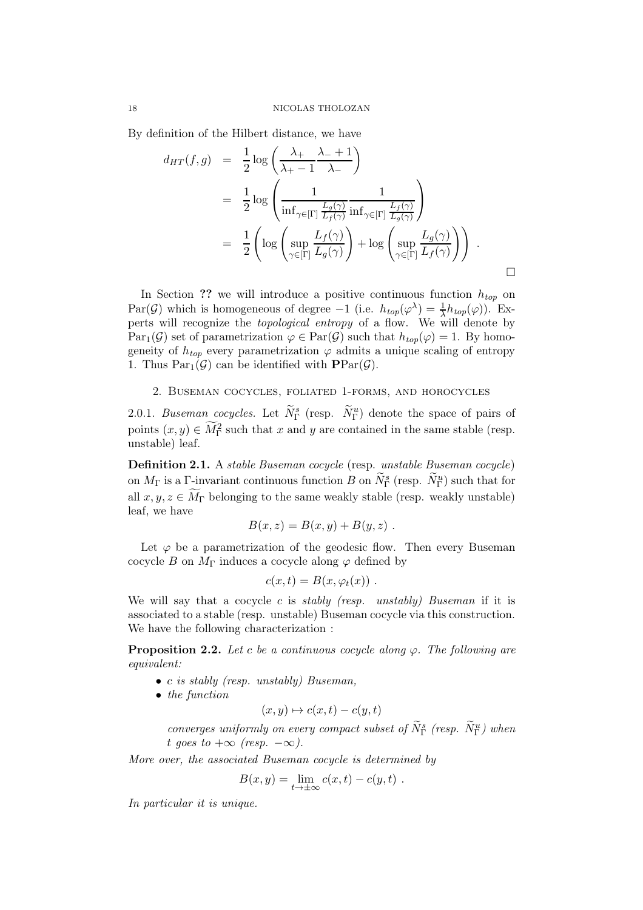By definition of the Hilbert distance, we have

$$
\begin{aligned}
d_{HT}(f,g) &= \frac{1}{2}\log\left(\frac{\lambda_+}{\lambda_+ - 1}\frac{\lambda_- + 1}{\lambda_-}\right) \\
&= \frac{1}{2}\log\left(\frac{1}{\inf_{\gamma\in[\Gamma]}\frac{L_g(\gamma)}{L_f(\gamma)}}\frac{1}{\inf_{\gamma\in[\Gamma]}\frac{L_f(\gamma)}{L_g(\gamma)}}\right) \\
&= \frac{1}{2}\left(\log\left(\sup_{\gamma\in[\Gamma]}\frac{L_f(\gamma)}{L_g(\gamma)}\right) + \log\left(\sup_{\gamma\in[\Gamma]}\frac{L_g(\gamma)}{L_f(\gamma)}\right)\right) .
\end{aligned}
$$

□

In Section **??** we will introduce a positive continuous function $h_{top}$ on $\mathrm{Par}(\mathcal{G})$ which is homogeneous of degree $-1$ (i.e. $h_{top}(\varphi^\lambda) = \frac{1}{\lambda}h_{top}(\varphi)$). Experts will recognize the *topological entropy* of a flow. We will denote by $\mathrm{Par}_1(\mathcal{G})$ set of parametrization $\varphi \in \mathrm{Par}(\mathcal{G})$ such that $h_{top}(\varphi) = 1$. By homogeneity of $h_{top}$ every parametrization $\varphi$ admits a unique scaling of entropy 1. Thus $\mathrm{Par}_1(\mathcal{G})$ can be identified with $\mathbf{P}\mathrm{Par}(\mathcal{G})$.

## 2. Buseman cocycles, foliated 1-forms, and horocycles

2.0.1. *Buseman cocycles.* Let $\widetilde{N}^s_\Gamma$ (resp. $\widetilde{N}^u_\Gamma$) denote the space of pairs of points $(x,y) \in \widetilde{M}^2_\Gamma$ such that $x$ and $y$ are contained in the same stable (resp. unstable) leaf.

**Definition 2.1.** A *stable Buseman cocycle* (resp. *unstable Buseman cocycle*) on $M_\Gamma$ is a $\Gamma$-invariant continuous function $B$ on $\widetilde{N}^s_\Gamma$ (resp. $\widetilde{N}^u_\Gamma$) such that for all $x, y, z \in \widetilde{M}_\Gamma$ belonging to the same weakly stable (resp. weakly unstable) leaf, we have

$$B(x,z) = B(x,y) + B(y,z) .$$

Let $\varphi$ be a parametrization of the geodesic flow. Then every Buseman cocycle $B$ on $M_\Gamma$ induces a cocycle along $\varphi$ defined by

$$c(x,t) = B(x, \varphi_t(x)) .$$

We will say that a cocycle $c$ is *stably (resp. unstably) Buseman* if it is associated to a stable (resp. unstable) Buseman cocycle via this construction. We have the following characterization :

**Proposition 2.2.** *Let $c$ be a continuous cocycle along $\varphi$. The following are equivalent:*

- *$c$ is stably (resp. unstably) Buseman,*
- *the function*
$$(x,y) \mapsto c(x,t) - c(y,t)$$
*converges uniformly on every compact subset of $\widetilde{N}^s_\Gamma$ (resp. $\widetilde{N}^u_\Gamma$) when $t$ goes to $+\infty$ (resp. $-\infty$).*

*More over, the associated Buseman cocycle is determined by*

$$B(x,y) = \lim_{t\to\pm\infty} c(x,t) - c(y,t) .$$

*In particular it is unique.*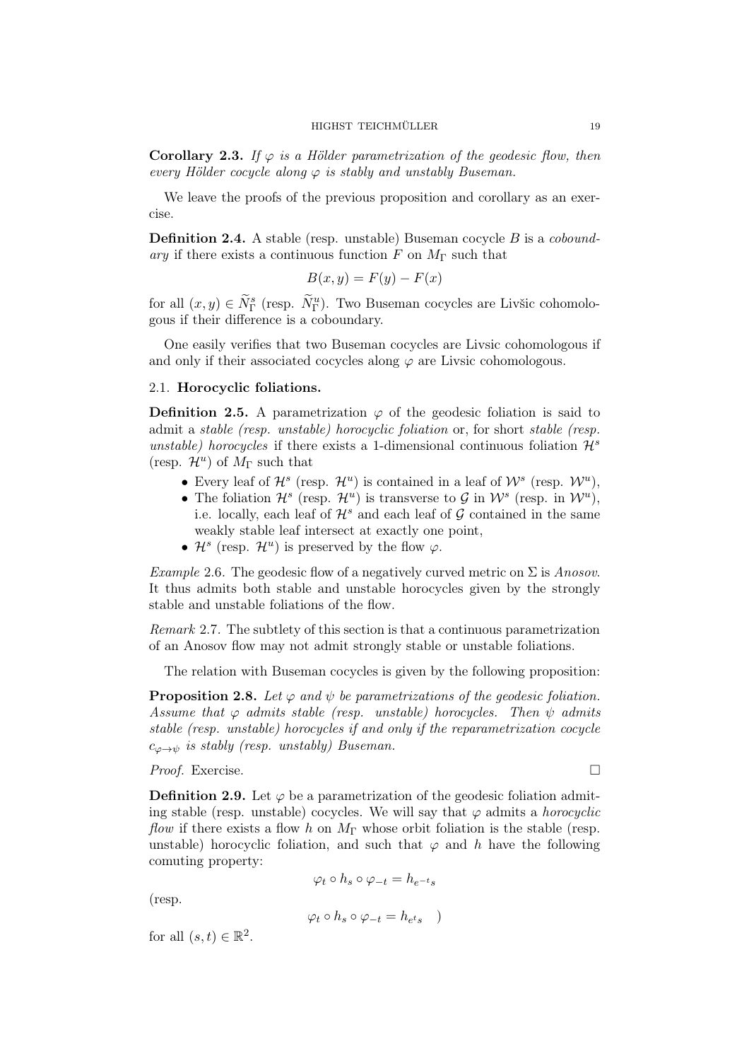**Corollary 2.3.** *If $\varphi$ is a Hölder parametrization of the geodesic flow, then every Hölder cocycle along $\varphi$ is stably and unstably Buseman.*

We leave the proofs of the previous proposition and corollary as an exercise.

**Definition 2.4.** A stable (resp. unstable) Buseman cocycle $B$ is a *coboundary* if there exists a continuous function $F$ on $M_\Gamma$ such that

$$B(x,y) = F(y) - F(x)$$

for all $(x,y) \in \widetilde{N}^s_\Gamma$ (resp. $\widetilde{N}^u_\Gamma$). Two Buseman cocycles are Livšic cohomologous if their difference is a coboundary.

One easily verifies that two Buseman cocycles are Livsic cohomologous if and only if their associated cocycles along $\varphi$ are Livsic cohomologous.

## 2.1. Horocyclic foliations.

**Definition 2.5.** A parametrization $\varphi$ of the geodesic foliation is said to admit a *stable (resp. unstable) horocyclic foliation* or, for short *stable (resp. unstable) horocycles* if there exists a 1-dimensional continuous foliation $\mathcal{H}^s$ (resp. $\mathcal{H}^u$) of $M_\Gamma$ such that

- Every leaf of $\mathcal{H}^s$ (resp. $\mathcal{H}^u$) is contained in a leaf of $\mathcal{W}^s$ (resp. $\mathcal{W}^u$),
- The foliation $\mathcal{H}^s$ (resp. $\mathcal{H}^u$) is transverse to $\mathcal{G}$ in $\mathcal{W}^s$ (resp. in $\mathcal{W}^u$), i.e. locally, each leaf of $\mathcal{H}^s$ and each leaf of $\mathcal{G}$ contained in the same weakly stable leaf intersect at exactly one point,
- $\mathcal{H}^s$ (resp. $\mathcal{H}^u$) is preserved by the flow $\varphi$.

*Example* 2.6. The geodesic flow of a negatively curved metric on $\Sigma$ is *Anosov*. It thus admits both stable and unstable horocycles given by the strongly stable and unstable foliations of the flow.

*Remark* 2.7. The subtlety of this section is that a continuous parametrization of an Anosov flow may not admit strongly stable or unstable foliations.

The relation with Buseman cocycles is given by the following proposition:

**Proposition 2.8.** *Let $\varphi$ and $\psi$ be parametrizations of the geodesic foliation. Assume that $\varphi$ admits stable (resp. unstable) horocycles. Then $\psi$ admits stable (resp. unstable) horocycles if and only if the reparametrization cocycle $c_{\varphi\to\psi}$ is stably (resp. unstably) Buseman.*

*Proof.* Exercise. □

**Definition 2.9.** Let $\varphi$ be a parametrization of the geodesic foliation admiting stable (resp. unstable) cocycles. We will say that $\varphi$ admits a *horocyclic flow* if there exists a flow $h$ on $M_\Gamma$ whose orbit foliation is the stable (resp. unstable) horocyclic foliation, and such that $\varphi$ and $h$ have the following comuting property:

$$\varphi_t \circ h_s \circ \varphi_{-t} = h_{e^{-t}s}$$

(resp.

$$\varphi_t \circ h_s \circ \varphi_{-t} = h_{e^{t}s} \quad )$$

for all $(s,t) \in \mathbb{R}^2$.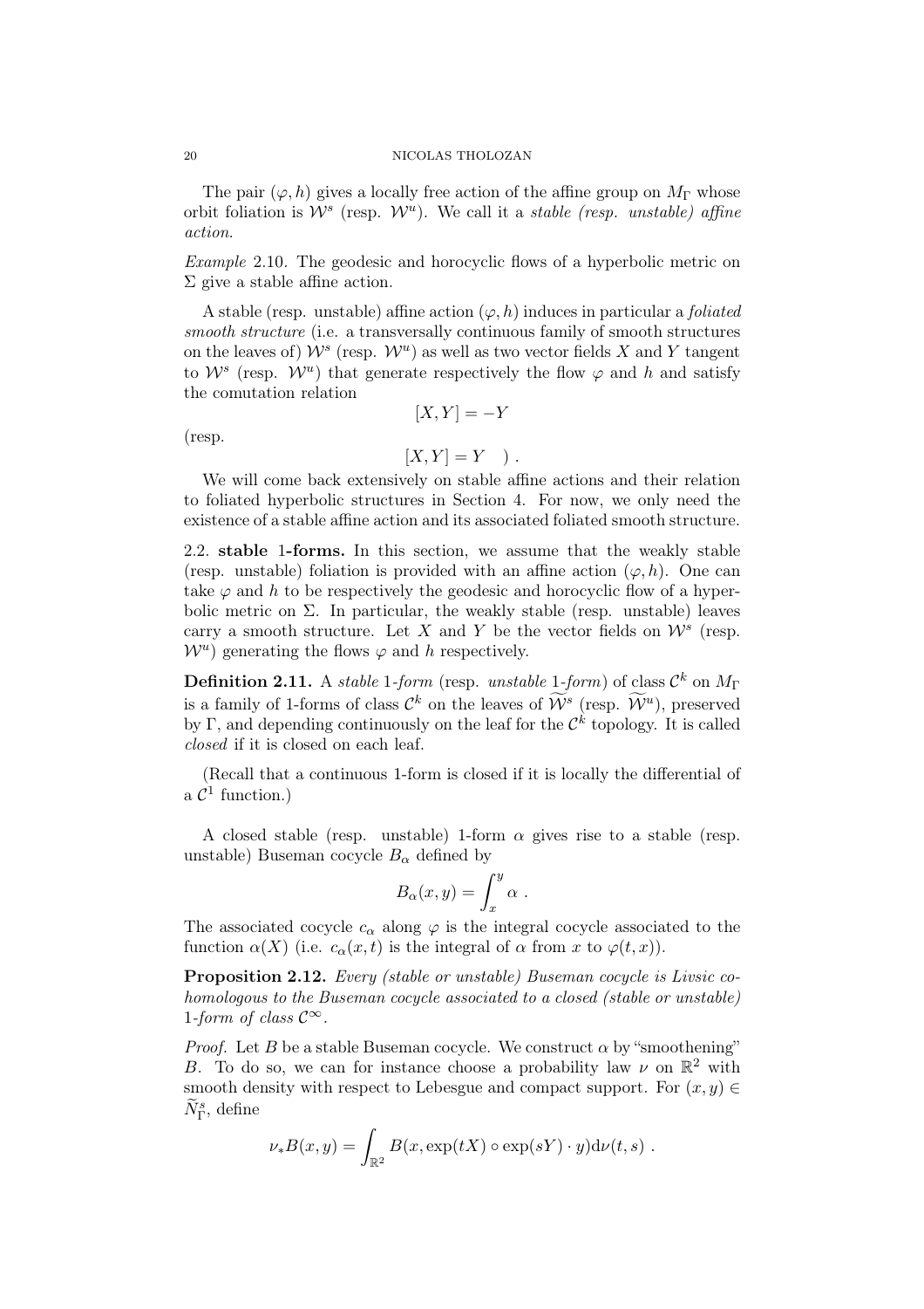The pair $(\varphi, h)$ gives a locally free action of the affine group on $M_\Gamma$ whose orbit foliation is $\mathcal{W}^s$ (resp. $\mathcal{W}^u$). We call it a *stable (resp. unstable) affine action*.

*Example* 2.10. The geodesic and horocyclic flows of a hyperbolic metric on $\Sigma$ give a stable affine action.

A stable (resp. unstable) affine action $(\varphi, h)$ induces in particular a *foliated smooth structure* (i.e. a transversally continuous family of smooth structures on the leaves of) $\mathcal{W}^s$ (resp. $\mathcal{W}^u$) as well as two vector fields $X$ and $Y$ tangent to $\mathcal{W}^s$ (resp. $\mathcal{W}^u$) that generate respectively the flow $\varphi$ and $h$ and satisfy the comutation relation

$$[X, Y] = -Y$$

(resp.

$$[X, Y] = Y \quad ) .$$

We will come back extensively on stable affine actions and their relation to foliated hyperbolic structures in Section 4. For now, we only need the existence of a stable affine action and its associated foliated smooth structure.

## 2.2. stable 1-forms.

In this section, we assume that the weakly stable (resp. unstable) foliation is provided with an affine action $(\varphi, h)$. One can take $\varphi$ and $h$ to be respectively the geodesic and horocyclic flow of a hyperbolic metric on $\Sigma$. In particular, the weakly stable (resp. unstable) leaves carry a smooth structure. Let $X$ and $Y$ be the vector fields on $\mathcal{W}^s$ (resp. $\mathcal{W}^u$) generating the flows $\varphi$ and $h$ respectively.

**Definition 2.11.** A *stable* 1*-form* (resp. *unstable* 1*-form*) of class $\mathcal{C}^k$ on $M_\Gamma$ is a family of 1-forms of class $\mathcal{C}^k$ on the leaves of $\widetilde{\mathcal{W}}^s$ (resp. $\widetilde{\mathcal{W}}^u$), preserved by $\Gamma$, and depending continuously on the leaf for the $\mathcal{C}^k$ topology. It is called *closed* if it is closed on each leaf.

(Recall that a continuous 1-form is closed if it is locally the differential of a $\mathcal{C}^1$ function.)

A closed stable (resp. unstable) 1-form $\alpha$ gives rise to a stable (resp. unstable) Buseman cocycle $B_\alpha$ defined by

$$B_\alpha(x, y) = \int_x^y \alpha \ .$$

The associated cocycle $c_\alpha$ along $\varphi$ is the integral cocycle associated to the function $\alpha(X)$ (i.e. $c_\alpha(x, t)$ is the integral of $\alpha$ from $x$ to $\varphi(t, x)$).

**Proposition 2.12.** *Every (stable or unstable) Buseman cocycle is Livsic cohomologous to the Buseman cocycle associated to a closed (stable or unstable) 1-form of class $\mathcal{C}^\infty$.*

*Proof.* Let $B$ be a stable Buseman cocycle. We construct $\alpha$ by "smoothening" $B$. To do so, we can for instance choose a probability law $\nu$ on $\mathbb{R}^2$ with smooth density with respect to Lebesgue and compact support. For $(x, y) \in \widetilde{N}_\Gamma^s$, define

$$\nu_* B(x, y) = \int_{\mathbb{R}^2} B(x, \exp(tX) \circ \exp(sY) \cdot y) \mathrm{d}\nu(t, s) \ .$$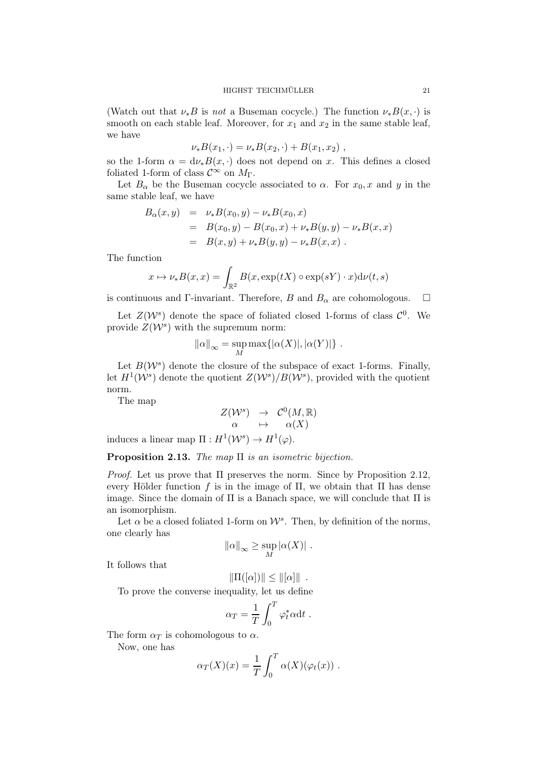(Watch out that $\nu_* B$ is *not* a Buseman cocycle.) The function $\nu_* B(x,\cdot)$ is smooth on each stable leaf. Moreover, for $x_1$ and $x_2$ in the same stable leaf, we have

$$\nu_* B(x_1,\cdot) = \nu_* B(x_2,\cdot) + B(x_1,x_2) \ ,$$

so the 1-form $\alpha = \mathrm{d}\nu_* B(x,\cdot)$ does not depend on $x$. This defines a closed foliated 1-form of class $\mathcal{C}^\infty$ on $M_\Gamma$.

Let $B_\alpha$ be the Buseman cocycle associated to $\alpha$. For $x_0, x$ and $y$ in the same stable leaf, we have

$$\begin{aligned} B_\alpha(x,y) &= \nu_* B(x_0,y) - \nu_* B(x_0,x) \\ &= B(x_0,y) - B(x_0,x) + \nu_* B(y,y) - \nu_* B(x,x) \\ &= B(x,y) + \nu_* B(y,y) - \nu_* B(x,x) \ . \end{aligned}$$

The function

$$x \mapsto \nu_* B(x,x) = \int_{\mathbb{R}^2} B(x, \exp(tX)\circ\exp(sY)\cdot x)\mathrm{d}\nu(t,s)$$

is continuous and $\Gamma$-invariant. Therefore, $B$ and $B_\alpha$ are cohomologous. $\square$

Let $Z(\mathcal{W}^s)$ denote the space of foliated closed 1-forms of class $\mathcal{C}^0$. We provide $Z(\mathcal{W}^s)$ with the supremum norm:

$$\|\alpha\|_\infty = \sup_M \max\{|\alpha(X)|, |\alpha(Y)|\} \ .$$

Let $B(\mathcal{W}^s)$ denote the closure of the subspace of exact 1-forms. Finally, let $H^1(\mathcal{W}^s)$ denote the quotient $Z(\mathcal{W}^s)/B(\mathcal{W}^s)$, provided with the quotient norm.

The map

$$\begin{array}{ccc} Z(\mathcal{W}^s) & \to & \mathcal{C}^0(M,\mathbb{R}) \\ \alpha & \mapsto & \alpha(X) \end{array}$$

induces a linear map $\Pi : H^1(\mathcal{W}^s) \to H^1(\varphi)$.

**Proposition 2.13.** *The map* $\Pi$ *is an isometric bijection.*

*Proof.* Let us prove that $\Pi$ preserves the norm. Since by Proposition 2.12, every Hölder function $f$ is in the image of $\Pi$, we obtain that $\Pi$ has dense image. Since the domain of $\Pi$ is a Banach space, we will conclude that $\Pi$ is an isomorphism.

Let $\alpha$ be a closed foliated 1-form on $\mathcal{W}^s$. Then, by definition of the norms, one clearly has

$$\|\alpha\|_\infty \geq \sup_M |\alpha(X)| \ .$$

It follows that

$$\|\Pi([\alpha])\| \leq \|[\alpha]\| \ .$$

To prove the converse inequality, let us define

$$\alpha_T = \frac{1}{T}\int_0^T \varphi_t^* \alpha \mathrm{d}t \ .$$

The form $\alpha_T$ is cohomologous to $\alpha$.

Now, one has

$$\alpha_T(X)(x) = \frac{1}{T}\int_0^T \alpha(X)(\varphi_t(x)) \ .$$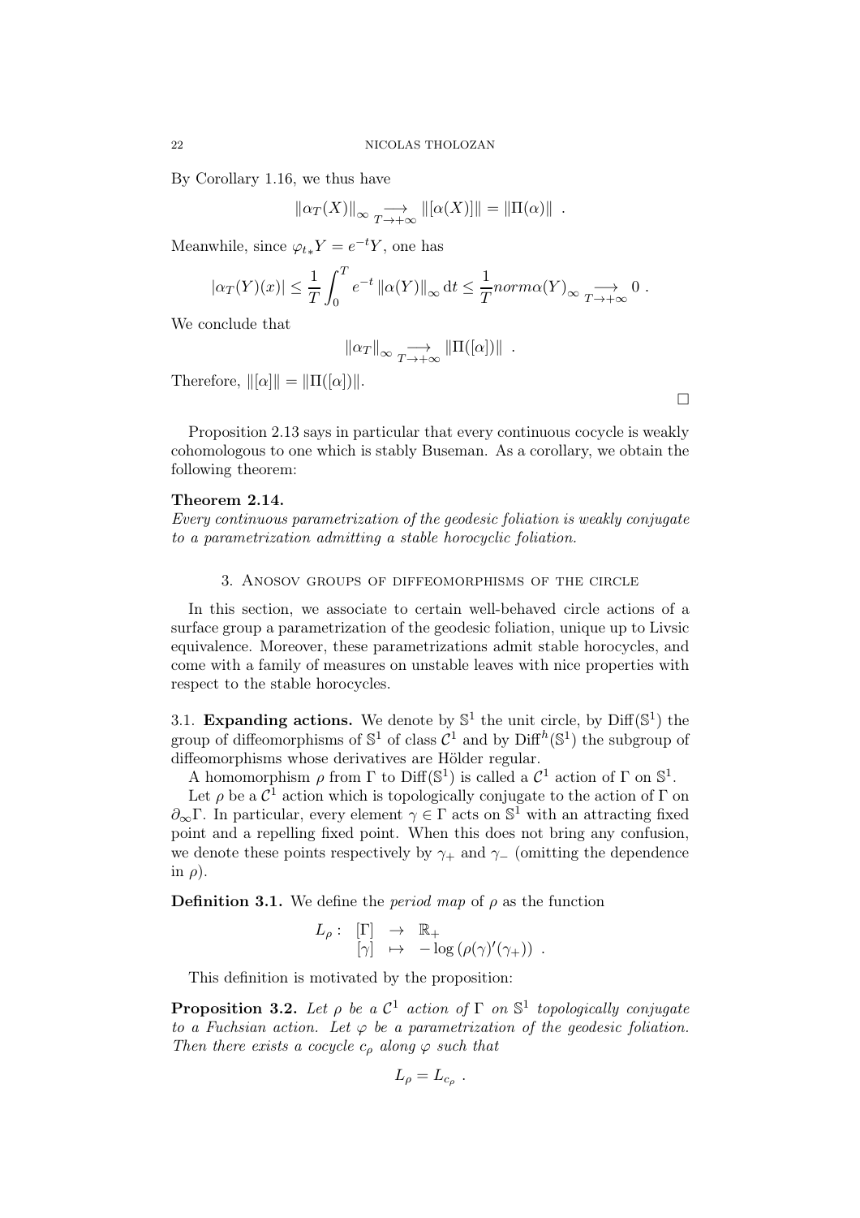By Corollary 1.16, we thus have

$$\|\alpha_T(X)\|_\infty \underset{T\to+\infty}{\longrightarrow} \|[\alpha(X)]\| = \|\Pi(\alpha)\| \ .$$

Meanwhile, since $\varphi_{t*}Y = e^{-t}Y$, one has

$$|\alpha_T(Y)(x)| \leq \frac{1}{T}\int_0^T e^{-t}\,\|\alpha(Y)\|_\infty \,\mathrm{d}t \leq \frac{1}{T} norm\alpha(Y)_\infty \underset{T\to+\infty}{\longrightarrow} 0 \ .$$

We conclude that

$$\|\alpha_T\|_\infty \underset{T\to+\infty}{\longrightarrow} \|\Pi([\alpha])\| \ .$$

Therefore, $\|[\alpha]\| = \|\Pi([\alpha])\|$.

□

Proposition 2.13 says in particular that every continuous cocycle is weakly cohomologous to one which is stably Buseman. As a corollary, we obtain the following theorem:

**Theorem 2.14.**
*Every continuous parametrization of the geodesic foliation is weakly conjugate to a parametrization admitting a stable horocyclic foliation.*

## 3. Anosov groups of diffeomorphisms of the circle

In this section, we associate to certain well-behaved circle actions of a surface group a parametrization of the geodesic foliation, unique up to Livsic equivalence. Moreover, these parametrizations admit stable horocycles, and come with a family of measures on unstable leaves with nice properties with respect to the stable horocycles.

### 3.1. Expanding actions.

We denote by $\mathbb{S}^1$ the unit circle, by $\mathrm{Diff}(\mathbb{S}^1)$ the group of diffeomorphisms of $\mathbb{S}^1$ of class $\mathcal{C}^1$ and by $\mathrm{Diff}^h(\mathbb{S}^1)$ the subgroup of diffeomorphisms whose derivatives are Hölder regular.

A homomorphism $\rho$ from $\Gamma$ to $\mathrm{Diff}(\mathbb{S}^1)$ is called a $\mathcal{C}^1$ action of $\Gamma$ on $\mathbb{S}^1$.

Let $\rho$ be a $\mathcal{C}^1$ action which is topologically conjugate to the action of $\Gamma$ on $\partial_\infty\Gamma$. In particular, every element $\gamma \in \Gamma$ acts on $\mathbb{S}^1$ with an attracting fixed point and a repelling fixed point. When this does not bring any confusion, we denote these points respectively by $\gamma_+$ and $\gamma_-$ (omitting the dependence in $\rho$).

**Definition 3.1.** We define the *period map* of $\rho$ as the function

$$\begin{array}{rccl} L_\rho : & [\Gamma] & \to & \mathbb{R}_+ \\ & [\gamma] & \mapsto & -\log\left(\rho(\gamma)'(\gamma_+)\right) \ . \end{array}$$

This definition is motivated by the proposition:

**Proposition 3.2.** *Let $\rho$ be a $\mathcal{C}^1$ action of $\Gamma$ on $\mathbb{S}^1$ topologically conjugate to a Fuchsian action. Let $\varphi$ be a parametrization of the geodesic foliation. Then there exists a cocycle $c_\rho$ along $\varphi$ such that*

$$L_\rho = L_{c_\rho} \ .$$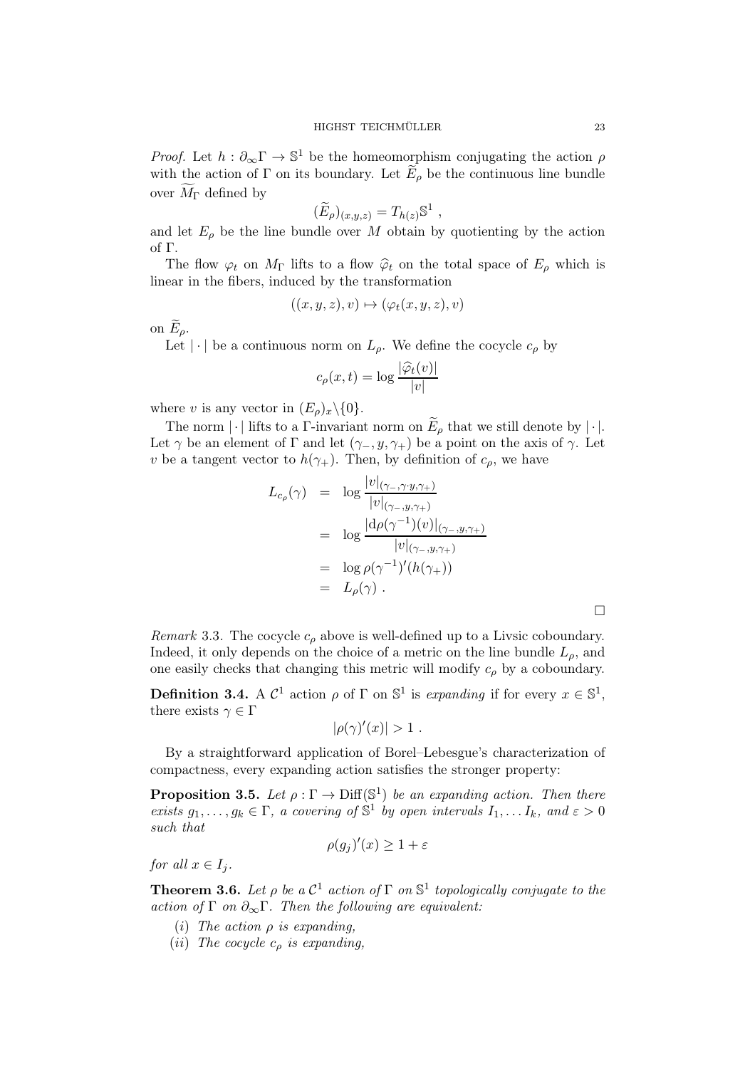*Proof.* Let $h : \partial_\infty \Gamma \to \mathbb{S}^1$ be the homeomorphism conjugating the action $\rho$ with the action of $\Gamma$ on its boundary. Let $\widetilde{E}_\rho$ be the continuous line bundle over $\widetilde{M}_\Gamma$ defined by

$$(\widetilde{E}_\rho)_{(x,y,z)} = T_{h(z)}\mathbb{S}^1 \ ,$$

and let $E_\rho$ be the line bundle over $M$ obtain by quotienting by the action of $\Gamma$.

The flow $\varphi_t$ on $M_\Gamma$ lifts to a flow $\widehat{\varphi}_t$ on the total space of $E_\rho$ which is linear in the fibers, induced by the transformation

$$((x,y,z),v) \mapsto (\varphi_t(x,y,z),v)$$

on $\widetilde{E}_\rho$.

Let $|\cdot|$ be a continuous norm on $L_\rho$. We define the cocycle $c_\rho$ by

$$c_\rho(x,t) = \log \frac{|\widehat{\varphi}_t(v)|}{|v|}$$

where $v$ is any vector in $(E_\rho)_x \backslash \{0\}$.

The norm $|\cdot|$ lifts to a $\Gamma$-invariant norm on $\widetilde{E}_\rho$ that we still denote by $|\cdot|$. Let $\gamma$ be an element of $\Gamma$ and let $(\gamma_-, y, \gamma_+)$ be a point on the axis of $\gamma$. Let $v$ be a tangent vector to $h(\gamma_+)$. Then, by definition of $c_\rho$, we have

$$\begin{aligned}
L_{c_\rho}(\gamma) &= \log \frac{|v|_{(\gamma_-, \gamma \cdot y, \gamma_+)}}{|v|_{(\gamma_-, y, \gamma_+)}} \\
&= \log \frac{|\mathrm{d}\rho(\gamma^{-1})(v)|_{(\gamma_-, y, \gamma_+)}}{|v|_{(\gamma_-, y, \gamma_+)}} \\
&= \log \rho(\gamma^{-1})'(h(\gamma_+)) \\
&= L_\rho(\gamma) \ .
\end{aligned}$$

$\square$

*Remark* 3.3. The cocycle $c_\rho$ above is well-defined up to a Livsic coboundary. Indeed, it only depends on the choice of a metric on the line bundle $L_\rho$, and one easily checks that changing this metric will modify $c_\rho$ by a coboundary.

**Definition 3.4.** A $\mathcal{C}^1$ action $\rho$ of $\Gamma$ on $\mathbb{S}^1$ is *expanding* if for every $x \in \mathbb{S}^1$, there exists $\gamma \in \Gamma$

$$|\rho(\gamma)'(x)| > 1 \ .$$

By a straightforward application of Borel–Lebesgue's characterization of compactness, every expanding action satisfies the stronger property:

**Proposition 3.5.** *Let $\rho : \Gamma \to \mathrm{Diff}(\mathbb{S}^1)$ be an expanding action. Then there exists $g_1, \ldots, g_k \in \Gamma$, a covering of $\mathbb{S}^1$ by open intervals $I_1, \ldots I_k$, and $\varepsilon > 0$ such that*

$$\rho(g_j)'(x) \geq 1 + \varepsilon$$

*for all $x \in I_j$.*

**Theorem 3.6.** *Let $\rho$ be a $\mathcal{C}^1$ action of $\Gamma$ on $\mathbb{S}^1$ topologically conjugate to the action of $\Gamma$ on $\partial_\infty \Gamma$. Then the following are equivalent:*

- (*i*) *The action $\rho$ is expanding,*
- (*ii*) *The cocycle $c_\rho$ is expanding,*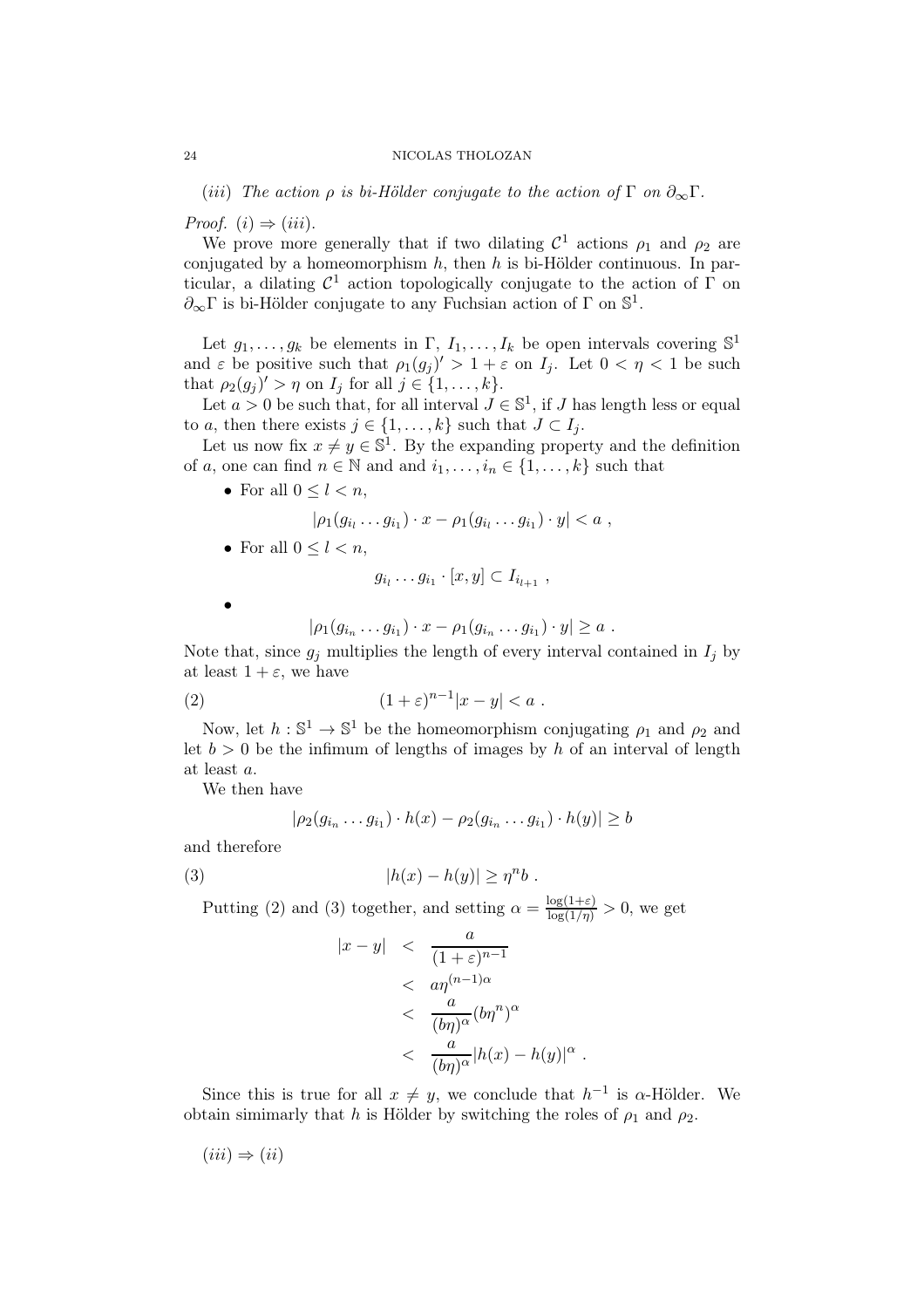(*iii*) *The action* $\rho$ *is bi-Hölder conjugate to the action of* $\Gamma$ *on* $\partial_\infty\Gamma$.

*Proof.* $(i) \Rightarrow (iii)$.

We prove more generally that if two dilating $\mathcal{C}^1$ actions $\rho_1$ and $\rho_2$ are conjugated by a homeomorphism $h$, then $h$ is bi-Hölder continuous. In particular, a dilating $\mathcal{C}^1$ action topologically conjugate to the action of $\Gamma$ on $\partial_\infty\Gamma$ is bi-Hölder conjugate to any Fuchsian action of $\Gamma$ on $\mathbb{S}^1$.

Let $g_1, \ldots, g_k$ be elements in $\Gamma$, $I_1, \ldots, I_k$ be open intervals covering $\mathbb{S}^1$ and $\varepsilon$ be positive such that $\rho_1(g_j)' > 1 + \varepsilon$ on $I_j$. Let $0 < \eta < 1$ be such that $\rho_2(g_j)' > \eta$ on $I_j$ for all $j \in \{1, \ldots, k\}$.

Let $a > 0$ be such that, for all interval $J \in \mathbb{S}^1$, if $J$ has length less or equal to $a$, then there exists $j \in \{1, \ldots, k\}$ such that $J \subset I_j$.

Let us now fix $x \neq y \in \mathbb{S}^1$. By the expanding property and the definition of $a$, one can find $n \in \mathbb{N}$ and and $i_1, \ldots, i_n \in \{1, \ldots, k\}$ such that

- For all $0 \leq l < n$,
$$|\rho_1(g_{i_l} \ldots g_{i_1}) \cdot x - \rho_1(g_{i_l} \ldots g_{i_1}) \cdot y| < a \ ,$$
- For all $0 \leq l < n$,
$$g_{i_l} \ldots g_{i_1} \cdot [x, y] \subset I_{i_{l+1}} \ ,$$
- $$|\rho_1(g_{i_n} \ldots g_{i_1}) \cdot x - \rho_1(g_{i_n} \ldots g_{i_1}) \cdot y| \geq a \ .$$

Note that, since $g_j$ multiplies the length of every interval contained in $I_j$ by at least $1 + \varepsilon$, we have

$$(1 + \varepsilon)^{n-1}|x - y| < a \ . \tag{2}$$

Now, let $h : \mathbb{S}^1 \to \mathbb{S}^1$ be the homeomorphism conjugating $\rho_1$ and $\rho_2$ and let $b > 0$ be the infimum of lengths of images by $h$ of an interval of length at least $a$.

We then have

$$|\rho_2(g_{i_n} \ldots g_{i_1}) \cdot h(x) - \rho_2(g_{i_n} \ldots g_{i_1}) \cdot h(y)| \geq b$$

and therefore

$$|h(x) - h(y)| \geq \eta^n b \ . \tag{3}$$

Putting (2) and (3) together, and setting $\alpha = \frac{\log(1+\varepsilon)}{\log(1/\eta)} > 0$, we get

$$\begin{aligned}
|x - y| &< \frac{a}{(1+\varepsilon)^{n-1}} \\
&< a\eta^{(n-1)\alpha} \\
&< \frac{a}{(b\eta)^\alpha}(b\eta^n)^\alpha \\
&< \frac{a}{(b\eta)^\alpha}|h(x) - h(y)|^\alpha \ .
\end{aligned}$$

Since this is true for all $x \neq y$, we conclude that $h^{-1}$ is $\alpha$-Hölder. We obtain simimarly that $h$ is Hölder by switching the roles of $\rho_1$ and $\rho_2$.

$(iii) \Rightarrow (ii)$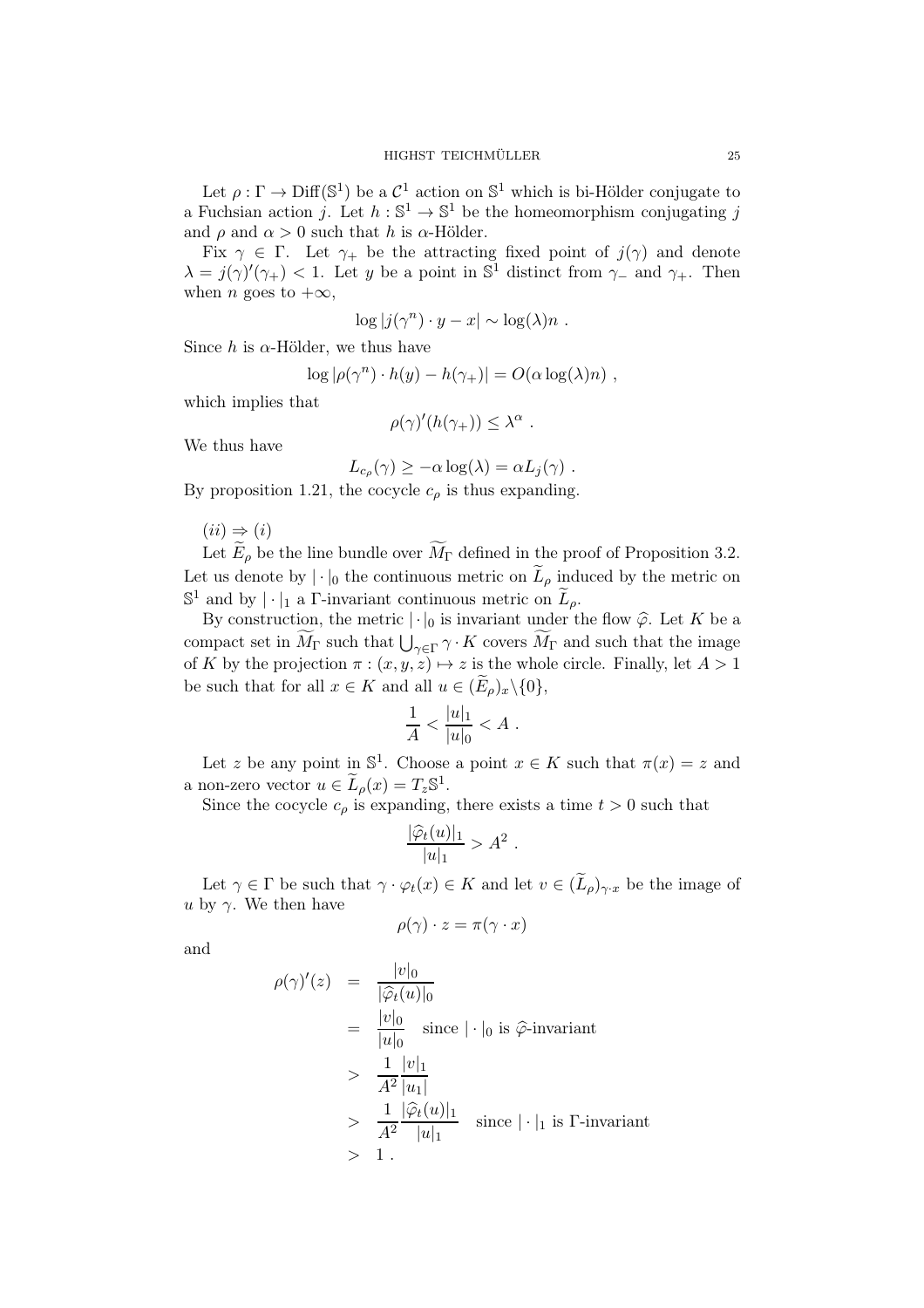Let $\rho : \Gamma \to \mathrm{Diff}(\mathbb{S}^1)$ be a $\mathcal{C}^1$ action on $\mathbb{S}^1$ which is bi-Hölder conjugate to a Fuchsian action $j$. Let $h : \mathbb{S}^1 \to \mathbb{S}^1$ be the homeomorphism conjugating $j$ and $\rho$ and $\alpha > 0$ such that $h$ is $\alpha$-Hölder.

Fix $\gamma \in \Gamma$. Let $\gamma_+$ be the attracting fixed point of $j(\gamma)$ and denote $\lambda = j(\gamma)'(\gamma_+) < 1$. Let $y$ be a point in $\mathbb{S}^1$ distinct from $\gamma_-$ and $\gamma_+$. Then when $n$ goes to $+\infty$,

$$\log |j(\gamma^n) \cdot y - x| \sim \log(\lambda) n \ .$$

Since $h$ is $\alpha$-Hölder, we thus have

$$\log |\rho(\gamma^n) \cdot h(y) - h(\gamma_+)| = O(\alpha \log(\lambda) n) \ ,$$

which implies that

$$\rho(\gamma)'(h(\gamma_+)) \leq \lambda^\alpha \ .$$

We thus have

$$L_{c_\rho}(\gamma) \geq -\alpha \log(\lambda) = \alpha L_j(\gamma) \ .$$

By proposition 1.21, the cocycle $c_\rho$ is thus expanding.

$(ii) \Rightarrow (i)$

Let $\widetilde{E}_\rho$ be the line bundle over $\widetilde{M}_\Gamma$ defined in the proof of Proposition 3.2. Let us denote by $|\cdot|_0$ the continuous metric on $\widetilde{L}_\rho$ induced by the metric on $\mathbb{S}^1$ and by $|\cdot|_1$ a $\Gamma$-invariant continuous metric on $\widetilde{L}_\rho$.

By construction, the metric $|\cdot|_0$ is invariant under the flow $\widehat{\varphi}$. Let $K$ be a compact set in $\widetilde{M}_\Gamma$ such that $\bigcup_{\gamma \in \Gamma} \gamma \cdot K$ covers $\widetilde{M}_\Gamma$ and such that the image of $K$ by the projection $\pi : (x, y, z) \mapsto z$ is the whole circle. Finally, let $A > 1$ be such that for all $x \in K$ and all $u \in (\widetilde{E}_\rho)_x \backslash \{0\}$,

$$\frac{1}{A} < \frac{|u|_1}{|u|_0} < A \ .$$

Let $z$ be any point in $\mathbb{S}^1$. Choose a point $x \in K$ such that $\pi(x) = z$ and a non-zero vector $u \in \widetilde{L}_\rho(x) = T_z\mathbb{S}^1$.

Since the cocycle $c_\rho$ is expanding, there exists a time $t > 0$ such that

$$\frac{|\widehat{\varphi}_t(u)|_1}{|u|_1} > A^2 \ .$$

Let $\gamma \in \Gamma$ be such that $\gamma \cdot \varphi_t(x) \in K$ and let $v \in (\widetilde{L}_\rho)_{\gamma \cdot x}$ be the image of $u$ by $\gamma$. We then have

$$\rho(\gamma) \cdot z = \pi(\gamma \cdot x)$$

and

$$\begin{aligned}
\rho(\gamma)'(z) &= \frac{|v|_0}{|\widehat{\varphi}_t(u)|_0} \\
&= \frac{|v|_0}{|u|_0} \quad \text{since } |\cdot|_0 \text{ is } \widehat{\varphi}\text{-invariant} \\
&> \frac{1}{A^2} \frac{|v|_1}{|u_1|} \\
&> \frac{1}{A^2} \frac{|\widehat{\varphi}_t(u)|_1}{|u|_1} \quad \text{since } |\cdot|_1 \text{ is } \Gamma\text{-invariant} \\
&> 1 \ .
\end{aligned}$$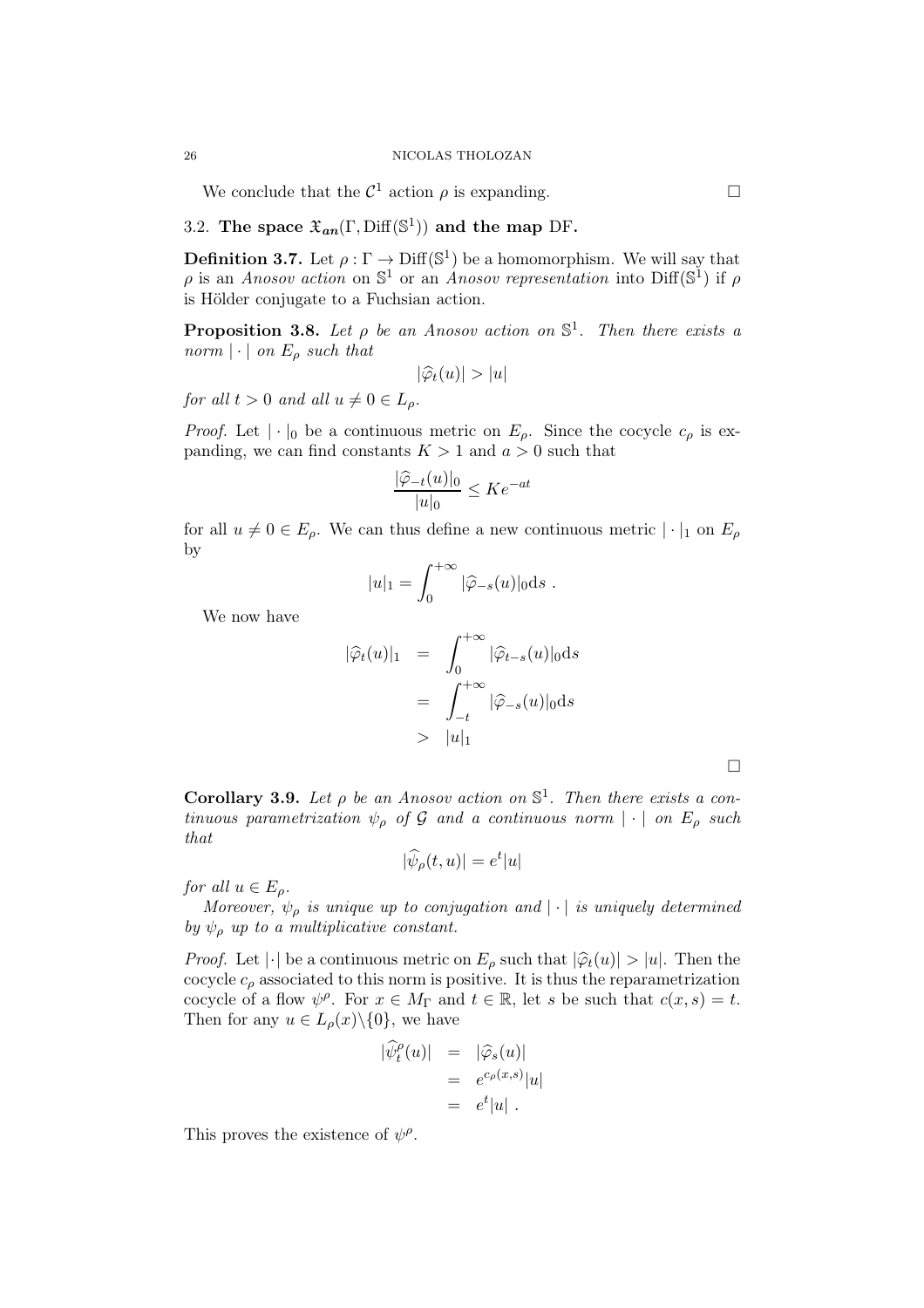We conclude that the $\mathcal{C}^1$ action $\rho$ is expanding. $\square$

### 3.2. The space $\mathfrak{X}_{an}(\Gamma, \mathrm{Diff}(\mathbb{S}^1))$ and the map DF.

**Definition 3.7.** Let $\rho : \Gamma \to \mathrm{Diff}(\mathbb{S}^1)$ be a homomorphism. We will say that $\rho$ is an *Anosov action* on $\mathbb{S}^1$ or an *Anosov representation* into $\mathrm{Diff}(\mathbb{S}^1)$ if $\rho$ is Hölder conjugate to a Fuchsian action.

**Proposition 3.8.** *Let $\rho$ be an Anosov action on $\mathbb{S}^1$. Then there exists a norm $|\cdot|$ on $E_\rho$ such that*

$$|\widehat{\varphi}_t(u)| > |u|$$

*for all $t > 0$ and all $u \neq 0 \in L_\rho$.*

*Proof.* Let $|\cdot|_0$ be a continuous metric on $E_\rho$. Since the cocycle $c_\rho$ is expanding, we can find constants $K > 1$ and $a > 0$ such that

$$\frac{|\widehat{\varphi}_{-t}(u)|_0}{|u|_0} \leq K e^{-at}$$

for all $u \neq 0 \in E_\rho$. We can thus define a new continuous metric $|\cdot|_1$ on $E_\rho$ by

$$|u|_1 = \int_0^{+\infty} |\widehat{\varphi}_{-s}(u)|_0 \mathrm{d}s \ .$$

We now have

$$\begin{aligned}
|\widehat{\varphi}_t(u)|_1 &= \int_0^{+\infty} |\widehat{\varphi}_{t-s}(u)|_0 \mathrm{d}s \\
&= \int_{-t}^{+\infty} |\widehat{\varphi}_{-s}(u)|_0 \mathrm{d}s \\
&> |u|_1
\end{aligned}$$

$\square$

**Corollary 3.9.** *Let $\rho$ be an Anosov action on $\mathbb{S}^1$. Then there exists a continuous parametrization $\psi_\rho$ of $\mathcal{G}$ and a continuous norm $|\cdot|$ on $E_\rho$ such that*

$$|\widehat{\psi}_\rho(t, u)| = e^t |u|$$

*for all $u \in E_\rho$.*

*Moreover, $\psi_\rho$ is unique up to conjugation and $|\cdot|$ is uniquely determined by $\psi_\rho$ up to a multiplicative constant.*

*Proof.* Let $|\cdot|$ be a continuous metric on $E_\rho$ such that $|\widehat{\varphi}_t(u)| > |u|$. Then the cocycle $c_\rho$ associated to this norm is positive. It is thus the reparametrization cocycle of a flow $\psi^\rho$. For $x \in M_\Gamma$ and $t \in \mathbb{R}$, let $s$ be such that $c(x, s) = t$. Then for any $u \in L_\rho(x) \backslash \{0\}$, we have

$$\begin{aligned}
|\widehat{\psi}^\rho_t(u)| &= |\widehat{\varphi}_s(u)| \\
&= e^{c_\rho(x,s)} |u| \\
&= e^t |u| \ .
\end{aligned}$$

This proves the existence of $\psi^\rho$.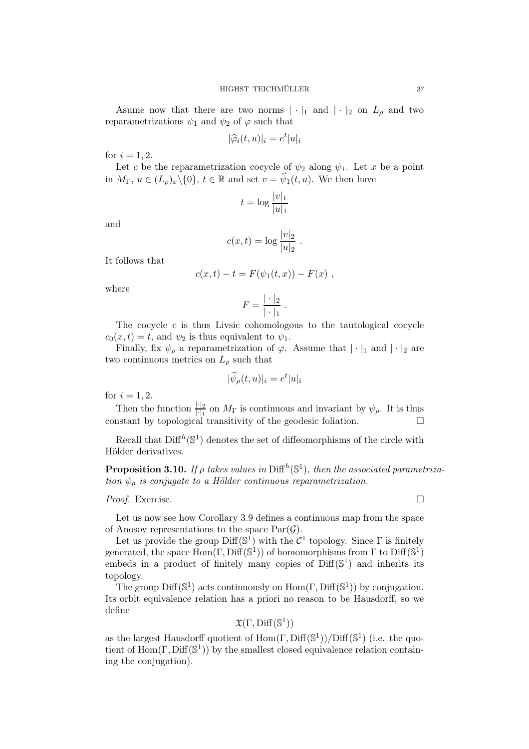Asume now that there are two norms $|\cdot|_1$ and $|\cdot|_2$ on $L_\rho$ and two reparametrizations $\psi_1$ and $\psi_2$ of $\varphi$ such that

$$|\widehat{\varphi}_i(t,u)|_i = e^t |u|_i$$

for $i = 1, 2$.

Let $c$ be the reparametrization cocycle of $\psi_2$ along $\psi_1$. Let $x$ be a point in $M_\Gamma$, $u \in (L_\rho)_x \backslash \{0\}$, $t \in \mathbb{R}$ and set $v = \widehat{\psi}_1(t,u)$. We then have

$$t = \log \frac{|v|_1}{|u|_1}$$

and

$$c(x,t) = \log \frac{|v|_2}{|u|_2} \ .$$

It follows that

$$c(x,t) - t = F(\psi_1(t,x)) - F(x) \ ,$$

where

$$F = \frac{|\cdot|_2}{|\cdot|_1} \ .$$

The cocycle $c$ is thus Livsic cohomologous to the tautological cocycle $c_0(x,t) = t$, and $\psi_2$ is thus equivalent to $\psi_1$.

Finally, fix $\psi_\rho$ a reparametrization of $\varphi$. Assume that $|\cdot|_1$ and $|\cdot|_2$ are two continuous metrics on $L_\rho$ such that

$$|\widehat{\psi}_\rho(t,u)|_i = e^t |u|_i$$

for $i = 1, 2$.

Then the function $\frac{|\cdot|_2}{|\cdot|_1}$ on $M_\Gamma$ is continuous and invariant by $\psi_\rho$. It is thus constant by topological transitivity of the geodesic foliation. $\square$

Recall that $\mathrm{Diff}^h(\mathbb{S}^1)$ denotes the set of diffeomorphisms of the circle with Hölder derivatives.

**Proposition 3.10.** *If $\rho$ takes values in $\mathrm{Diff}^h(\mathbb{S}^1)$, then the associated parametrization $\psi_\rho$ is conjugate to a Hölder continuous reparametrization.*

*Proof.* Exercise. $\square$

Let us now see how Corollary 3.9 defines a continuous map from the space of Anosov representations to the space $\mathrm{Par}(\mathcal{G})$.

Let us provide the group $\mathrm{Diff}(\mathbb{S}^1)$ with the $\mathcal{C}^1$ topology. Since $\Gamma$ is finitely generated, the space $\mathrm{Hom}(\Gamma, \mathrm{Diff}(\mathbb{S}^1))$ of homomorphisms from $\Gamma$ to $\mathrm{Diff}(\mathbb{S}^1)$ embeds in a product of finitely many copies of $\mathrm{Diff}(\mathbb{S}^1)$ and inherits its topology.

The group $\mathrm{Diff}(\mathbb{S}^1)$ acts continuously on $\mathrm{Hom}(\Gamma, \mathrm{Diff}(\mathbb{S}^1))$ by conjugation. Its orbit equivalence relation has a priori no reason to be Hausdorff, so we define

$$\mathfrak{X}(\Gamma, \mathrm{Diff}(\mathbb{S}^1))$$

as the largest Hausdorff quotient of $\mathrm{Hom}(\Gamma, \mathrm{Diff}(\mathbb{S}^1))/\mathrm{Diff}(\mathbb{S}^1)$ (i.e. the quotient of $\mathrm{Hom}(\Gamma, \mathrm{Diff}(\mathbb{S}^1))$ by the smallest closed equivalence relation containing the conjugation).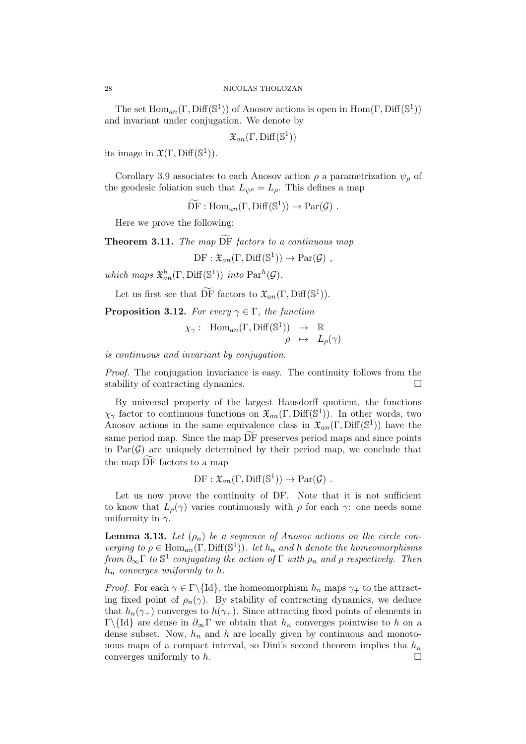The set $\mathrm{Hom}_{an}(\Gamma, \mathrm{Diff}(\mathbb{S}^1))$ of Anosov actions is open in $\mathrm{Hom}(\Gamma, \mathrm{Diff}(\mathbb{S}^1))$ and invariant under conjugation. We denote by

$$\mathfrak{X}_{an}(\Gamma, \mathrm{Diff}(\mathbb{S}^1))$$

its image in $\mathfrak{X}(\Gamma, \mathrm{Diff}(\mathbb{S}^1))$.

Corollary 3.9 associates to each Anosov action $\rho$ a parametrization $\psi_\rho$ of the geodesic foliation such that $L_{\psi^\rho} = L_\rho$. This defines a map

$$\widetilde{\mathrm{DF}} : \mathrm{Hom}_{an}(\Gamma, \mathrm{Diff}(\mathbb{S}^1)) \to \mathrm{Par}(\mathcal{G}) \ .$$

Here we prove the following:

**Theorem 3.11.** *The map* $\widetilde{\mathrm{DF}}$ *factors to a continuous map*

$$\mathrm{DF} : \mathfrak{X}_{an}(\Gamma, \mathrm{Diff}(\mathbb{S}^1)) \to \mathrm{Par}(\mathcal{G}) \ ,$$

*which maps* $\mathfrak{X}_{an}^h(\Gamma, \mathrm{Diff}(\mathbb{S}^1))$ *into* $\mathrm{Par}^h(\mathcal{G})$.

Let us first see that $\widetilde{\mathrm{DF}}$ factors to $\mathfrak{X}_{an}(\Gamma, \mathrm{Diff}(\mathbb{S}^1))$.

**Proposition 3.12.** *For every* $\gamma \in \Gamma$*, the function*

$$\begin{array}{rccc} \chi_\gamma : & \mathrm{Hom}_{an}(\Gamma, \mathrm{Diff}(\mathbb{S}^1)) & \to & \mathbb{R} \\ & \rho & \mapsto & L_\rho(\gamma) \end{array}$$

*is continuous and invariant by conjugation.*

*Proof.* The conjugation invariance is easy. The continuity follows from the stability of contracting dynamics. □

By universal property of the largest Hausdorff quotient, the functions $\chi_\gamma$ factor to continuous functions on $\mathfrak{X}_{an}(\Gamma, \mathrm{Diff}(\mathbb{S}^1))$. In other words, two Anosov actions in the same equivalence class in $\mathfrak{X}_{an}(\Gamma, \mathrm{Diff}(\mathbb{S}^1))$ have the same period map. Since the map $\widetilde{\mathrm{DF}}$ preserves period maps and since points in $\mathrm{Par}(\mathcal{G})$ are uniquely determined by their period map, we conclude that the map $\widetilde{\mathrm{DF}}$ factors to a map

$$\mathrm{DF} : \mathfrak{X}_{an}(\Gamma, \mathrm{Diff}(\mathbb{S}^1)) \to \mathrm{Par}(\mathcal{G}) \ .$$

Let us now prove the continuity of DF. Note that it is not sufficient to know that $L_\rho(\gamma)$ varies continuously with $\rho$ for each $\gamma$: one needs some uniformity in $\gamma$.

**Lemma 3.13.** *Let* $(\rho_n)$ *be a sequence of Anosov actions on the circle converging to* $\rho \in \mathrm{Hom}_{an}(\Gamma, \mathrm{Diff}(\mathbb{S}^1))$*. let* $h_n$ *and* $h$ *denote the homeomorphisms from* $\partial_\infty \Gamma$ *to* $\mathbb{S}^1$ *conjugating the action of* $\Gamma$ *with* $\rho_n$ *and* $\rho$ *respectively. Then* $h_n$ *converges uniformly to* $h$.

*Proof.* For each $\gamma \in \Gamma \backslash \{\mathrm{Id}\}$, the homeomorphism $h_n$ maps $\gamma_+$ to the attracting fixed point of $\rho_n(\gamma)$. By stability of contracting dynamics, we deduce that $h_n(\gamma_+)$ converges to $h(\gamma_+)$. Since attracting fixed points of elements in $\Gamma \backslash \{\mathrm{Id}\}$ are dense in $\partial_\infty \Gamma$ we obtain that $h_n$ converges pointwise to $h$ on a dense subset. Now, $h_n$ and $h$ are locally given by continuous and monotonous maps of a compact interval, so Dini's second theorem implies tha $h_n$ converges uniformly to $h$. □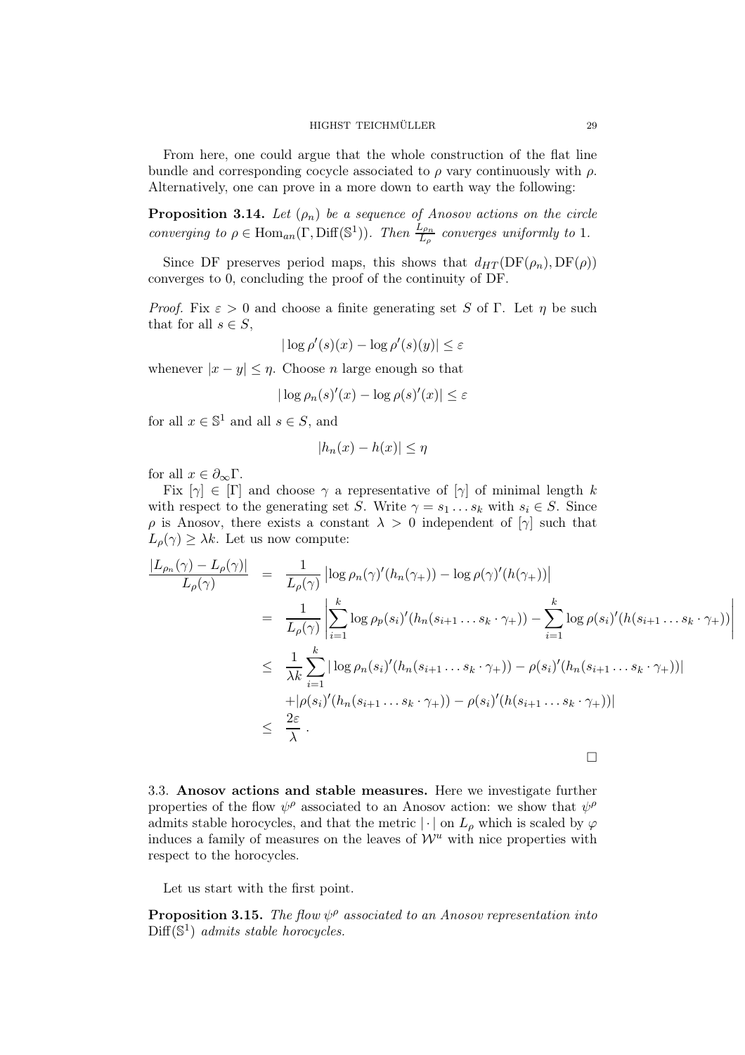From here, one could argue that the whole construction of the flat line bundle and corresponding cocycle associated to $\rho$ vary continuously with $\rho$. Alternatively, one can prove in a more down to earth way the following:

**Proposition 3.14.** *Let $(\rho_n)$ be a sequence of Anosov actions on the circle converging to $\rho \in \mathrm{Hom}_{an}(\Gamma, \mathrm{Diff}(\mathbb{S}^1))$. Then $\frac{L_{\rho_n}}{L_\rho}$ converges uniformly to 1.*

Since DF preserves period maps, this shows that $d_{HT}(\mathrm{DF}(\rho_n), \mathrm{DF}(\rho))$ converges to 0, concluding the proof of the continuity of DF.

*Proof.* Fix $\varepsilon > 0$ and choose a finite generating set $S$ of $\Gamma$. Let $\eta$ be such that for all $s \in S$,

$$|\log \rho'(s)(x) - \log \rho'(s)(y)| \leq \varepsilon$$

whenever $|x - y| \leq \eta$. Choose $n$ large enough so that

$$|\log \rho_n(s)'(x) - \log \rho(s)'(x)| \leq \varepsilon$$

for all $x \in \mathbb{S}^1$ and all $s \in S$, and

$$|h_n(x) - h(x)| \leq \eta$$

for all $x \in \partial_\infty \Gamma$.

Fix $[\gamma] \in [\Gamma]$ and choose $\gamma$ a representative of $[\gamma]$ of minimal length $k$ with respect to the generating set $S$. Write $\gamma = s_1 \dots s_k$ with $s_i \in S$. Since $\rho$ is Anosov, there exists a constant $\lambda > 0$ independent of $[\gamma]$ such that $L_\rho(\gamma) \geq \lambda k$. Let us now compute:

$$\begin{aligned}
\frac{|L_{\rho_n}(\gamma) - L_\rho(\gamma)|}{L_\rho(\gamma)} &= \frac{1}{L_\rho(\gamma)} \left|\log \rho_n(\gamma)'(h_n(\gamma_+)) - \log \rho(\gamma)'(h(\gamma_+))\right| \\
&= \frac{1}{L_\rho(\gamma)} \left| \sum_{i=1}^k \log \rho_p(s_i)'(h_n(s_{i+1} \dots s_k \cdot \gamma_+)) - \sum_{i=1}^k \log \rho(s_i)'(h(s_{i+1} \dots s_k \cdot \gamma_+)) \right| \\
&\leq \frac{1}{\lambda k} \sum_{i=1}^k |\log \rho_n(s_i)'(h_n(s_{i+1} \dots s_k \cdot \gamma_+)) - \rho(s_i)'(h_n(s_{i+1} \dots s_k \cdot \gamma_+))| \\
&\quad + |\rho(s_i)'(h_n(s_{i+1} \dots s_k \cdot \gamma_+)) - \rho(s_i)'(h(s_{i+1} \dots s_k \cdot \gamma_+))| \\
&\leq \frac{2\varepsilon}{\lambda}\,.
\end{aligned}$$

$\square$

### 3.3. Anosov actions and stable measures.

Here we investigate further properties of the flow $\psi^\rho$ associated to an Anosov action: we show that $\psi^\rho$ admits stable horocycles, and that the metric $|\cdot|$ on $L_\rho$ which is scaled by $\varphi$ induces a family of measures on the leaves of $\mathcal{W}^u$ with nice properties with respect to the horocycles.

Let us start with the first point.

**Proposition 3.15.** *The flow $\psi^\rho$ associated to an Anosov representation into $\mathrm{Diff}(\mathbb{S}^1)$ admits stable horocycles.*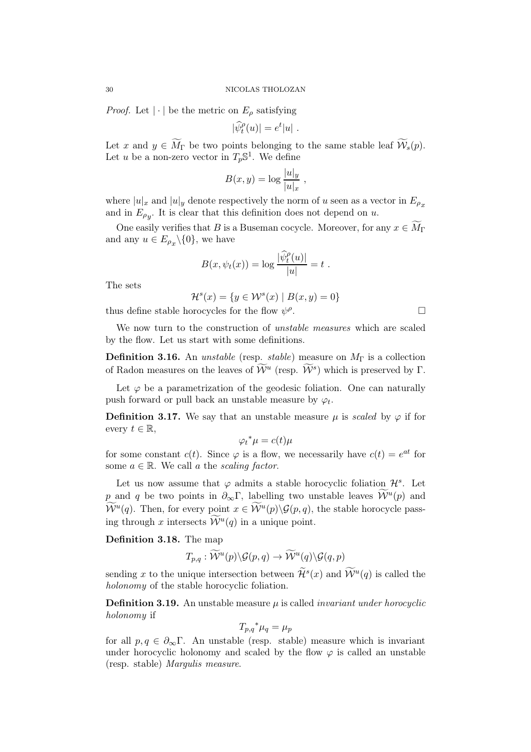*Proof.* Let $|\cdot|$ be the metric on $E_\rho$ satisfying

$$|\widehat{\psi}^\rho_t(u)| = e^t |u| \ .$$

Let $x$ and $y \in \widetilde{M_\Gamma}$ be two points belonging to the same stable leaf $\widetilde{\mathcal{W}}_s(p)$. Let $u$ be a non-zero vector in $T_p\mathbb{S}^1$. We define

$$B(x,y) = \log \frac{|u|_y}{|u|_x} \ ,$$

where $|u|_x$ and $|u|_y$ denote respectively the norm of $u$ seen as a vector in $E_{\rho_x}$ and in $E_{\rho_y}$. It is clear that this definition does not depend on $u$.

One easily verifies that $B$ is a Buseman cocycle. Moreover, for any $x \in \widetilde{M_\Gamma}$ and any $u \in E_{\rho_x}\backslash\{0\}$, we have

$$B(x, \psi_t(x)) = \log \frac{|\widehat{\psi}^\rho_t(u)|}{|u|} = t \ .$$

The sets

$$\mathcal{H}^s(x) = \{y \in \mathcal{W}^s(x) \mid B(x,y) = 0\}$$

thus define stable horocycles for the flow $\psi^\rho$. □

We now turn to the construction of *unstable measures* which are scaled by the flow. Let us start with some definitions.

**Definition 3.16.** An *unstable* (resp. *stable*) measure on $M_\Gamma$ is a collection of Radon measures on the leaves of $\widetilde{\mathcal{W}}^u$ (resp. $\widetilde{\mathcal{W}}^s$) which is preserved by $\Gamma$.

Let $\varphi$ be a parametrization of the geodesic foliation. One can naturally push forward or pull back an unstable measure by $\varphi_t$.

**Definition 3.17.** We say that an unstable measure $\mu$ is *scaled* by $\varphi$ if for every $t \in \mathbb{R}$,

$${\varphi_t}^* \mu = c(t) \mu$$

for some constant $c(t)$. Since $\varphi$ is a flow, we necessarily have $c(t) = e^{at}$ for some $a \in \mathbb{R}$. We call $a$ the *scaling factor*.

Let us now assume that $\varphi$ admits a stable horocyclic foliation $\mathcal{H}^s$. Let $p$ and $q$ be two points in $\partial_\infty \Gamma$, labelling two unstable leaves $\widetilde{\mathcal{W}}^u(p)$ and $\widetilde{\mathcal{W}}^u(q)$. Then, for every point $x \in \widetilde{\mathcal{W}}^u(p)\backslash\mathcal{G}(p,q)$, the stable horocycle passing through $x$ intersects $\widetilde{\mathcal{W}}^u(q)$ in a unique point.

**Definition 3.18.** The map

$$T_{p,q} : \widetilde{\mathcal{W}}^u(p)\backslash\mathcal{G}(p,q) \to \widetilde{\mathcal{W}}^u(q)\backslash\mathcal{G}(q,p)$$

sending $x$ to the unique intersection between $\widetilde{\mathcal{H}}^s(x)$ and $\widetilde{\mathcal{W}}^u(q)$ is called the *holonomy* of the stable horocyclic foliation.

**Definition 3.19.** An unstable measure $\mu$ is called *invariant under horocyclic holonomy* if

$${T_{p,q}}^* \mu_q = \mu_p$$

for all $p, q \in \partial_\infty \Gamma$. An unstable (resp. stable) measure which is invariant under horocyclic holonomy and scaled by the flow $\varphi$ is called an unstable (resp. stable) *Margulis measure*.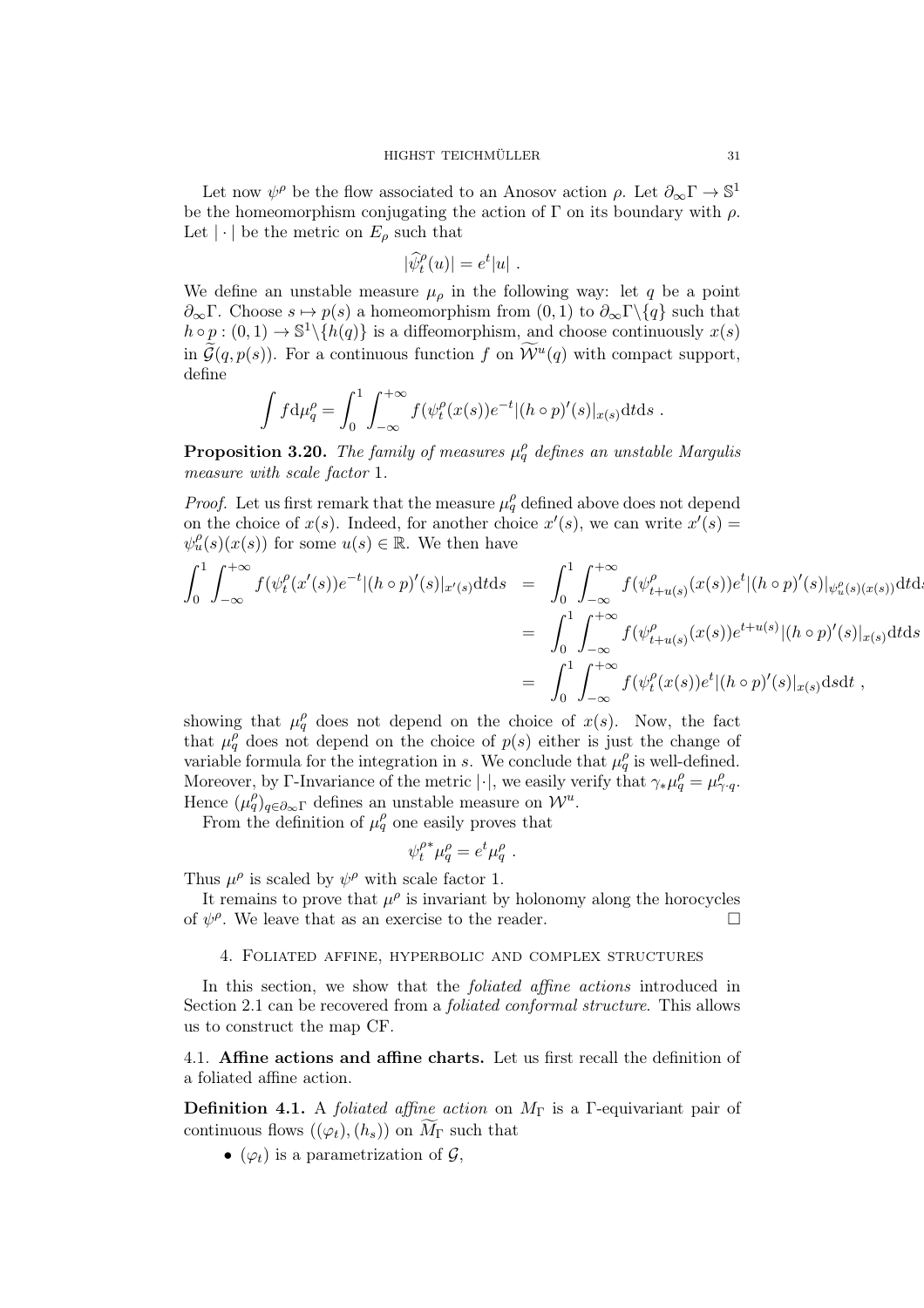Let now $\psi^\rho$ be the flow associated to an Anosov action $\rho$. Let $\partial_\infty\Gamma \to \mathbb{S}^1$ be the homeomorphism conjugating the action of $\Gamma$ on its boundary with $\rho$. Let $|\cdot|$ be the metric on $E_\rho$ such that

$$|\widehat{\psi}_t^\rho(u)| = e^t|u| \ .$$

We define an unstable measure $\mu_\rho$ in the following way: let $q$ be a point $\partial_\infty\Gamma$. Choose $s \mapsto p(s)$ a homeomorphism from $(0,1)$ to $\partial_\infty\Gamma\backslash\{q\}$ such that $h \circ p : (0,1) \to \mathbb{S}^1\backslash\{h(q)\}$ is a diffeomorphism, and choose continuously $x(s)$ in $\widetilde{\mathcal{G}}(q, p(s))$. For a continuous function $f$ on $\widetilde{\mathcal{W}}^u(q)$ with compact support, define

$$\int f \mathrm{d}\mu_q^\rho = \int_0^1 \int_{-\infty}^{+\infty} f(\psi_t^\rho(x(s))e^{-t}|(h\circ p)'(s)|_{x(s)}\mathrm{d}t\mathrm{d}s \ .$$

**Proposition 3.20.** *The family of measures $\mu_q^\rho$ defines an unstable Margulis measure with scale factor* 1.

*Proof.* Let us first remark that the measure $\mu_q^\rho$ defined above does not depend on the choice of $x(s)$. Indeed, for another choice $x'(s)$, we can write $x'(s) = \psi_u^\rho(s)(x(s))$ for some $u(s) \in \mathbb{R}$. We then have

$$\begin{aligned}
\int_0^1 \int_{-\infty}^{+\infty} f(\psi_t^\rho(x'(s))e^{-t}|(h\circ p)'(s)|_{x'(s)}\mathrm{d}t\mathrm{d}s &= \int_0^1 \int_{-\infty}^{+\infty} f(\psi_{t+u(s)}^\rho(x(s))e^{t}|(h\circ p)'(s)|_{\psi_u^\rho(s)(x(s))}\mathrm{d}t\mathrm{d}s \\
&= \int_0^1 \int_{-\infty}^{+\infty} f(\psi_{t+u(s)}^\rho(x(s))e^{t+u(s)}|(h\circ p)'(s)|_{x(s)}\mathrm{d}t\mathrm{d}s \\
&= \int_0^1 \int_{-\infty}^{+\infty} f(\psi_t^\rho(x(s))e^{t}|(h\circ p)'(s)|_{x(s)}\mathrm{d}s\mathrm{d}t \ ,
\end{aligned}$$

showing that $\mu_q^\rho$ does not depend on the choice of $x(s)$. Now, the fact that $\mu_q^\rho$ does not depend on the choice of $p(s)$ either is just the change of variable formula for the integration in $s$. We conclude that $\mu_q^\rho$ is well-defined. Moreover, by $\Gamma$-Invariance of the metric $|\cdot|$, we easily verify that $\gamma_*\mu_q^\rho = \mu_{\gamma\cdot q}^\rho$. Hence $(\mu_q^\rho)_{q\in\partial_\infty\Gamma}$ defines an unstable measure on $\mathcal{W}^u$.

From the definition of $\mu_q^\rho$ one easily proves that

$$\psi_t^{\rho*}\mu_q^\rho = e^t\mu_q^\rho \ .$$

Thus $\mu^\rho$ is scaled by $\psi^\rho$ with scale factor 1.

It remains to prove that $\mu^\rho$ is invariant by holonomy along the horocycles of $\psi^\rho$. We leave that as an exercise to the reader. □

## 4. Foliated affine, hyperbolic and complex structures

In this section, we show that the *foliated affine actions* introduced in Section 2.1 can be recovered from a *foliated conformal structure*. This allows us to construct the map CF.

### 4.1. Affine actions and affine charts.

Let us first recall the definition of a foliated affine action.

**Definition 4.1.** A *foliated affine action* on $M_\Gamma$ is a $\Gamma$-equivariant pair of continuous flows $((\varphi_t), (h_s))$ on $\widetilde{M}_\Gamma$ such that

- $(\varphi_t)$ is a parametrization of $\mathcal{G}$,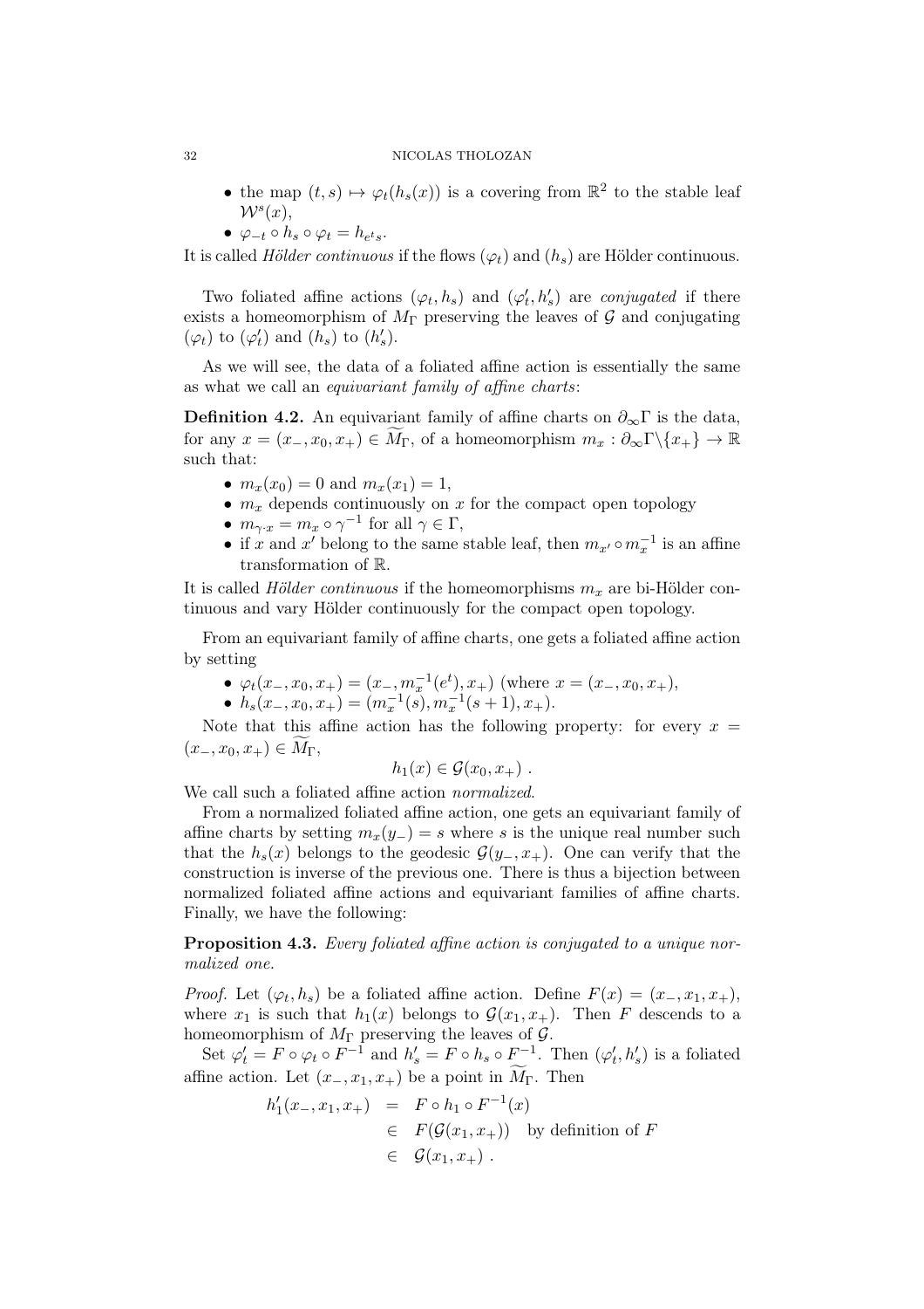- the map $(t,s) \mapsto \varphi_t(h_s(x))$ is a covering from $\mathbb{R}^2$ to the stable leaf $\mathcal{W}^s(x)$,
- $\varphi_{-t} \circ h_s \circ \varphi_t = h_{e^t s}$.

It is called *Hölder continuous* if the flows $(\varphi_t)$ and $(h_s)$ are Hölder continuous.

Two foliated affine actions $(\varphi_t, h_s)$ and $(\varphi'_t, h'_s)$ are *conjugated* if there exists a homeomorphism of $M_\Gamma$ preserving the leaves of $\mathcal{G}$ and conjugating $(\varphi_t)$ to $(\varphi'_t)$ and $(h_s)$ to $(h'_s)$.

As we will see, the data of a foliated affine action is essentially the same as what we call an *equivariant family of affine charts*:

**Definition 4.2.** An equivariant family of affine charts on $\partial_\infty\Gamma$ is the data, for any $x = (x_-, x_0, x_+) \in \widetilde{M}_\Gamma$, of a homeomorphism $m_x : \partial_\infty\Gamma\backslash\{x_+\} \to \mathbb{R}$ such that:

- $m_x(x_0) = 0$ and $m_x(x_1) = 1$,
- $m_x$ depends continuously on $x$ for the compact open topology
- $m_{\gamma\cdot x} = m_x \circ \gamma^{-1}$ for all $\gamma \in \Gamma$,
- if $x$ and $x'$ belong to the same stable leaf, then $m_{x'} \circ m_x^{-1}$ is an affine transformation of $\mathbb{R}$.

It is called *Hölder continuous* if the homeomorphisms $m_x$ are bi-Hölder continuous and vary Hölder continuously for the compact open topology.

From an equivariant family of affine charts, one gets a foliated affine action by setting

- $\varphi_t(x_-, x_0, x_+) = (x_-, m_x^{-1}(e^t), x_+)$ (where $x = (x_-, x_0, x_+)$,
- $h_s(x_-, x_0, x_+) = (m_x^{-1}(s), m_x^{-1}(s+1), x_+)$.

Note that this affine action has the following property: for every $x = (x_-, x_0, x_+) \in \widetilde{M}_\Gamma$,

$$h_1(x) \in \mathcal{G}(x_0, x_+) \ .$$

We call such a foliated affine action *normalized*.

From a normalized foliated affine action, one gets an equivariant family of affine charts by setting $m_x(y_-) = s$ where $s$ is the unique real number such that the $h_s(x)$ belongs to the geodesic $\mathcal{G}(y_-, x_+)$. One can verify that the construction is inverse of the previous one. There is thus a bijection between normalized foliated affine actions and equivariant families of affine charts. Finally, we have the following:

**Proposition 4.3.** *Every foliated affine action is conjugated to a unique normalized one.*

*Proof.* Let $(\varphi_t, h_s)$ be a foliated affine action. Define $F(x) = (x_-, x_1, x_+)$, where $x_1$ is such that $h_1(x)$ belongs to $\mathcal{G}(x_1, x_+)$. Then $F$ descends to a homeomorphism of $M_\Gamma$ preserving the leaves of $\mathcal{G}$.

Set $\varphi'_t = F \circ \varphi_t \circ F^{-1}$ and $h'_s = F \circ h_s \circ F^{-1}$. Then $(\varphi'_t, h'_s)$ is a foliated affine action. Let $(x_-, x_1, x_+)$ be a point in $\widetilde{M}_\Gamma$. Then

$$\begin{aligned}
h'_1(x_-, x_1, x_+) &= F \circ h_1 \circ F^{-1}(x) \\
&\in F(\mathcal{G}(x_1, x_+)) \quad \text{by definition of } F \\
&\in \mathcal{G}(x_1, x_+) \ .
\end{aligned}$$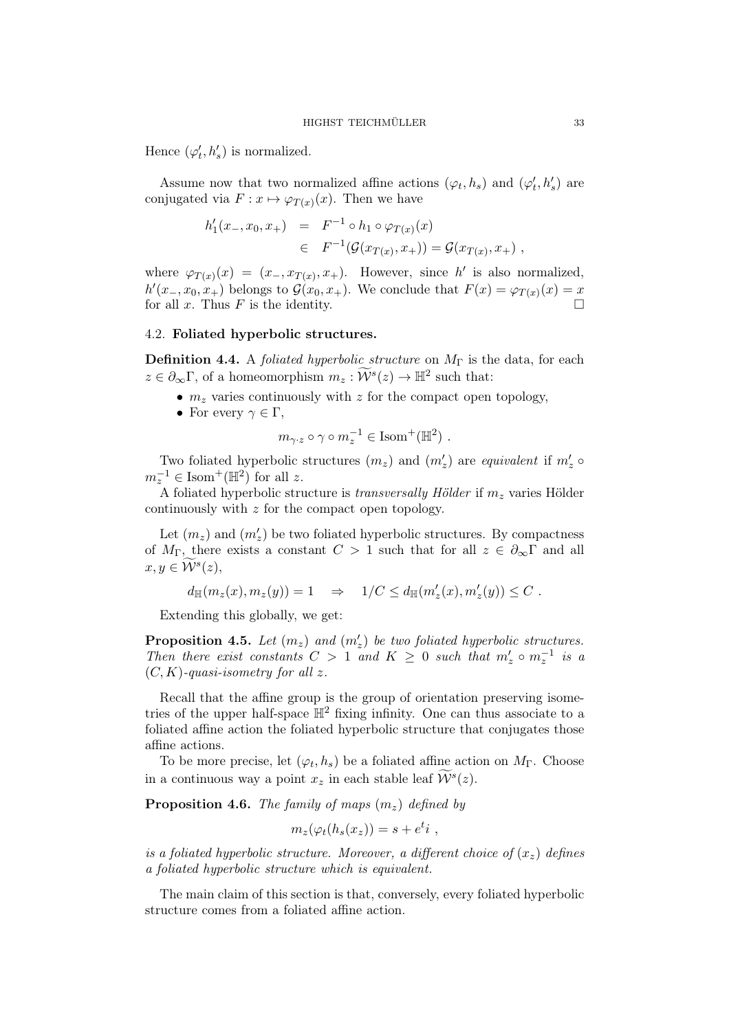Hence $(\varphi'_t, h'_s)$ is normalized.

Assume now that two normalized affine actions $(\varphi_t, h_s)$ and $(\varphi'_t, h'_s)$ are conjugated via $F : x \mapsto \varphi_{T(x)}(x)$. Then we have

$$
\begin{aligned}
h'_1(x_-, x_0, x_+) &= F^{-1} \circ h_1 \circ \varphi_{T(x)}(x) \\
&\in F^{-1}(\mathcal{G}(x_{T(x)}, x_+)) = \mathcal{G}(x_{T(x)}, x_+) ,
\end{aligned}
$$

where $\varphi_{T(x)}(x) = (x_-, x_{T(x)}, x_+)$. However, since $h'$ is also normalized, $h'(x_-, x_0, x_+)$ belongs to $\mathcal{G}(x_0, x_+)$. We conclude that $F(x) = \varphi_{T(x)}(x) = x$ for all $x$. Thus $F$ is the identity. □

### 4.2. Foliated hyperbolic structures.

**Definition 4.4.** A *foliated hyperbolic structure* on $M_\Gamma$ is the data, for each $z \in \partial_\infty \Gamma$, of a homeomorphism $m_z : \widetilde{\mathcal{W}}^s(z) \to \mathbb{H}^2$ such that:

- $m_z$ varies continuously with $z$ for the compact open topology,
- For every $\gamma \in \Gamma$,
$$
m_{\gamma \cdot z} \circ \gamma \circ m_z^{-1} \in \mathrm{Isom}^+(\mathbb{H}^2) .
$$

Two foliated hyperbolic structures $(m_z)$ and $(m'_z)$ are *equivalent* if $m'_z \circ m_z^{-1} \in \mathrm{Isom}^+(\mathbb{H}^2)$ for all $z$.

A foliated hyperbolic structure is *transversally Hölder* if $m_z$ varies Hölder continuously with $z$ for the compact open topology.

Let $(m_z)$ and $(m'_z)$ be two foliated hyperbolic structures. By compactness of $M_\Gamma$, there exists a constant $C > 1$ such that for all $z \in \partial_\infty \Gamma$ and all $x, y \in \widetilde{\mathcal{W}}^s(z)$,

$$
d_{\mathbb{H}}(m_z(x), m_z(y)) = 1 \quad \Rightarrow \quad 1/C \leq d_{\mathbb{H}}(m'_z(x), m'_z(y)) \leq C .
$$

Extending this globally, we get:

**Proposition 4.5.** *Let $(m_z)$ and $(m'_z)$ be two foliated hyperbolic structures. Then there exist constants $C > 1$ and $K \geq 0$ such that $m'_z \circ m_z^{-1}$ is a $(C, K)$-quasi-isometry for all $z$.*

Recall that the affine group is the group of orientation preserving isometries of the upper half-space $\mathbb{H}^2$ fixing infinity. One can thus associate to a foliated affine action the foliated hyperbolic structure that conjugates those affine actions.

To be more precise, let $(\varphi_t, h_s)$ be a foliated affine action on $M_\Gamma$. Choose in a continuous way a point $x_z$ in each stable leaf $\widetilde{\mathcal{W}}^s(z)$.

**Proposition 4.6.** *The family of maps $(m_z)$ defined by*

$$
m_z(\varphi_t(h_s(x_z)) = s + e^t i ,
$$

*is a foliated hyperbolic structure. Moreover, a different choice of $(x_z)$ defines a foliated hyperbolic structure which is equivalent.*

The main claim of this section is that, conversely, every foliated hyperbolic structure comes from a foliated affine action.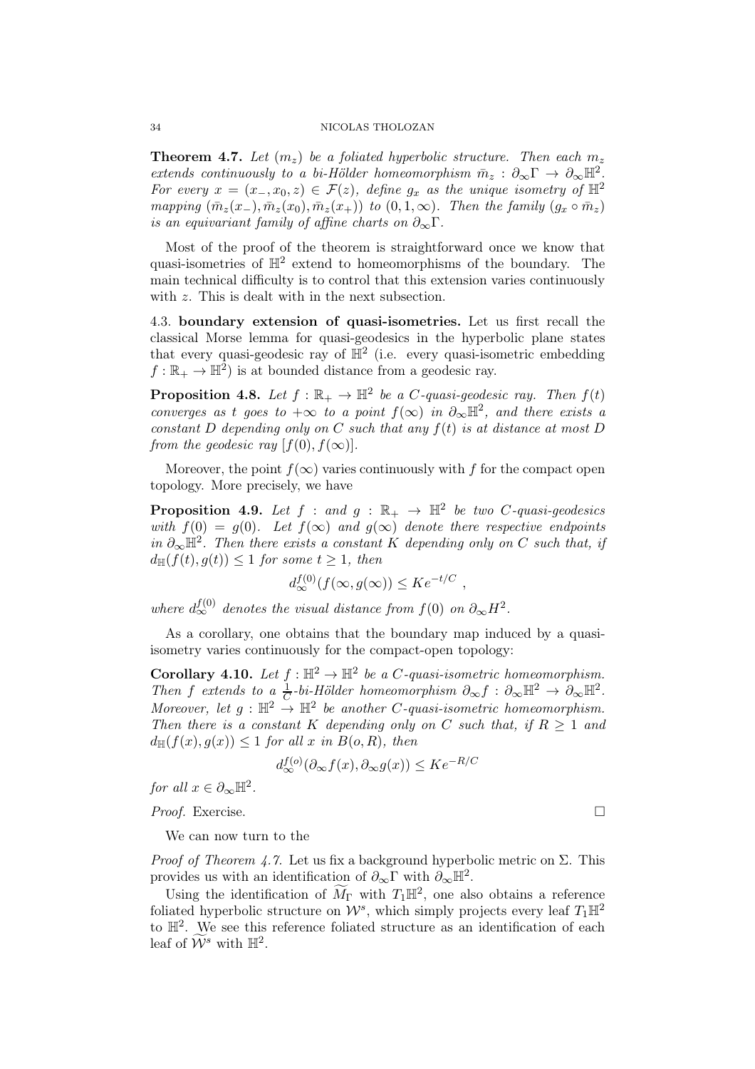**Theorem 4.7.** *Let $(m_z)$ be a foliated hyperbolic structure. Then each $m_z$ extends continuously to a bi-Hölder homeomorphism $\bar{m}_z : \partial_\infty \Gamma \to \partial_\infty \mathbb{H}^2$. For every $x = (x_-, x_0, z) \in \mathcal{F}(z)$, define $g_x$ as the unique isometry of $\mathbb{H}^2$ mapping $(\bar{m}_z(x_-), \bar{m}_z(x_0), \bar{m}_z(x_+))$ to $(0, 1, \infty)$. Then the family $(g_x \circ \bar{m}_z)$ is an equivariant family of affine charts on $\partial_\infty \Gamma$.*

Most of the proof of the theorem is straightforward once we know that quasi-isometries of $\mathbb{H}^2$ extend to homeomorphisms of the boundary. The main technical difficulty is to control that this extension varies continuously with $z$. This is dealt with in the next subsection.

## 4.3. boundary extension of quasi-isometries.

Let us first recall the classical Morse lemma for quasi-geodesics in the hyperbolic plane states that every quasi-geodesic ray of $\mathbb{H}^2$ (i.e. every quasi-isometric embedding $f : \mathbb{R}_+ \to \mathbb{H}^2$) is at bounded distance from a geodesic ray.

**Proposition 4.8.** *Let $f : \mathbb{R}_+ \to \mathbb{H}^2$ be a $C$-quasi-geodesic ray. Then $f(t)$ converges as $t$ goes to $+\infty$ to a point $f(\infty)$ in $\partial_\infty \mathbb{H}^2$, and there exists a constant $D$ depending only on $C$ such that any $f(t)$ is at distance at most $D$ from the geodesic ray $[f(0), f(\infty)]$.*

Moreover, the point $f(\infty)$ varies continuously with $f$ for the compact open topology. More precisely, we have

**Proposition 4.9.** *Let $f$ : and $g : \mathbb{R}_+ \to \mathbb{H}^2$ be two $C$-quasi-geodesics with $f(0) = g(0)$. Let $f(\infty)$ and $g(\infty)$ denote there respective endpoints in $\partial_\infty \mathbb{H}^2$. Then there exists a constant $K$ depending only on $C$ such that, if $d_{\mathbb{H}}(f(t), g(t)) \leq 1$ for some $t \geq 1$, then*

$$d_\infty^{f(0)}(f(\infty, g(\infty)) \leq K e^{-t/C} ,$$

*where $d_\infty^{f(0)}$ denotes the visual distance from $f(0)$ on $\partial_\infty H^2$.*

As a corollary, one obtains that the boundary map induced by a quasi-isometry varies continuously for the compact-open topology:

**Corollary 4.10.** *Let $f : \mathbb{H}^2 \to \mathbb{H}^2$ be a $C$-quasi-isometric homeomorphism. Then $f$ extends to a $\frac{1}{C}$-bi-Hölder homeomorphism $\partial_\infty f : \partial_\infty \mathbb{H}^2 \to \partial_\infty \mathbb{H}^2$. Moreover, let $g : \mathbb{H}^2 \to \mathbb{H}^2$ be another $C$-quasi-isometric homeomorphism. Then there is a constant $K$ depending only on $C$ such that, if $R \geq 1$ and $d_{\mathbb{H}}(f(x), g(x)) \leq 1$ for all $x$ in $B(o, R)$, then*

$$d_\infty^{f(o)}(\partial_\infty f(x), \partial_\infty g(x)) \leq K e^{-R/C}$$

*for all $x \in \partial_\infty \mathbb{H}^2$.*

*Proof.* Exercise. □

We can now turn to the

*Proof of Theorem 4.7.* Let us fix a background hyperbolic metric on $\Sigma$. This provides us with an identification of $\partial_\infty \Gamma$ with $\partial_\infty \mathbb{H}^2$.

Using the identification of $\widetilde{M_\Gamma}$ with $T_1 \mathbb{H}^2$, one also obtains a reference foliated hyperbolic structure on $\mathcal{W}^s$, which simply projects every leaf $T_1 \mathbb{H}^2$ to $\mathbb{H}^2$. We see this reference foliated structure as an identification of each leaf of $\widetilde{\mathcal{W}}^s$ with $\mathbb{H}^2$.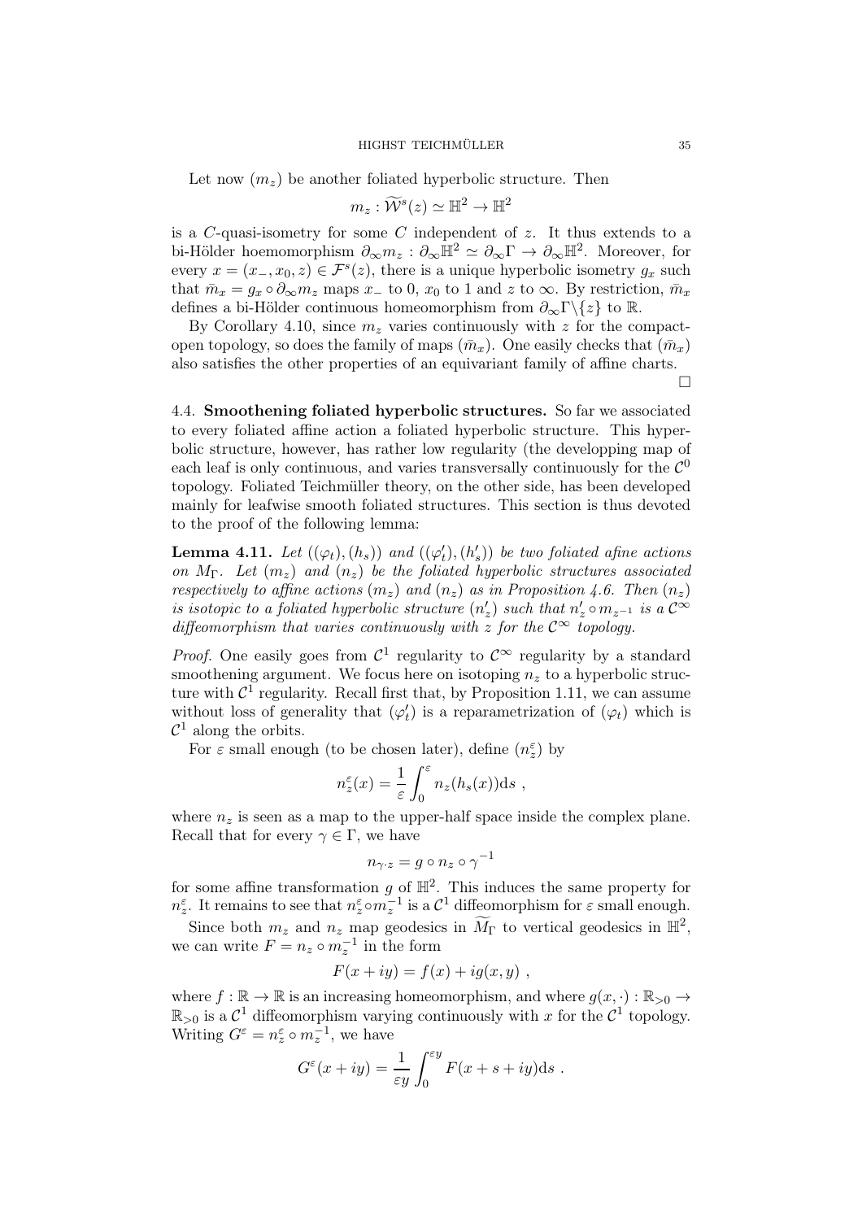Let now $(m_z)$ be another foliated hyperbolic structure. Then

$$m_z : \widetilde{\mathcal{W}}^s(z) \simeq \mathbb{H}^2 \to \mathbb{H}^2$$

is a $C$-quasi-isometry for some $C$ independent of $z$. It thus extends to a bi-Hölder hoemomorphism $\partial_\infty m_z : \partial_\infty \mathbb{H}^2 \simeq \partial_\infty \Gamma \to \partial_\infty \mathbb{H}^2$. Moreover, for every $x = (x_-, x_0, z) \in \mathcal{F}^s(z)$, there is a unique hyperbolic isometry $g_x$ such that $\bar{m}_x = g_x \circ \partial_\infty m_z$ maps $x_-$ to 0, $x_0$ to 1 and $z$ to $\infty$. By restriction, $\bar{m}_x$ defines a bi-Hölder continuous homeomorphism from $\partial_\infty \Gamma \backslash \{z\}$ to $\mathbb{R}$.

By Corollary 4.10, since $m_z$ varies continuously with $z$ for the compact-open topology, so does the family of maps $(\bar{m}_x)$. One easily checks that $(\bar{m}_x)$ also satisfies the other properties of an equivariant family of affine charts.

□

## 4.4. Smoothening foliated hyperbolic structures.

So far we associated to every foliated affine action a foliated hyperbolic structure. This hyperbolic structure, however, has rather low regularity (the developping map of each leaf is only continuous, and varies transversally continuously for the $\mathcal{C}^0$ topology. Foliated Teichmüller theory, on the other side, has been developed mainly for leafwise smooth foliated structures. This section is thus devoted to the proof of the following lemma:

**Lemma 4.11.** *Let $((\varphi_t), (h_s))$ and $((\varphi'_t), (h'_s))$ be two foliated afine actions on $M_\Gamma$. Let $(m_z)$ and $(n_z)$ be the foliated hyperbolic structures associated respectively to affine actions $(m_z)$ and $(n_z)$ as in Proposition 4.6. Then $(n_z)$ is isotopic to a foliated hyperbolic structure $(n'_z)$ such that $n'_z \circ m_{z^{-1}}$ is a $\mathcal{C}^\infty$ diffeomorphism that varies continuously with $z$ for the $\mathcal{C}^\infty$ topology.*

*Proof.* One easily goes from $\mathcal{C}^1$ regularity to $\mathcal{C}^\infty$ regularity by a standard smoothening argument. We focus here on isotoping $n_z$ to a hyperbolic structure with $\mathcal{C}^1$ regularity. Recall first that, by Proposition 1.11, we can assume without loss of generality that $(\varphi'_t)$ is a reparametrization of $(\varphi_t)$ which is $\mathcal{C}^1$ along the orbits.

For $\varepsilon$ small enough (to be chosen later), define $(n_z^\varepsilon)$ by

$$n_z^\varepsilon(x) = \frac{1}{\varepsilon} \int_0^\varepsilon n_z(h_s(x)) \mathrm{d}s \ ,$$

where $n_z$ is seen as a map to the upper-half space inside the complex plane. Recall that for every $\gamma \in \Gamma$, we have

$$n_{\gamma \cdot z} = g \circ n_z \circ \gamma^{-1}$$

for some affine transformation $g$ of $\mathbb{H}^2$. This induces the same property for $n_z^\varepsilon$. It remains to see that $n_z^\varepsilon \circ m_z^{-1}$ is a $\mathcal{C}^1$ diffeomorphism for $\varepsilon$ small enough.

Since both $m_z$ and $n_z$ map geodesics in $\widetilde{M_\Gamma}$ to vertical geodesics in $\mathbb{H}^2$, we can write $F = n_z \circ m_z^{-1}$ in the form

$$F(x + iy) = f(x) + ig(x, y) \ ,$$

where $f : \mathbb{R} \to \mathbb{R}$ is an increasing homeomorphism, and where $g(x, \cdot) : \mathbb{R}_{>0} \to \mathbb{R}_{>0}$ is a $\mathcal{C}^1$ diffeomorphism varying continuously with $x$ for the $\mathcal{C}^1$ topology. Writing $G^\varepsilon = n_z^\varepsilon \circ m_z^{-1}$, we have

$$G^\varepsilon(x + iy) = \frac{1}{\varepsilon y} \int_0^{\varepsilon y} F(x + s + iy) \mathrm{d}s \ .$$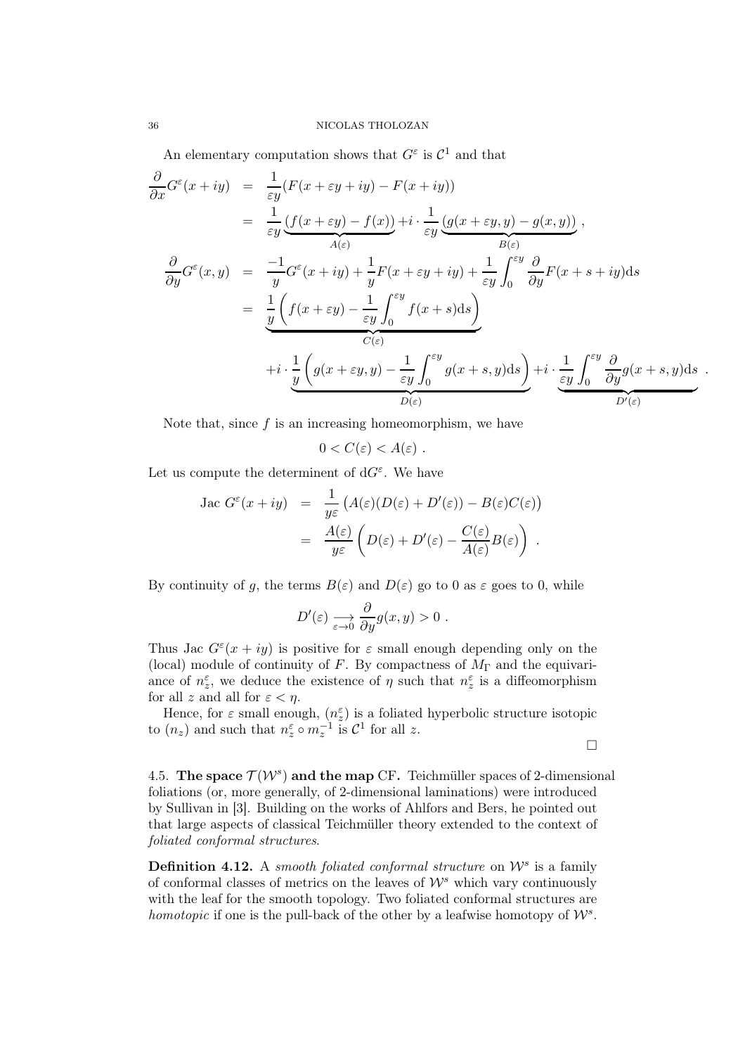An elementary computation shows that $G^\varepsilon$ is $\mathcal{C}^1$ and that

$$
\begin{aligned}
\frac{\partial}{\partial x} G^\varepsilon(x+iy) &= \frac{1}{\varepsilon y}(F(x+\varepsilon y+iy) - F(x+iy)) \\
&= \frac{1}{\varepsilon y}\underbrace{(f(x+\varepsilon y) - f(x))}_{A(\varepsilon)} + i\cdot \frac{1}{\varepsilon y}\underbrace{(g(x+\varepsilon y, y) - g(x,y))}_{B(\varepsilon)}, \\
\frac{\partial}{\partial y} G^\varepsilon(x,y) &= \frac{-1}{y} G^\varepsilon(x+iy) + \frac{1}{y} F(x+\varepsilon y + iy) + \frac{1}{\varepsilon y}\int_0^{\varepsilon y} \frac{\partial}{\partial y} F(x+s+iy)\mathrm{d}s \\
&= \underbrace{\frac{1}{y}\left(f(x+\varepsilon y) - \frac{1}{\varepsilon y}\int_0^{\varepsilon y} f(x+s)\mathrm{d}s\right)}_{C(\varepsilon)} \\
&\quad + i\cdot \underbrace{\frac{1}{y}\left(g(x+\varepsilon y, y) - \frac{1}{\varepsilon y}\int_0^{\varepsilon y} g(x+s,y)\mathrm{d}s\right)}_{D(\varepsilon)} + i\cdot \underbrace{\frac{1}{\varepsilon y}\int_0^{\varepsilon y}\frac{\partial}{\partial y} g(x+s,y)\mathrm{d}s}_{D'(\varepsilon)}.
\end{aligned}
$$

Note that, since $f$ is an increasing homeomorphism, we have

$$
0 < C(\varepsilon) < A(\varepsilon) .
$$

Let us compute the determinent of $\mathrm{d}G^\varepsilon$. We have

$$
\begin{aligned}
\mathrm{Jac}\ G^\varepsilon(x+iy) &= \frac{1}{y\varepsilon}\left(A(\varepsilon)(D(\varepsilon)+D'(\varepsilon)) - B(\varepsilon)C(\varepsilon)\right) \\
&= \frac{A(\varepsilon)}{y\varepsilon}\left(D(\varepsilon) + D'(\varepsilon) - \frac{C(\varepsilon)}{A(\varepsilon)}B(\varepsilon)\right) .
\end{aligned}
$$

By continuity of $g$, the terms $B(\varepsilon)$ and $D(\varepsilon)$ go to 0 as $\varepsilon$ goes to 0, while

$$
D'(\varepsilon) \underset{\varepsilon\to 0}{\longrightarrow} \frac{\partial}{\partial y} g(x,y) > 0 .
$$

Thus Jac $G^\varepsilon(x+iy)$ is positive for $\varepsilon$ small enough depending only on the (local) module of continuity of $F$. By compactness of $M_\Gamma$ and the equivariance of $n_z^\varepsilon$, we deduce the existence of $\eta$ such that $n_z^\varepsilon$ is a diffeomorphism for all $z$ and all for $\varepsilon < \eta$.

Hence, for $\varepsilon$ small enough, $(n_z^\varepsilon)$ is a foliated hyperbolic structure isotopic to $(n_z)$ and such that $n_z^\varepsilon \circ m_z^{-1}$ is $\mathcal{C}^1$ for all $z$.

□

### 4.5. The space $\mathcal{T}(\mathcal{W}^s)$ and the map CF.

Teichmüller spaces of 2-dimensional foliations (or, more generally, of 2-dimensional laminations) were introduced by Sullivan in [3]. Building on the works of Ahlfors and Bers, he pointed out that large aspects of classical Teichmüller theory extended to the context of *foliated conformal structures*.

**Definition 4.12.** A *smooth foliated conformal structure* on $\mathcal{W}^s$ is a family of conformal classes of metrics on the leaves of $\mathcal{W}^s$ which vary continuously with the leaf for the smooth topology. Two foliated conformal structures are *homotopic* if one is the pull-back of the other by a leafwise homotopy of $\mathcal{W}^s$.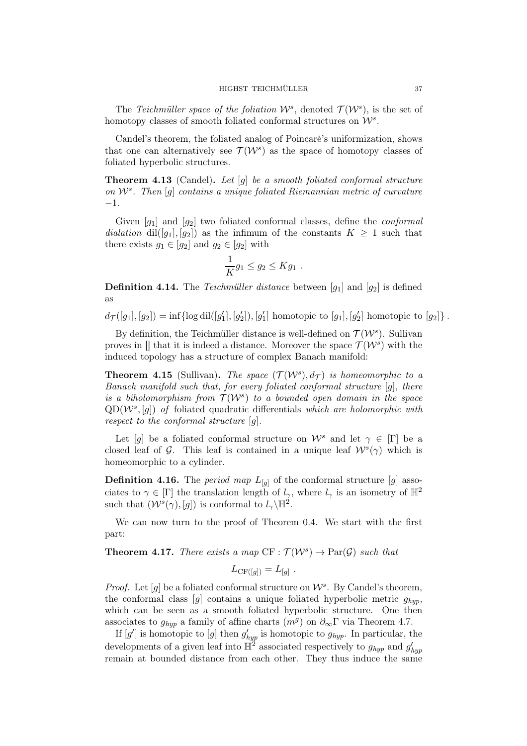The *Teichmüller space of the foliation* $\mathcal{W}^s$, denoted $\mathcal{T}(\mathcal{W}^s)$, is the set of homotopy classes of smooth foliated conformal structures on $\mathcal{W}^s$.

Candel's theorem, the foliated analog of Poincaré's uniformization, shows that one can alternatively see $\mathcal{T}(\mathcal{W}^s)$ as the space of homotopy classes of foliated hyperbolic structures.

**Theorem 4.13** (Candel)**.** *Let $[g]$ be a smooth foliated conformal structure on $\mathcal{W}^s$. Then $[g]$ contains a unique foliated Riemannian metric of curvature $-1$.*

Given $[g_1]$ and $[g_2]$ two foliated conformal classes, define the *conformal dialation* $\mathrm{dil}([g_1],[g_2])$ as the infimum of the constants $K \geq 1$ such that there exists $g_1 \in [g_2]$ and $g_2 \in [g_2]$ with

$$\frac{1}{K} g_1 \leq g_2 \leq K g_1 \ .$$

**Definition 4.14.** The *Teichmüller distance* between $[g_1]$ and $[g_2]$ is defined as

$$d_{\mathcal{T}}([g_1],[g_2]) = \inf\{\log \mathrm{dil}([g_1'],[g_2']), [g_1'] \text{ homotopic to } [g_1], [g_2'] \text{ homotopic to } [g_2]\} \ .$$

By definition, the Teichmüller distance is well-defined on $\mathcal{T}(\mathcal{W}^s)$. Sullivan proves in [] that it is indeed a distance. Moreover the space $\mathcal{T}(\mathcal{W}^s)$ with the induced topology has a structure of complex Banach manifold:

**Theorem 4.15** (Sullivan)**.** *The space $(\mathcal{T}(\mathcal{W}^s), d_{\mathcal{T}})$ is homeomorphic to a Banach manifold such that, for every foliated conformal structure $[g]$, there is a biholomorphism from $\mathcal{T}(\mathcal{W}^s)$ to a bounded open domain in the space $\mathrm{QD}(\mathcal{W}^s,[g])$ of* foliated quadratic differentials *which are holomorphic with respect to the conformal structure $[g]$.*

Let $[g]$ be a foliated conformal structure on $\mathcal{W}^s$ and let $\gamma \in [\Gamma]$ be a closed leaf of $\mathcal{G}$. This leaf is contained in a unique leaf $\mathcal{W}^s(\gamma)$ which is homeomorphic to a cylinder.

**Definition 4.16.** The *period map* $L_{[g]}$ of the conformal structure $[g]$ associates to $\gamma \in [\Gamma]$ the translation length of $l_\gamma$, where $l_\gamma$ is an isometry of $\mathbb{H}^2$ such that $(\mathcal{W}^s(\gamma),[g])$ is conformal to $l_\gamma \backslash \mathbb{H}^2$.

We can now turn to the proof of Theorem 0.4. We start with the first part:

**Theorem 4.17.** *There exists a map $\mathrm{CF} : \mathcal{T}(\mathcal{W}^s) \to \mathrm{Par}(\mathcal{G})$ such that*

$$L_{\mathrm{CF}([g])} = L_{[g]} \ .$$

*Proof.* Let $[g]$ be a foliated conformal structure on $\mathcal{W}^s$. By Candel's theorem, the conformal class $[g]$ contains a unique foliated hyperbolic metric $g_{hyp}$, which can be seen as a smooth foliated hyperbolic structure. One then associates to $g_{hyp}$ a family of affine charts $(m^g)$ on $\partial_\infty \Gamma$ via Theorem 4.7.

If $[g']$ is homotopic to $[g]$ then $g'_{hyp}$ is homotopic to $g_{hyp}$. In particular, the developments of a given leaf into $\mathbb{H}^2$ associated respectively to $g_{hyp}$ and $g'_{hyp}$ remain at bounded distance from each other. They thus induce the same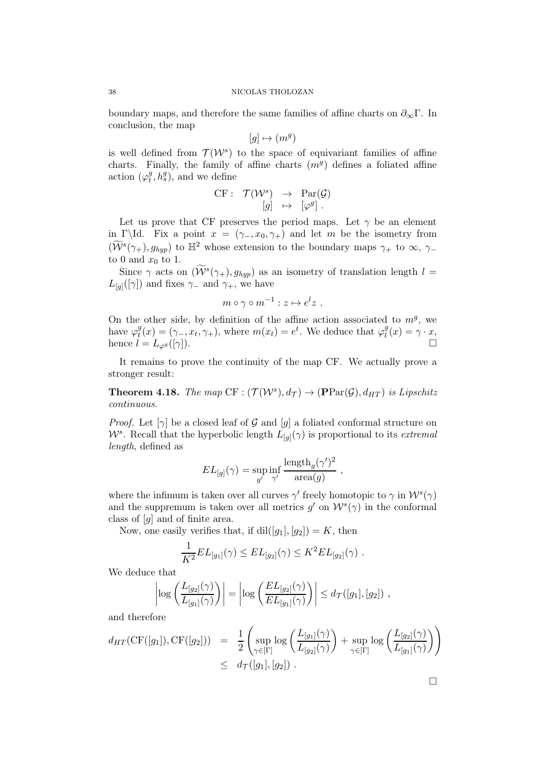boundary maps, and therefore the same families of affine charts on $\partial_\infty\Gamma$. In conclusion, the map

$$[g] \mapsto (m^g)$$

is well defined from $\mathcal{T}(\mathcal{W}^s)$ to the space of equivariant families of affine charts. Finally, the family of affine charts $(m^g)$ defines a foliated affine action $(\varphi_t^g, h_s^g)$, and we define

$$\begin{array}{rrcl} \mathrm{CF}: & \mathcal{T}(\mathcal{W}^s) & \to & \mathrm{Par}(\mathcal{G}) \\ & [g] & \mapsto & [\varphi^g] \ . \end{array}$$

Let us prove that CF preserves the period maps. Let $\gamma$ be an element in $\Gamma \backslash \mathrm{Id}$. Fix a point $x = (\gamma_-, x_0, \gamma_+)$ and let $m$ be the isometry from $(\widetilde{\mathcal{W}}^s(\gamma_+), g_{hyp})$ to $\mathbb{H}^2$ whose extension to the boundary maps $\gamma_+$ to $\infty$, $\gamma_-$ to 0 and $x_0$ to 1.

Since $\gamma$ acts on $(\widetilde{\mathcal{W}}^s(\gamma_+), g_{hyp})$ as an isometry of translation length $l = L_{[g]}([\gamma])$ and fixes $\gamma_-$ and $\gamma_+$, we have

$$m \circ \gamma \circ m^{-1} : z \mapsto e^l z \ .$$

On the other side, by definition of the affine action associated to $m^g$, we have $\varphi_t^g(x) = (\gamma_-, x_t, \gamma_+)$, where $m(x_t) = e^t$. We deduce that $\varphi_l^g(x) = \gamma \cdot x$, hence $l = L_{\varphi^g}([\gamma])$. □

It remains to prove the continuity of the map CF. We actually prove a stronger result:

**Theorem 4.18.** *The map* $\mathrm{CF} : (\mathcal{T}(\mathcal{W}^s), d_{\mathcal{T}}) \to (\mathbf{P}\mathrm{Par}(\mathcal{G}), d_{HT})$ *is Lipschitz continuous.*

*Proof.* Let $[\gamma]$ be a closed leaf of $\mathcal{G}$ and $[g]$ a foliated conformal structure on $\mathcal{W}^s$. Recall that the hyperbolic length $L_{[g]}(\gamma)$ is proportional to its *extremal length*, defined as

$$EL_{[g]}(\gamma) = \sup_{g'} \inf_{\gamma'} \frac{\mathrm{length}_g(\gamma')^2}{\mathrm{area}(g)} \ ,$$

where the infimum is taken over all curves $\gamma'$ freely homotopic to $\gamma$ in $\mathcal{W}^s(\gamma)$ and the suppremum is taken over all metrics $g'$ on $\mathcal{W}^s(\gamma)$ in the conformal class of $[g]$ and of finite area.

Now, one easily verifies that, if $\mathrm{dil}([g_1],[g_2]) = K$, then

$$\frac{1}{K^2} EL_{[g_1]}(\gamma) \leq EL_{[g_2]}(\gamma) \leq K^2 EL_{[g_2]}(\gamma) \ .$$

We deduce that

$$\left| \log\left( \frac{L_{[g_2]}(\gamma)}{L_{[g_1]}(\gamma)} \right) \right| = \left| \log\left( \frac{EL_{[g_2]}(\gamma)}{EL_{[g_1]}(\gamma)} \right) \right| \leq d_{\mathcal{T}}([g_1],[g_2]) \ ,$$

and therefore

$$\begin{array}{rcl} d_{HT}(\mathrm{CF}([g_1]), \mathrm{CF}([g_2])) & = & \dfrac{1}{2} \left( \sup\limits_{\gamma \in [\Gamma]} \log\left( \dfrac{L_{[g_1]}(\gamma)}{L_{[g_2]}(\gamma)} \right) + \sup\limits_{\gamma \in [\Gamma]} \log\left( \dfrac{L_{[g_2]}(\gamma)}{L_{[g_1]}(\gamma)} \right) \right) \\ & \leq & d_{\mathcal{T}}([g_1],[g_2]) \ . \end{array}$$

□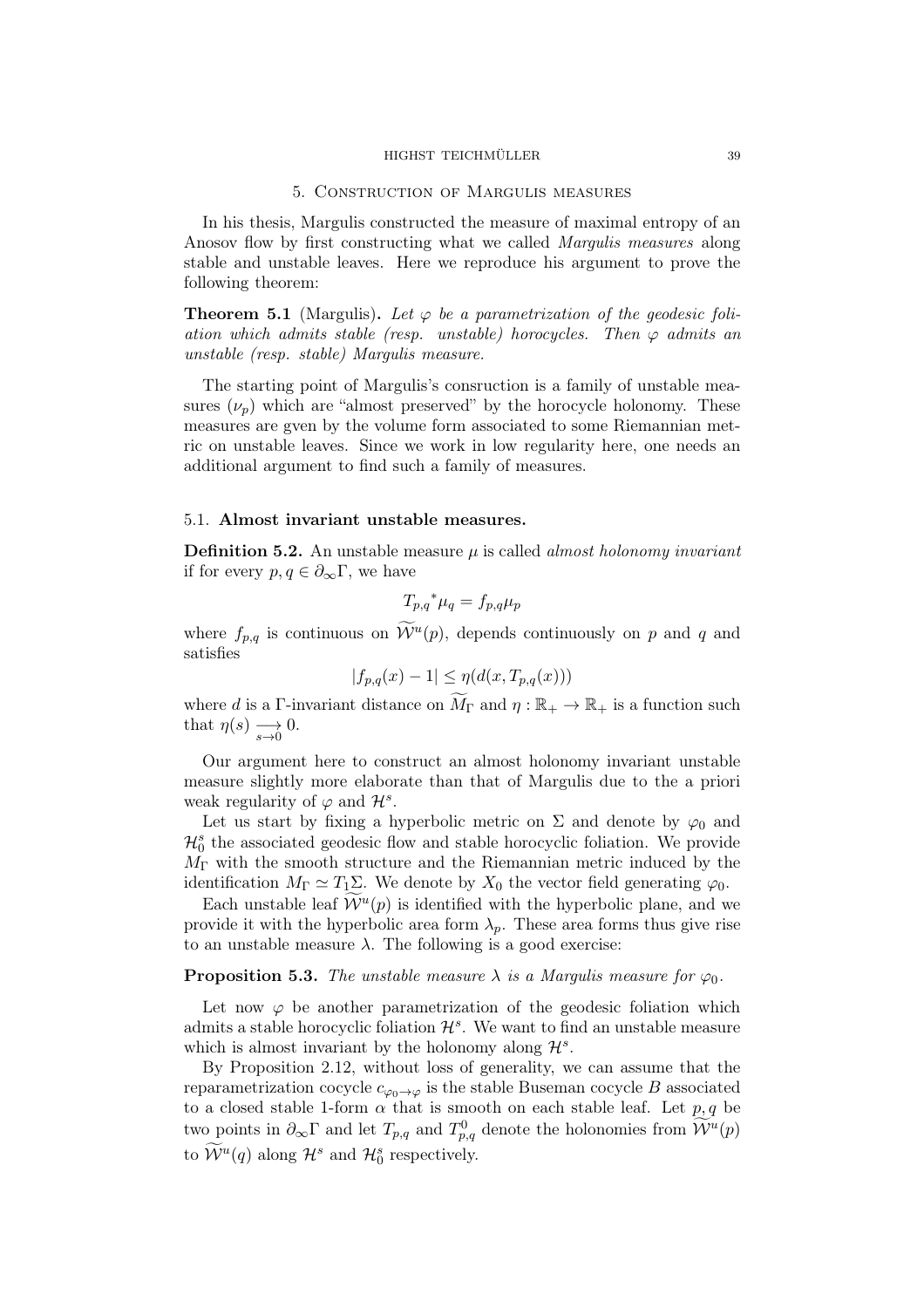## 5. Construction of Margulis measures

In his thesis, Margulis constructed the measure of maximal entropy of an Anosov flow by first constructing what we called *Margulis measures* along stable and unstable leaves. Here we reproduce his argument to prove the following theorem:

**Theorem 5.1** (Margulis)**.** *Let $\varphi$ be a parametrization of the geodesic foliation which admits stable (resp. unstable) horocycles. Then $\varphi$ admits an unstable (resp. stable) Margulis measure.*

The starting point of Margulis's consruction is a family of unstable measures $(\nu_p)$ which are "almost preserved" by the horocycle holonomy. These measures are gven by the volume form associated to some Riemannian metric on unstable leaves. Since we work in low regularity here, one needs an additional argument to find such a family of measures.

### 5.1. Almost invariant unstable measures.

**Definition 5.2.** An unstable measure $\mu$ is called *almost holonomy invariant* if for every $p, q \in \partial_\infty \Gamma$, we have

$$T_{p,q}{}^{*}\mu_q = f_{p,q}\mu_p$$

where $f_{p,q}$ is continuous on $\widetilde{\mathcal{W}}^u(p)$, depends continuously on $p$ and $q$ and satisfies

$$|f_{p,q}(x) - 1| \leq \eta(d(x, T_{p,q}(x)))$$

where $d$ is a $\Gamma$-invariant distance on $\widetilde{M}_\Gamma$ and $\eta : \mathbb{R}_+ \to \mathbb{R}_+$ is a function such that $\eta(s) \underset{s \to 0}{\longrightarrow} 0$.

Our argument here to construct an almost holonomy invariant unstable measure slightly more elaborate than that of Margulis due to the a priori weak regularity of $\varphi$ and $\mathcal{H}^s$.

Let us start by fixing a hyperbolic metric on $\Sigma$ and denote by $\varphi_0$ and $\mathcal{H}^s_0$ the associated geodesic flow and stable horocyclic foliation. We provide $M_\Gamma$ with the smooth structure and the Riemannian metric induced by the identification $M_\Gamma \simeq T_1\Sigma$. We denote by $X_0$ the vector field generating $\varphi_0$.

Each unstable leaf $\widetilde{\mathcal{W}}^u(p)$ is identified with the hyperbolic plane, and we provide it with the hyperbolic area form $\lambda_p$. These area forms thus give rise to an unstable measure $\lambda$. The following is a good exercise:

**Proposition 5.3.** *The unstable measure $\lambda$ is a Margulis measure for $\varphi_0$.*

Let now $\varphi$ be another parametrization of the geodesic foliation which admits a stable horocyclic foliation $\mathcal{H}^s$. We want to find an unstable measure which is almost invariant by the holonomy along $\mathcal{H}^s$.

By Proposition 2.12, without loss of generality, we can assume that the reparametrization cocycle $c_{\varphi_0 \to \varphi}$ is the stable Buseman cocycle $B$ associated to a closed stable 1-form $\alpha$ that is smooth on each stable leaf. Let $p, q$ be two points in $\partial_\infty \Gamma$ and let $T_{p,q}$ and $T^0_{p,q}$ denote the holonomies from $\widetilde{\mathcal{W}}^u(p)$ to $\widetilde{\mathcal{W}}^u(q)$ along $\mathcal{H}^s$ and $\mathcal{H}^s_0$ respectively.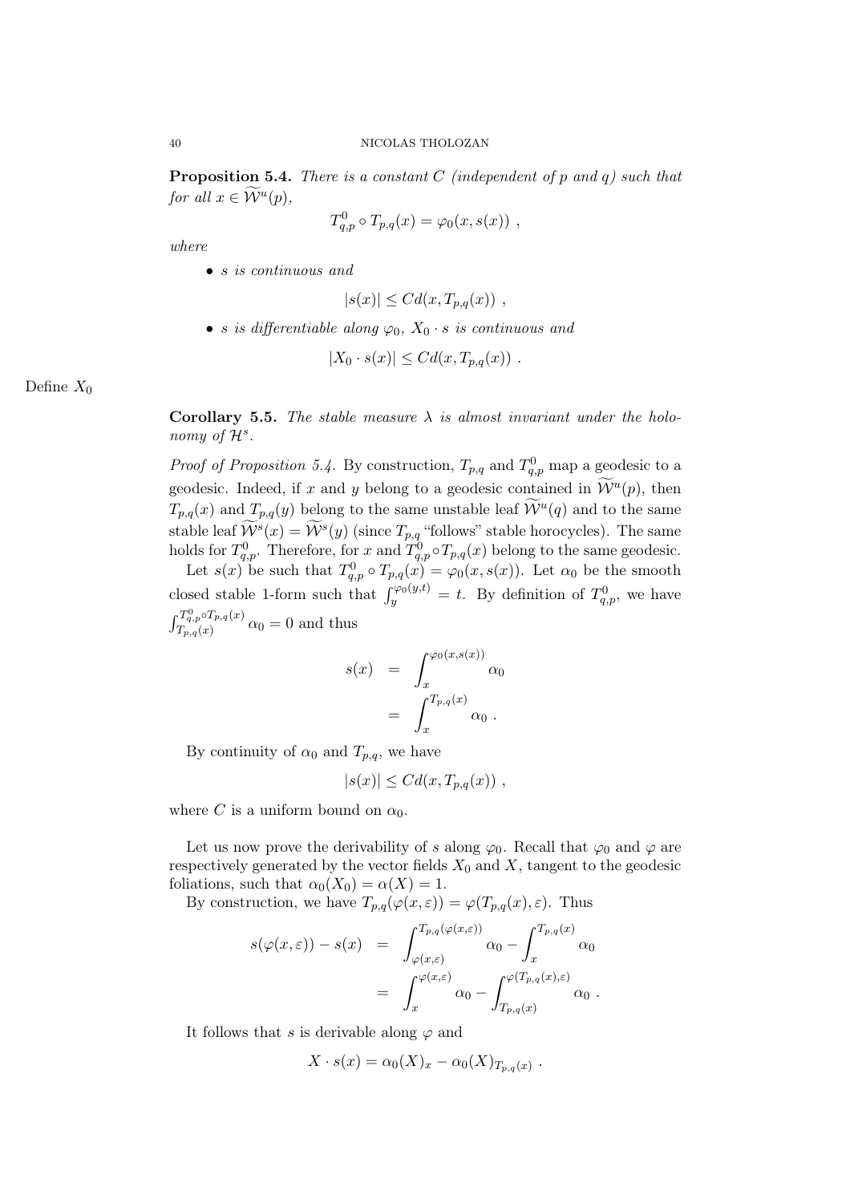**Proposition 5.4.** *There is a constant $C$ (independent of $p$ and $q$) such that for all $x \in \widetilde{\mathcal{W}}^u(p)$,*

$$T^0_{q,p} \circ T_{p,q}(x) = \varphi_0(x, s(x)) \ ,$$

*where*

- *$s$ is continuous and*

$$|s(x)| \leq C d(x, T_{p,q}(x)) \ ,$$

- *$s$ is differentiable along $\varphi_0$, $X_0 \cdot s$ is continuous and*

$$|X_0 \cdot s(x)| \leq C d(x, T_{p,q}(x)) \ .$$

Define $X_0$

**Corollary 5.5.** *The stable measure $\lambda$ is almost invariant under the holonomy of $\mathcal{H}^s$.*

*Proof of Proposition 5.4.* By construction, $T_{p,q}$ and $T^0_{q,p}$ map a geodesic to a geodesic. Indeed, if $x$ and $y$ belong to a geodesic contained in $\widetilde{\mathcal{W}}^u(p)$, then $T_{p,q}(x)$ and $T_{p,q}(y)$ belong to the same unstable leaf $\widetilde{\mathcal{W}}^u(q)$ and to the same stable leaf $\widetilde{\mathcal{W}}^s(x) = \widetilde{\mathcal{W}}^s(y)$ (since $T_{p,q}$ "follows" stable horocycles). The same holds for $T^0_{q,p}$. Therefore, for $x$ and $T^0_{q,p} \circ T_{p,q}(x)$ belong to the same geodesic.

Let $s(x)$ be such that $T^0_{q,p} \circ T_{p,q}(x) = \varphi_0(x, s(x))$. Let $\alpha_0$ be the smooth closed stable 1-form such that $\int_y^{\varphi_0(y,t)} = t$. By definition of $T^0_{q,p}$, we have $\int_{T_{p,q}(x)}^{T^0_{q,p} \circ T_{p,q}(x)} \alpha_0 = 0$ and thus

$$\begin{aligned} s(x) &= \int_x^{\varphi_0(x,s(x))} \alpha_0 \\ &= \int_x^{T_{p,q}(x)} \alpha_0 \ . \end{aligned}$$

By continuity of $\alpha_0$ and $T_{p,q}$, we have

$$|s(x)| \leq C d(x, T_{p,q}(x)) \ ,$$

where $C$ is a uniform bound on $\alpha_0$.

Let us now prove the derivability of $s$ along $\varphi_0$. Recall that $\varphi_0$ and $\varphi$ are respectively generated by the vector fields $X_0$ and $X$, tangent to the geodesic foliations, such that $\alpha_0(X_0) = \alpha(X) = 1$.

By construction, we have $T_{p,q}(\varphi(x, \varepsilon)) = \varphi(T_{p,q}(x), \varepsilon)$. Thus

$$\begin{aligned} s(\varphi(x,\varepsilon)) - s(x) &= \int_{\varphi(x,\varepsilon)}^{T_{p,q}(\varphi(x,\varepsilon))} \alpha_0 - \int_x^{T_{p,q}(x)} \alpha_0 \\ &= \int_x^{\varphi(x,\varepsilon)} \alpha_0 - \int_{T_{p,q}(x)}^{\varphi(T_{p,q}(x),\varepsilon)} \alpha_0 \ . \end{aligned}$$

It follows that $s$ is derivable along $\varphi$ and

$$X \cdot s(x) = \alpha_0(X)_x - \alpha_0(X)_{T_{p,q}(x)} \ .$$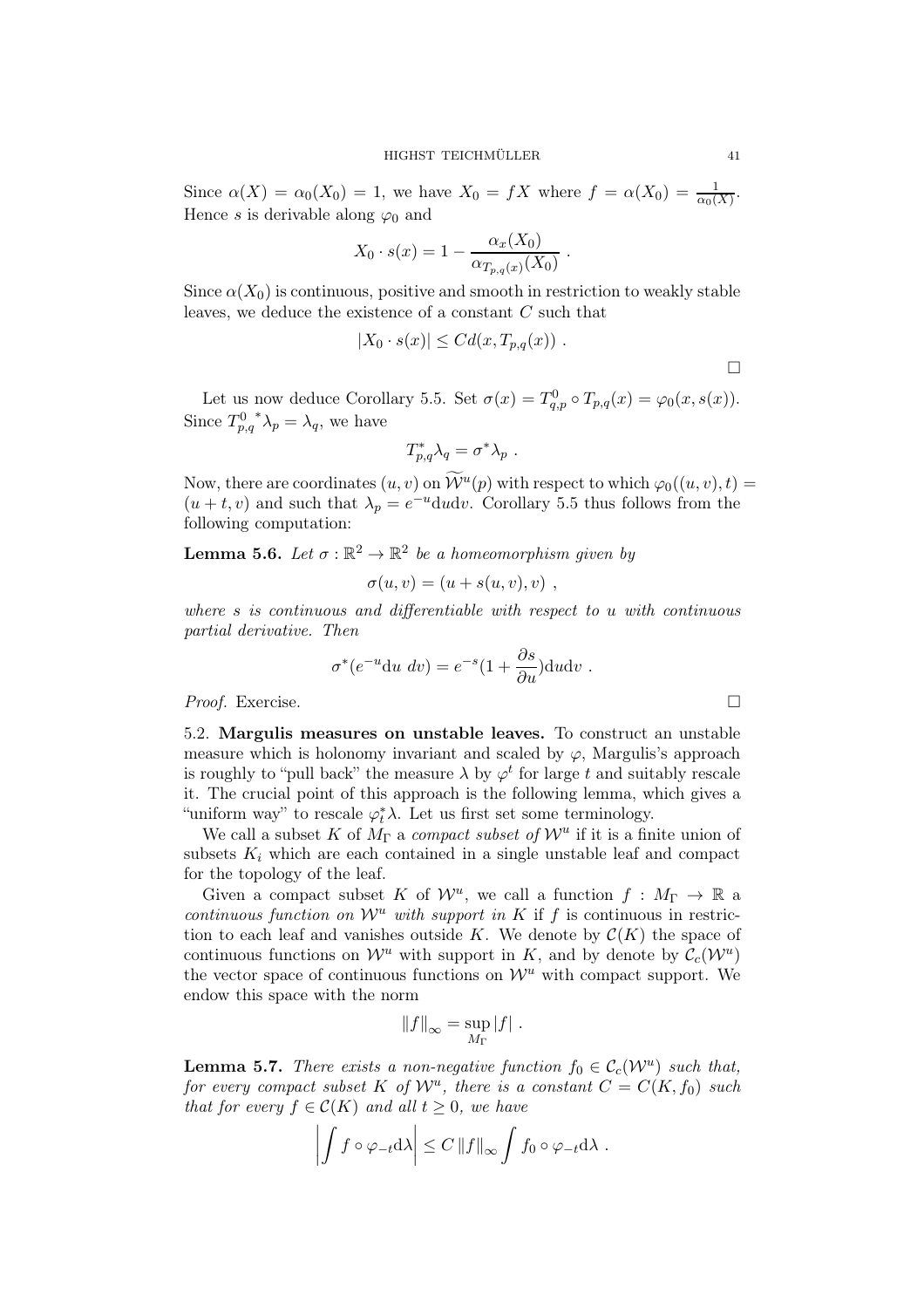Since $\alpha(X) = \alpha_0(X_0) = 1$, we have $X_0 = fX$ where $f = \alpha(X_0) = \frac{1}{\alpha_0(X)}$. Hence $s$ is derivable along $\varphi_0$ and

$$X_0 \cdot s(x) = 1 - \frac{\alpha_x(X_0)}{\alpha_{T_{p,q}(x)}(X_0)} .$$

Since $\alpha(X_0)$ is continuous, positive and smooth in restriction to weakly stable leaves, we deduce the existence of a constant $C$ such that

$$|X_0 \cdot s(x)| \leq C d(x, T_{p,q}(x)) .$$

□

Let us now deduce Corollary 5.5. Set $\sigma(x) = T^0_{q,p} \circ T_{p,q}(x) = \varphi_0(x, s(x))$. Since ${T^0_{p,q}}^* \lambda_p = \lambda_q$, we have

$$T^*_{p,q}\lambda_q = \sigma^* \lambda_p .$$

Now, there are coordinates $(u, v)$ on $\widetilde{\mathcal{W}}^u(p)$ with respect to which $\varphi_0((u, v), t) = (u + t, v)$ and such that $\lambda_p = e^{-u}\mathrm{d}u\mathrm{d}v$. Corollary 5.5 thus follows from the following computation:

**Lemma 5.6.** *Let $\sigma : \mathbb{R}^2 \to \mathbb{R}^2$ be a homeomorphism given by*

$$\sigma(u, v) = (u + s(u, v), v) ,$$

*where $s$ is continuous and differentiable with respect to $u$ with continuous partial derivative. Then*

$$\sigma^*(e^{-u}\mathrm{d}u\ dv) = e^{-s}(1 + \frac{\partial s}{\partial u})\mathrm{d}u\mathrm{d}v .$$

*Proof.* Exercise. □

5.2. **Margulis measures on unstable leaves.** To construct an unstable measure which is holonomy invariant and scaled by $\varphi$, Margulis's approach is roughly to "pull back" the measure $\lambda$ by $\varphi^t$ for large $t$ and suitably rescale it. The crucial point of this approach is the following lemma, which gives a "uniform way" to rescale $\varphi^*_t\lambda$. Let us first set some terminology.

We call a subset $K$ of $M_\Gamma$ a *compact subset of $\mathcal{W}^u$* if it is a finite union of subsets $K_i$ which are each contained in a single unstable leaf and compact for the topology of the leaf.

Given a compact subset $K$ of $\mathcal{W}^u$, we call a function $f : M_\Gamma \to \mathbb{R}$ a *continuous function on $\mathcal{W}^u$ with support in $K$* if $f$ is continuous in restriction to each leaf and vanishes outside $K$. We denote by $\mathcal{C}(K)$ the space of continuous functions on $\mathcal{W}^u$ with support in $K$, and by denote by $\mathcal{C}_c(\mathcal{W}^u)$ the vector space of continuous functions on $\mathcal{W}^u$ with compact support. We endow this space with the norm

$$\|f\|_\infty = \sup_{M_\Gamma} |f| .$$

**Lemma 5.7.** *There exists a non-negative function $f_0 \in \mathcal{C}_c(\mathcal{W}^u)$ such that, for every compact subset $K$ of $\mathcal{W}^u$, there is a constant $C = C(K, f_0)$ such that for every $f \in \mathcal{C}(K)$ and all $t \geq 0$, we have*

$$\left| \int f \circ \varphi_{-t} \mathrm{d}\lambda \right| \leq C \|f\|_\infty \int f_0 \circ \varphi_{-t} \mathrm{d}\lambda .$$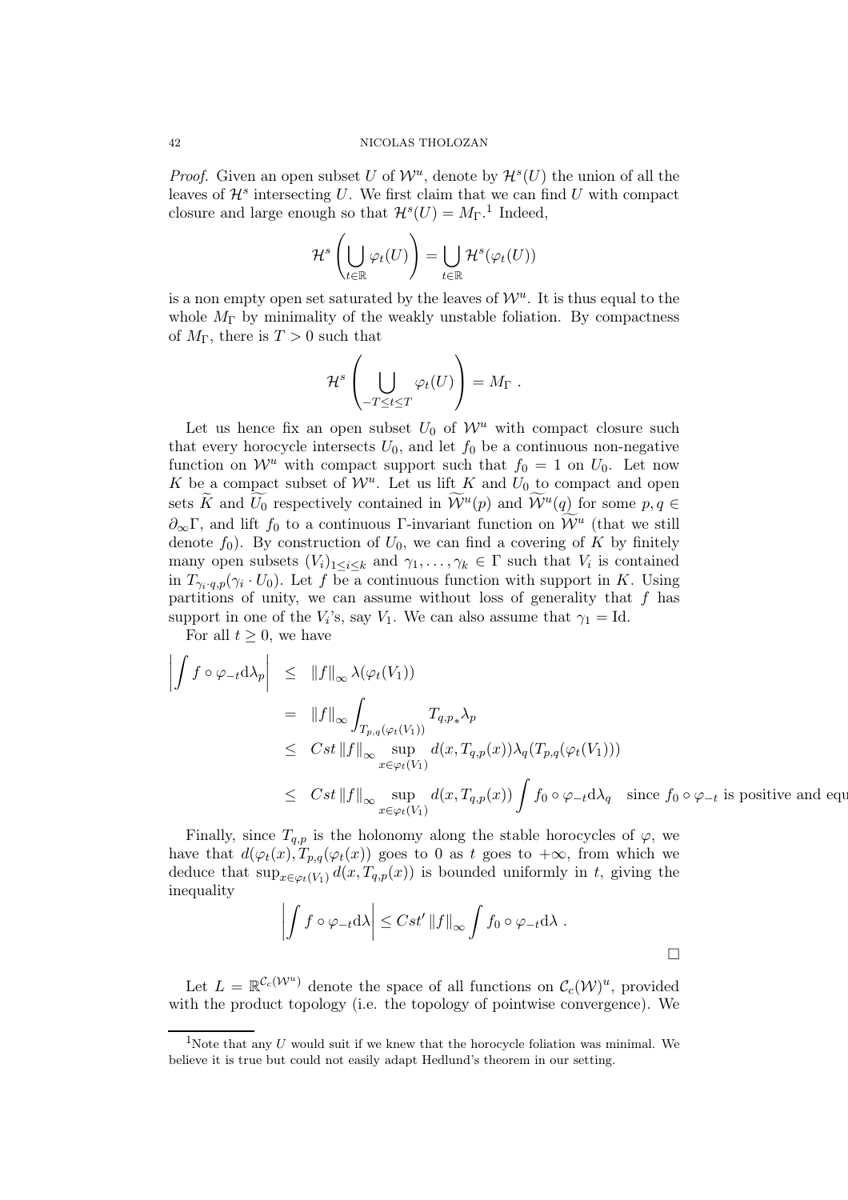*Proof.* Given an open subset $U$ of $\mathcal{W}^u$, denote by $\mathcal{H}^s(U)$ the union of all the leaves of $\mathcal{H}^s$ intersecting $U$. We first claim that we can find $U$ with compact closure and large enough so that $\mathcal{H}^s(U) = M_\Gamma$.[1] Indeed,

$$\mathcal{H}^s\left(\bigcup_{t\in\mathbb{R}} \varphi_t(U)\right) = \bigcup_{t\in\mathbb{R}} \mathcal{H}^s(\varphi_t(U))$$

is a non empty open set saturated by the leaves of $\mathcal{W}^u$. It is thus equal to the whole $M_\Gamma$ by minimality of the weakly unstable foliation. By compactness of $M_\Gamma$, there is $T > 0$ such that

$$\mathcal{H}^s\left(\bigcup_{-T\leq t\leq T} \varphi_t(U)\right) = M_\Gamma~.$$

Let us hence fix an open subset $U_0$ of $\mathcal{W}^u$ with compact closure such that every horocycle intersects $U_0$, and let $f_0$ be a continuous non-negative function on $\mathcal{W}^u$ with compact support such that $f_0 = 1$ on $U_0$. Let now $K$ be a compact subset of $\mathcal{W}^u$. Let us lift $K$ and $U_0$ to compact and open sets $\widetilde{K}$ and $\widetilde{U_0}$ respectively contained in $\widetilde{\mathcal{W}}^u(p)$ and $\widetilde{\mathcal{W}}^u(q)$ for some $p, q \in \partial_\infty\Gamma$, and lift $f_0$ to a continuous $\Gamma$-invariant function on $\widetilde{\mathcal{W}}^u$ (that we still denote $f_0$). By construction of $U_0$, we can find a covering of $K$ by finitely many open subsets $(V_i)_{1\leq i\leq k}$ and $\gamma_1, \ldots, \gamma_k \in \Gamma$ such that $V_i$ is contained in $T_{\gamma_i\cdot q,p}(\gamma_i \cdot U_0)$. Let $f$ be a continuous function with support in $K$. Using partitions of unity, we can assume without loss of generality that $f$ has support in one of the $V_i$'s, say $V_1$. We can also assume that $\gamma_1 = \mathrm{Id}$.

For all $t \geq 0$, we have

$$\begin{aligned}
\left|\int f\circ\varphi_{-t}\mathrm{d}\lambda_p\right| &\leq \|f\|_\infty \lambda(\varphi_t(V_1)) \\
&= \|f\|_\infty \int_{T_{p,q}(\varphi_t(V_1))} T_{q,p*}\lambda_p \\
&\leq Cst\,\|f\|_\infty \sup_{x\in\varphi_t(V_1)} d(x, T_{q,p}(x))\lambda_q(T_{p,q}(\varphi_t(V_1))) \\
&\leq Cst\,\|f\|_\infty \sup_{x\in\varphi_t(V_1)} d(x, T_{q,p}(x)) \int f_0\circ\varphi_{-t}\mathrm{d}\lambda_q \quad \text{since } f_0\circ\varphi_{-t} \text{ is positive and equ}
\end{aligned}$$

Finally, since $T_{q,p}$ is the holonomy along the stable horocycles of $\varphi$, we have that $d(\varphi_t(x), T_{p,q}(\varphi_t(x))$ goes to 0 as $t$ goes to $+\infty$, from which we deduce that $\sup_{x\in\varphi_t(V_1)} d(x, T_{q,p}(x))$ is bounded uniformly in $t$, giving the inequality

$$\left|\int f\circ\varphi_{-t}\mathrm{d}\lambda\right| \leq Cst'\,\|f\|_\infty \int f_0\circ\varphi_{-t}\mathrm{d}\lambda~.$$

□

Let $L = \mathbb{R}^{\mathcal{C}_c(\mathcal{W}^u)}$ denote the space of all functions on $\mathcal{C}_c(\mathcal{W})^u$, provided with the product topology (i.e. the topology of pointwise convergence). We

[1] Note that any $U$ would suit if we knew that the horocycle foliation was minimal. We believe it is true but could not easily adapt Hedlund's theorem in our setting.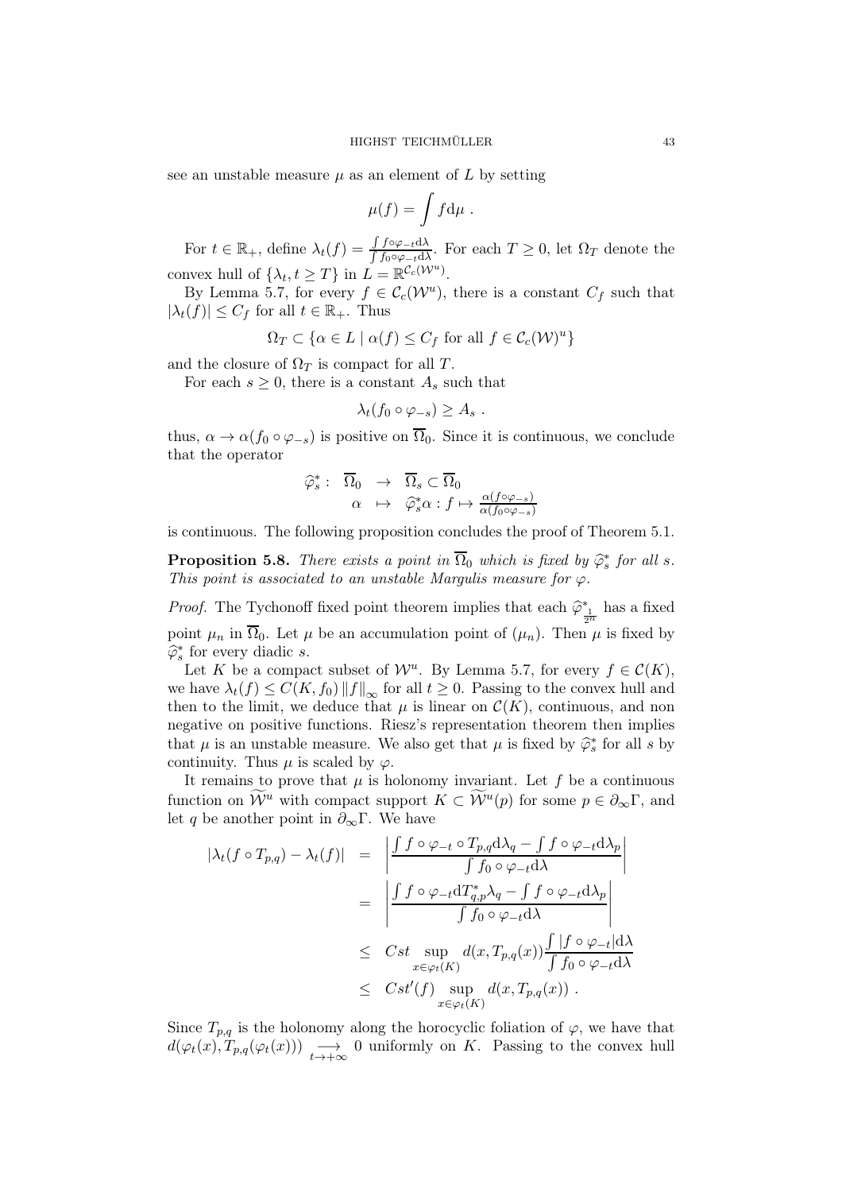see an unstable measure $\mu$ as an element of $L$ by setting

$$\mu(f) = \int f \mathrm{d}\mu \ .$$

For $t \in \mathbb{R}_+$, define $\lambda_t(f) = \frac{\int f \circ \varphi_{-t} \mathrm{d}\lambda}{\int f_0 \circ \varphi_{-t} \mathrm{d}\lambda}$. For each $T \geq 0$, let $\Omega_T$ denote the convex hull of $\{\lambda_t, t \geq T\}$ in $L = \mathbb{R}^{\mathcal{C}_c(\mathcal{W}^u)}$.

By Lemma 5.7, for every $f \in \mathcal{C}_c(\mathcal{W}^u)$, there is a constant $C_f$ such that $|\lambda_t(f)| \leq C_f$ for all $t \in \mathbb{R}_+$. Thus

$$\Omega_T \subset \{\alpha \in L \mid \alpha(f) \leq C_f \text{ for all } f \in \mathcal{C}_c(\mathcal{W})^u\}$$

and the closure of $\Omega_T$ is compact for all $T$.

For each $s \geq 0$, there is a constant $A_s$ such that

$$\lambda_t(f_0 \circ \varphi_{-s}) \geq A_s \ .$$

thus, $\alpha \to \alpha(f_0 \circ \varphi_{-s})$ is positive on $\overline{\Omega}_0$. Since it is continuous, we conclude that the operator

$$\begin{array}{rccl} \widehat{\varphi}_s^* : & \overline{\Omega}_0 & \to & \overline{\Omega}_s \subset \overline{\Omega}_0 \\ & \alpha & \mapsto & \widehat{\varphi}_s^* \alpha : f \mapsto \frac{\alpha(f \circ \varphi_{-s})}{\alpha(f_0 \circ \varphi_{-s})} \end{array}$$

is continuous. The following proposition concludes the proof of Theorem 5.1.

**Proposition 5.8.** *There exists a point in $\overline{\Omega}_0$ which is fixed by $\widehat{\varphi}_s^*$ for all $s$. This point is associated to an unstable Margulis measure for $\varphi$.*

*Proof.* The Tychonoff fixed point theorem implies that each $\widehat{\varphi}^*_{\frac{1}{2^n}}$ has a fixed point $\mu_n$ in $\overline{\Omega}_0$. Let $\mu$ be an accumulation point of $(\mu_n)$. Then $\mu$ is fixed by $\widehat{\varphi}_s^*$ for every diadic $s$.

Let $K$ be a compact subset of $\mathcal{W}^u$. By Lemma 5.7, for every $f \in \mathcal{C}(K)$, we have $\lambda_t(f) \leq C(K, f_0) \|f\|_\infty$ for all $t \geq 0$. Passing to the convex hull and then to the limit, we deduce that $\mu$ is linear on $\mathcal{C}(K)$, continuous, and non negative on positive functions. Riesz's representation theorem then implies that $\mu$ is an unstable measure. We also get that $\mu$ is fixed by $\widehat{\varphi}_s^*$ for all $s$ by continuity. Thus $\mu$ is scaled by $\varphi$.

It remains to prove that $\mu$ is holonomy invariant. Let $f$ be a continuous function on $\widetilde{\mathcal{W}}^u$ with compact support $K \subset \widetilde{\mathcal{W}}^u(p)$ for some $p \in \partial_\infty \Gamma$, and let $q$ be another point in $\partial_\infty \Gamma$. We have

$$\begin{aligned} |\lambda_t(f \circ T_{p,q}) - \lambda_t(f)| &= \left| \frac{\int f \circ \varphi_{-t} \circ T_{p,q} \mathrm{d}\lambda_q - \int f \circ \varphi_{-t} \mathrm{d}\lambda_p}{\int f_0 \circ \varphi_{-t} \mathrm{d}\lambda} \right| \\ &= \left| \frac{\int f \circ \varphi_{-t} \mathrm{d}T^*_{q,p}\lambda_q - \int f \circ \varphi_{-t} \mathrm{d}\lambda_p}{\int f_0 \circ \varphi_{-t} \mathrm{d}\lambda} \right| \\ &\leq Cst \sup_{x \in \varphi_t(K)} d(x, T_{p,q}(x)) \frac{\int |f \circ \varphi_{-t}| \mathrm{d}\lambda}{\int f_0 \circ \varphi_{-t} \mathrm{d}\lambda} \\ &\leq Cst'(f) \sup_{x \in \varphi_t(K)} d(x, T_{p,q}(x)) \ . \end{aligned}$$

Since $T_{p,q}$ is the holonomy along the horocyclic foliation of $\varphi$, we have that $d(\varphi_t(x), T_{p,q}(\varphi_t(x))) \underset{t \to +\infty}{\longrightarrow} 0$ uniformly on $K$. Passing to the convex hull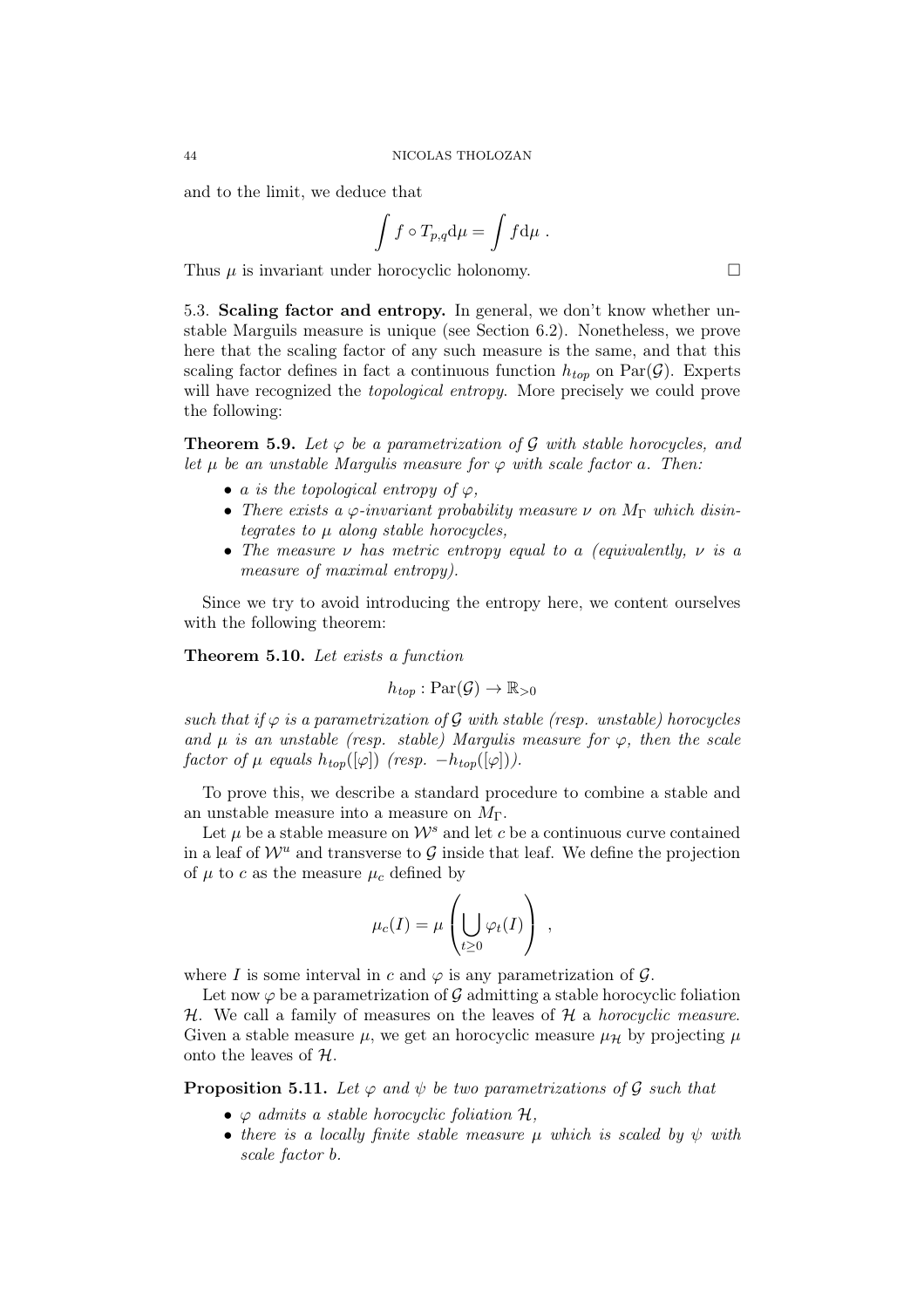and to the limit, we deduce that

$$\int f \circ T_{p,q} \mathrm{d}\mu = \int f \mathrm{d}\mu \ .$$

Thus $\mu$ is invariant under horocyclic holonomy. □

5.3. **Scaling factor and entropy.** In general, we don't know whether unstable Marguils measure is unique (see Section 6.2). Nonetheless, we prove here that the scaling factor of any such measure is the same, and that this scaling factor defines in fact a continuous function $h_{top}$ on $\mathrm{Par}(\mathcal{G})$. Experts will have recognized the *topological entropy*. More precisely we could prove the following:

**Theorem 5.9.** *Let $\varphi$ be a parametrization of $\mathcal{G}$ with stable horocycles, and let $\mu$ be an unstable Margulis measure for $\varphi$ with scale factor $a$. Then:*

- *$a$ is the topological entropy of $\varphi$,*
- *There exists a $\varphi$-invariant probability measure $\nu$ on $M_\Gamma$ which disintegrates to $\mu$ along stable horocycles,*
- *The measure $\nu$ has metric entropy equal to $a$ (equivalently, $\nu$ is a measure of maximal entropy).*

Since we try to avoid introducing the entropy here, we content ourselves with the following theorem:

**Theorem 5.10.** *Let exists a function*

$$h_{top} : \mathrm{Par}(\mathcal{G}) \to \mathbb{R}_{>0}$$

*such that if $\varphi$ is a parametrization of $\mathcal{G}$ with stable (resp. unstable) horocycles and $\mu$ is an unstable (resp. stable) Margulis measure for $\varphi$, then the scale factor of $\mu$ equals $h_{top}([\varphi])$ (resp. $-h_{top}([\varphi])$).*

To prove this, we describe a standard procedure to combine a stable and an unstable measure into a measure on $M_\Gamma$.

Let $\mu$ be a stable measure on $\mathcal{W}^s$ and let $c$ be a continuous curve contained in a leaf of $\mathcal{W}^u$ and transverse to $\mathcal{G}$ inside that leaf. We define the projection of $\mu$ to $c$ as the measure $\mu_c$ defined by

$$\mu_c(I) = \mu\left(\bigcup_{t \geq 0} \varphi_t(I)\right) \ ,$$

where $I$ is some interval in $c$ and $\varphi$ is any parametrization of $\mathcal{G}$.

Let now $\varphi$ be a parametrization of $\mathcal{G}$ admitting a stable horocyclic foliation $\mathcal{H}$. We call a family of measures on the leaves of $\mathcal{H}$ a *horocyclic measure*. Given a stable measure $\mu$, we get an horocyclic measure $\mu_{\mathcal{H}}$ by projecting $\mu$ onto the leaves of $\mathcal{H}$.

**Proposition 5.11.** *Let $\varphi$ and $\psi$ be two parametrizations of $\mathcal{G}$ such that*

- *$\varphi$ admits a stable horocyclic foliation $\mathcal{H}$,*
- *there is a locally finite stable measure $\mu$ which is scaled by $\psi$ with scale factor $b$.*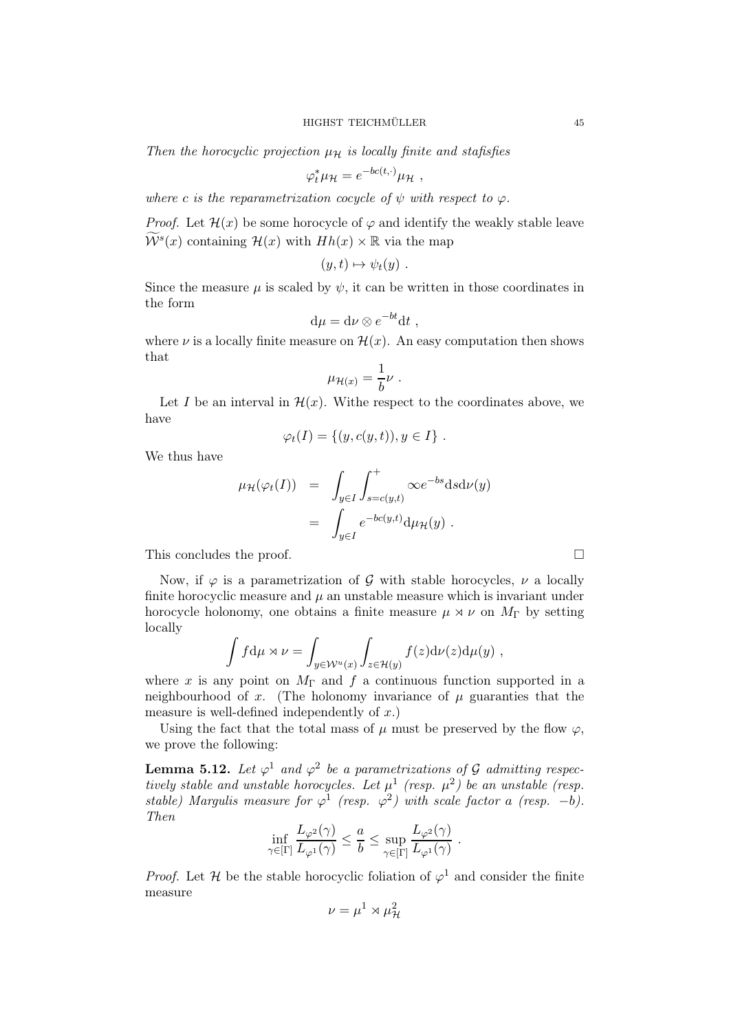*Then the horocyclic projection $\mu_{\mathcal{H}}$ is locally finite and stafisfies*

$$\varphi_t^* \mu_{\mathcal{H}} = e^{-bc(t,\cdot)} \mu_{\mathcal{H}} \ ,$$

*where $c$ is the reparametrization cocycle of $\psi$ with respect to $\varphi$.*

*Proof.* Let $\mathcal{H}(x)$ be some horocycle of $\varphi$ and identify the weakly stable leave $\widetilde{\mathcal{W}}^s(x)$ containing $\mathcal{H}(x)$ with $Hh(x) \times \mathbb{R}$ via the map

$$(y,t) \mapsto \psi_t(y) \ .$$

Since the measure $\mu$ is scaled by $\psi$, it can be written in those coordinates in the form

$$\mathrm{d}\mu = \mathrm{d}\nu \otimes e^{-bt} \mathrm{d}t \ ,$$

where $\nu$ is a locally finite measure on $\mathcal{H}(x)$. An easy computation then shows that

$$\mu_{\mathcal{H}(x)} = \frac{1}{b} \nu \ .$$

Let $I$ be an interval in $\mathcal{H}(x)$. Withe respect to the coordinates above, we have

$$\varphi_t(I) = \{(y, c(y,t)), y \in I\} \ .$$

We thus have

$$\begin{aligned}
\mu_{\mathcal{H}}(\varphi_t(I)) &= \int_{y \in I} \int_{s=c(y,t)}^{+} \infty e^{-bs} \mathrm{d}s \mathrm{d}\nu(y) \\
&= \int_{y \in I} e^{-bc(y,t)} \mathrm{d}\mu_{\mathcal{H}}(y) \ .
\end{aligned}$$

This concludes the proof. $\square$

Now, if $\varphi$ is a parametrization of $\mathcal{G}$ with stable horocycles, $\nu$ a locally finite horocyclic measure and $\mu$ an unstable measure which is invariant under horocycle holonomy, one obtains a finite measure $\mu \rtimes \nu$ on $M_\Gamma$ by setting locally

$$\int f \mathrm{d}\mu \rtimes \nu = \int_{y \in \mathcal{W}^u(x)} \int_{z \in \mathcal{H}(y)} f(z) \mathrm{d}\nu(z) \mathrm{d}\mu(y) \ ,$$

where $x$ is any point on $M_\Gamma$ and $f$ a continuous function supported in a neighbourhood of $x$. (The holonomy invariance of $\mu$ guaranties that the measure is well-defined independently of $x$.)

Using the fact that the total mass of $\mu$ must be preserved by the flow $\varphi$, we prove the following:

**Lemma 5.12.** *Let $\varphi^1$ and $\varphi^2$ be a parametrizations of $\mathcal{G}$ admitting respectively stable and unstable horocycles. Let $\mu^1$ (resp. $\mu^2$) be an unstable (resp. stable) Margulis measure for $\varphi^1$ (resp. $\varphi^2$) with scale factor $a$ (resp. $-b$). Then*

$$\inf_{\gamma \in [\Gamma]} \frac{L_{\varphi^2}(\gamma)}{L_{\varphi^1}(\gamma)} \leq \frac{a}{b} \leq \sup_{\gamma \in [\Gamma]} \frac{L_{\varphi^2}(\gamma)}{L_{\varphi^1}(\gamma)} \ .$$

*Proof.* Let $\mathcal{H}$ be the stable horocyclic foliation of $\varphi^1$ and consider the finite measure

$$\nu = \mu^1 \rtimes \mu^2_{\mathcal{H}}$$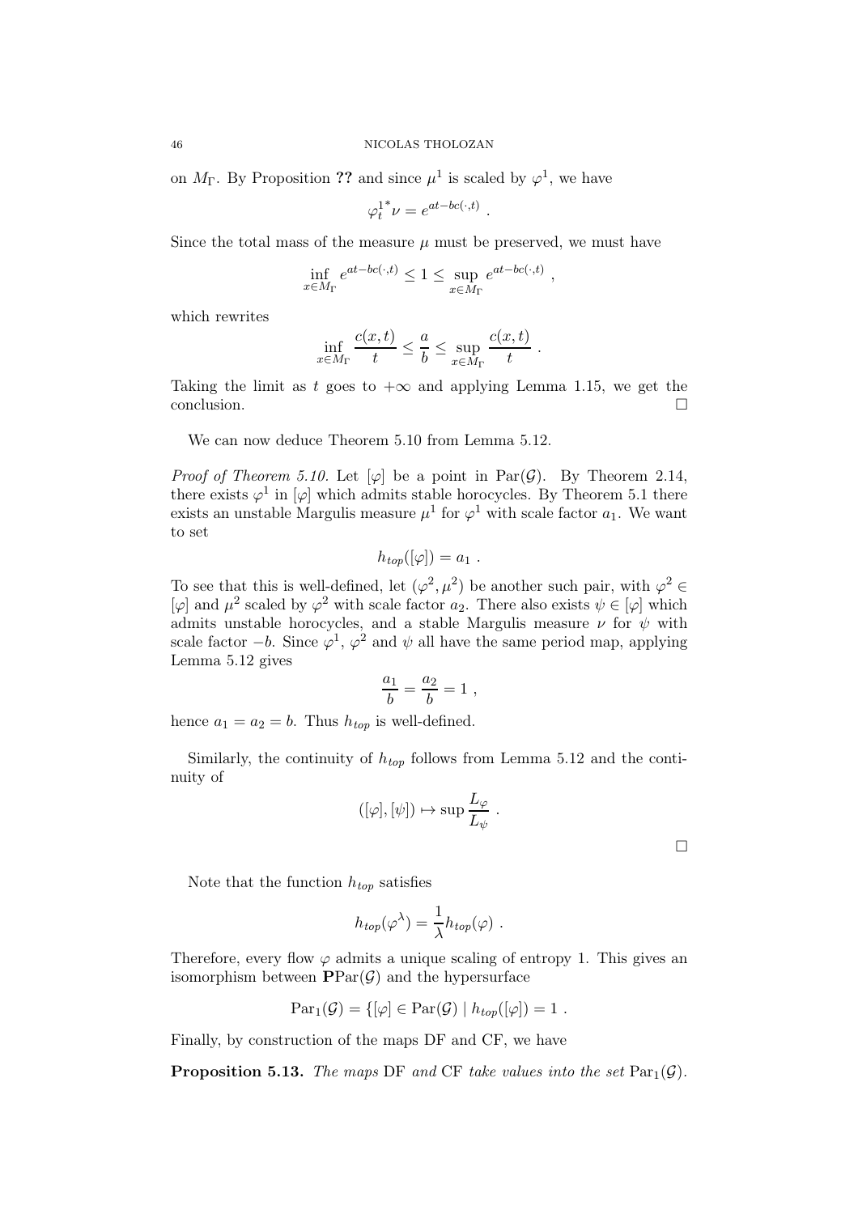on $M_\Gamma$. By Proposition **??** and since $\mu^1$ is scaled by $\varphi^1$, we have

$$\varphi_t^{1*}\nu = e^{at-bc(\cdot,t)} .$$

Since the total mass of the measure $\mu$ must be preserved, we must have

$$\inf_{x\in M_\Gamma} e^{at-bc(\cdot,t)} \leq 1 \leq \sup_{x\in M_\Gamma} e^{at-bc(\cdot,t)} ,$$

which rewrites

$$\inf_{x\in M_\Gamma} \frac{c(x,t)}{t} \leq \frac{a}{b} \leq \sup_{x\in M_\Gamma} \frac{c(x,t)}{t} .$$

Taking the limit as $t$ goes to $+\infty$ and applying Lemma 1.15, we get the conclusion. □

We can now deduce Theorem 5.10 from Lemma 5.12.

*Proof of Theorem 5.10.* Let $[\varphi]$ be a point in $\mathrm{Par}(\mathcal{G})$. By Theorem 2.14, there exists $\varphi^1$ in $[\varphi]$ which admits stable horocycles. By Theorem 5.1 there exists an unstable Margulis measure $\mu^1$ for $\varphi^1$ with scale factor $a_1$. We want to set

$$h_{top}([\varphi]) = a_1 .$$

To see that this is well-defined, let $(\varphi^2, \mu^2)$ be another such pair, with $\varphi^2 \in [\varphi]$ and $\mu^2$ scaled by $\varphi^2$ with scale factor $a_2$. There also exists $\psi \in [\varphi]$ which admits unstable horocycles, and a stable Margulis measure $\nu$ for $\psi$ with scale factor $-b$. Since $\varphi^1$, $\varphi^2$ and $\psi$ all have the same period map, applying Lemma 5.12 gives

$$\frac{a_1}{b} = \frac{a_2}{b} = 1 ,$$

hence $a_1 = a_2 = b$. Thus $h_{top}$ is well-defined.

Similarly, the continuity of $h_{top}$ follows from Lemma 5.12 and the continuity of

$$([\varphi],[\psi]) \mapsto \sup \frac{L_\varphi}{L_\psi} .$$

□

Note that the function $h_{top}$ satisfies

$$h_{top}(\varphi^\lambda) = \frac{1}{\lambda} h_{top}(\varphi) .$$

Therefore, every flow $\varphi$ admits a unique scaling of entropy 1. This gives an isomorphism between $\mathbf{P}\mathrm{Par}(\mathcal{G})$ and the hypersurface

$$\mathrm{Par}_1(\mathcal{G}) = \{[\varphi] \in \mathrm{Par}(\mathcal{G}) \mid h_{top}([\varphi]) = 1 .$$

Finally, by construction of the maps DF and CF, we have

**Proposition 5.13.** *The maps* DF *and* CF *take values into the set* $\mathrm{Par}_1(\mathcal{G})$.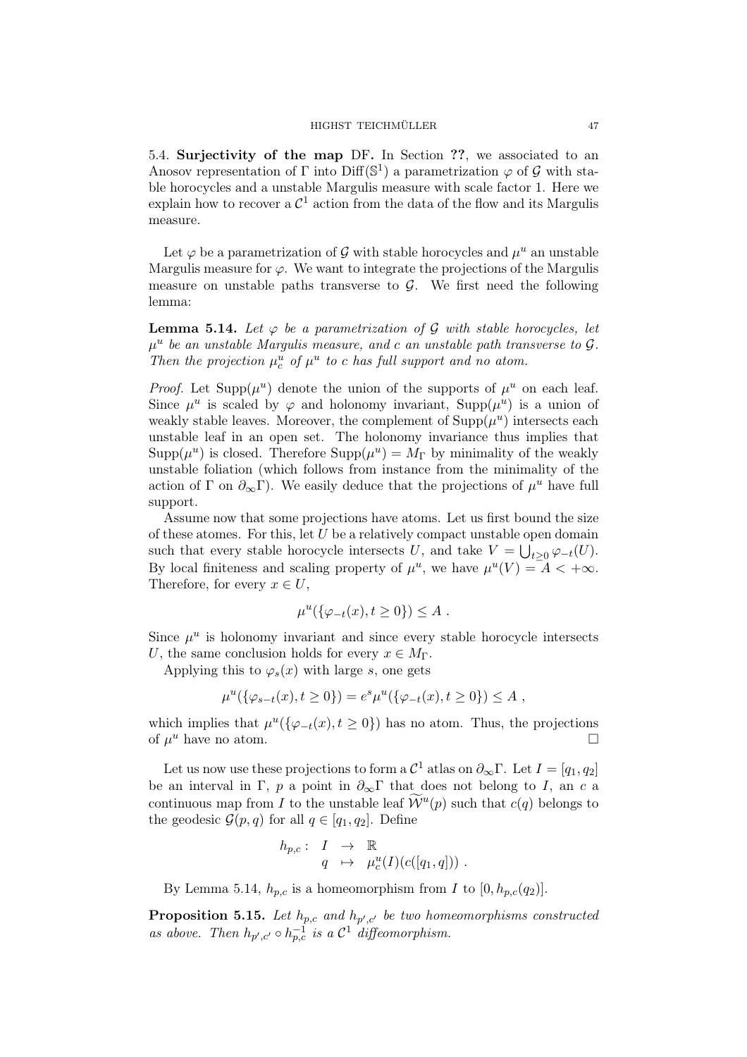5.4. **Surjectivity of the map** DF**.** In Section **??**, we associated to an Anosov representation of $\Gamma$ into $\mathrm{Diff}(\mathbb{S}^1)$ a parametrization $\varphi$ of $\mathcal{G}$ with stable horocycles and a unstable Margulis measure with scale factor 1. Here we explain how to recover a $\mathcal{C}^1$ action from the data of the flow and its Margulis measure.

Let $\varphi$ be a parametrization of $\mathcal{G}$ with stable horocycles and $\mu^u$ an unstable Margulis measure for $\varphi$. We want to integrate the projections of the Margulis measure on unstable paths transverse to $\mathcal{G}$. We first need the following lemma:

**Lemma 5.14.** *Let $\varphi$ be a parametrization of $\mathcal{G}$ with stable horocycles, let $\mu^u$ be an unstable Margulis measure, and $c$ an unstable path transverse to $\mathcal{G}$. Then the projection $\mu^u_c$ of $\mu^u$ to $c$ has full support and no atom.*

*Proof.* Let $\mathrm{Supp}(\mu^u)$ denote the union of the supports of $\mu^u$ on each leaf. Since $\mu^u$ is scaled by $\varphi$ and holonomy invariant, $\mathrm{Supp}(\mu^u)$ is a union of weakly stable leaves. Moreover, the complement of $\mathrm{Supp}(\mu^u)$ intersects each unstable leaf in an open set. The holonomy invariance thus implies that $\mathrm{Supp}(\mu^u)$ is closed. Therefore $\mathrm{Supp}(\mu^u) = M_\Gamma$ by minimality of the weakly unstable foliation (which follows from instance from the minimality of the action of $\Gamma$ on $\partial_\infty\Gamma$). We easily deduce that the projections of $\mu^u$ have full support.

Assume now that some projections have atoms. Let us first bound the size of these atomes. For this, let $U$ be a relatively compact unstable open domain such that every stable horocycle intersects $U$, and take $V = \bigcup_{t\geq 0} \varphi_{-t}(U)$. By local finiteness and scaling property of $\mu^u$, we have $\mu^u(V) = A < +\infty$. Therefore, for every $x \in U$,

$$\mu^u(\{\varphi_{-t}(x), t \geq 0\}) \leq A \ .$$

Since $\mu^u$ is holonomy invariant and since every stable horocycle intersects $U$, the same conclusion holds for every $x \in M_\Gamma$.

Applying this to $\varphi_s(x)$ with large $s$, one gets

$$\mu^u(\{\varphi_{s-t}(x), t \geq 0\}) = e^s \mu^u(\{\varphi_{-t}(x), t \geq 0\}) \leq A \ ,$$

which implies that $\mu^u(\{\varphi_{-t}(x), t \geq 0\})$ has no atom. Thus, the projections of $\mu^u$ have no atom. $\square$

Let us now use these projections to form a $\mathcal{C}^1$ atlas on $\partial_\infty\Gamma$. Let $I = [q_1, q_2]$ be an interval in $\Gamma$, $p$ a point in $\partial_\infty\Gamma$ that does not belong to $I$, an $c$ a continuous map from $I$ to the unstable leaf $\widetilde{\mathcal{W}}^u(p)$ such that $c(q)$ belongs to the geodesic $\mathcal{G}(p, q)$ for all $q \in [q_1, q_2]$. Define

$$\begin{array}{rccl} h_{p,c}: & I & \to & \mathbb{R} \\ & q & \mapsto & \mu^u_c(I)(c([q_1, q])) \ . \end{array}$$

By Lemma 5.14, $h_{p,c}$ is a homeomorphism from $I$ to $[0, h_{p,c}(q_2)]$.

**Proposition 5.15.** *Let $h_{p,c}$ and $h_{p',c'}$ be two homeomorphisms constructed as above. Then $h_{p',c'} \circ h^{-1}_{p,c}$ is a $\mathcal{C}^1$ diffeomorphism.*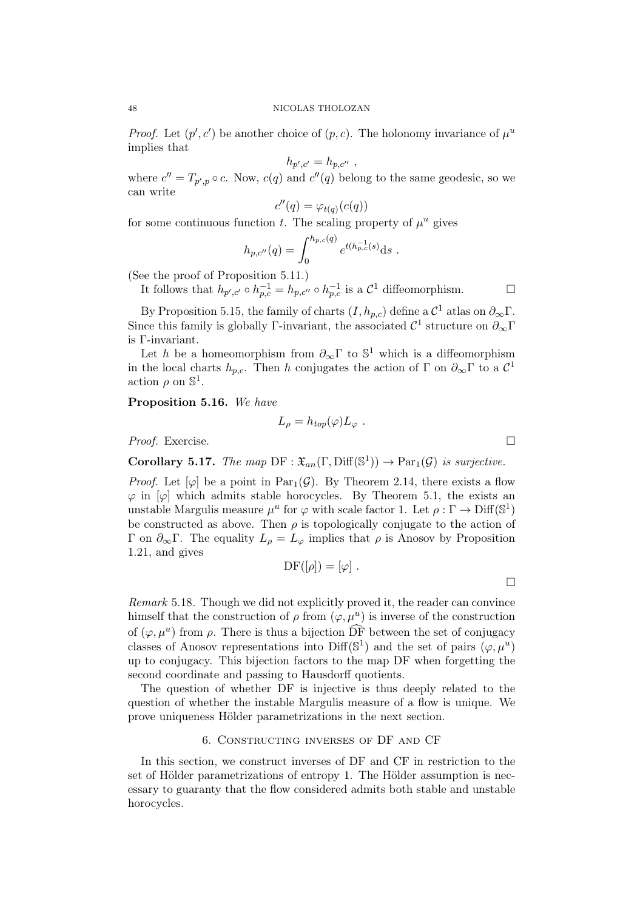*Proof.* Let $(p', c')$ be another choice of $(p, c)$. The holonomy invariance of $\mu^u$ implies that

$$h_{p',c'} = h_{p,c''} ,$$

where $c'' = T_{p',p} \circ c$. Now, $c(q)$ and $c''(q)$ belong to the same geodesic, so we can write

$$c''(q) = \varphi_{t(q)}(c(q))$$

for some continuous function $t$. The scaling property of $\mu^u$ gives

$$h_{p,c''}(q) = \int_0^{h_{p,c}(q)} e^{t(h_{p,c}^{-1}(s))} \mathrm{d}s .$$

(See the proof of Proposition 5.11.)

It follows that $h_{p',c'} \circ h_{p,c}^{-1} = h_{p,c''} \circ h_{p,c}^{-1}$ is a $\mathcal{C}^1$ diffeomorphism. □

By Proposition 5.15, the family of charts $(I, h_{p,c})$ define a $\mathcal{C}^1$ atlas on $\partial_\infty \Gamma$. Since this family is globally $\Gamma$-invariant, the associated $\mathcal{C}^1$ structure on $\partial_\infty \Gamma$ is $\Gamma$-invariant.

Let $h$ be a homeomorphism from $\partial_\infty \Gamma$ to $\mathbb{S}^1$ which is a diffeomorphism in the local charts $h_{p,c}$. Then $h$ conjugates the action of $\Gamma$ on $\partial_\infty \Gamma$ to a $\mathcal{C}^1$ action $\rho$ on $\mathbb{S}^1$.

**Proposition 5.16.** *We have*

$$L_\rho = h_{top}(\varphi) L_\varphi .$$

*Proof.* Exercise. □

**Corollary 5.17.** *The map* $\mathrm{DF} : \mathfrak{X}_{an}(\Gamma, \mathrm{Diff}(\mathbb{S}^1)) \to \mathrm{Par}_1(\mathcal{G})$ *is surjective.*

*Proof.* Let $[\varphi]$ be a point in $\mathrm{Par}_1(\mathcal{G})$. By Theorem 2.14, there exists a flow $\varphi$ in $[\varphi]$ which admits stable horocycles. By Theorem 5.1, the exists an unstable Margulis measure $\mu^u$ for $\varphi$ with scale factor 1. Let $\rho : \Gamma \to \mathrm{Diff}(\mathbb{S}^1)$ be constructed as above. Then $\rho$ is topologically conjugate to the action of $\Gamma$ on $\partial_\infty \Gamma$. The equality $L_\rho = L_\varphi$ implies that $\rho$ is Anosov by Proposition 1.21, and gives

$$\mathrm{DF}([\rho]) = [\varphi] .$$

□

*Remark* 5.18. Though we did not explicitly proved it, the reader can convince himself that the construction of $\rho$ from $(\varphi, \mu^u)$ is inverse of the construction of $(\varphi, \mu^u)$ from $\rho$. There is thus a bijection $\widehat{\mathrm{DF}}$ between the set of conjugacy classes of Anosov representations into $\mathrm{Diff}(\mathbb{S}^1)$ and the set of pairs $(\varphi, \mu^u)$ up to conjugacy. This bijection factors to the map DF when forgetting the second coordinate and passing to Hausdorff quotients.

The question of whether DF is injective is thus deeply related to the question of whether the instable Margulis measure of a flow is unique. We prove uniqueness Hölder parametrizations in the next section.

## 6. Constructing inverses of DF and CF

In this section, we construct inverses of DF and CF in restriction to the set of Hölder parametrizations of entropy 1. The Hölder assumption is necessary to guaranty that the flow considered admits both stable and unstable horocycles.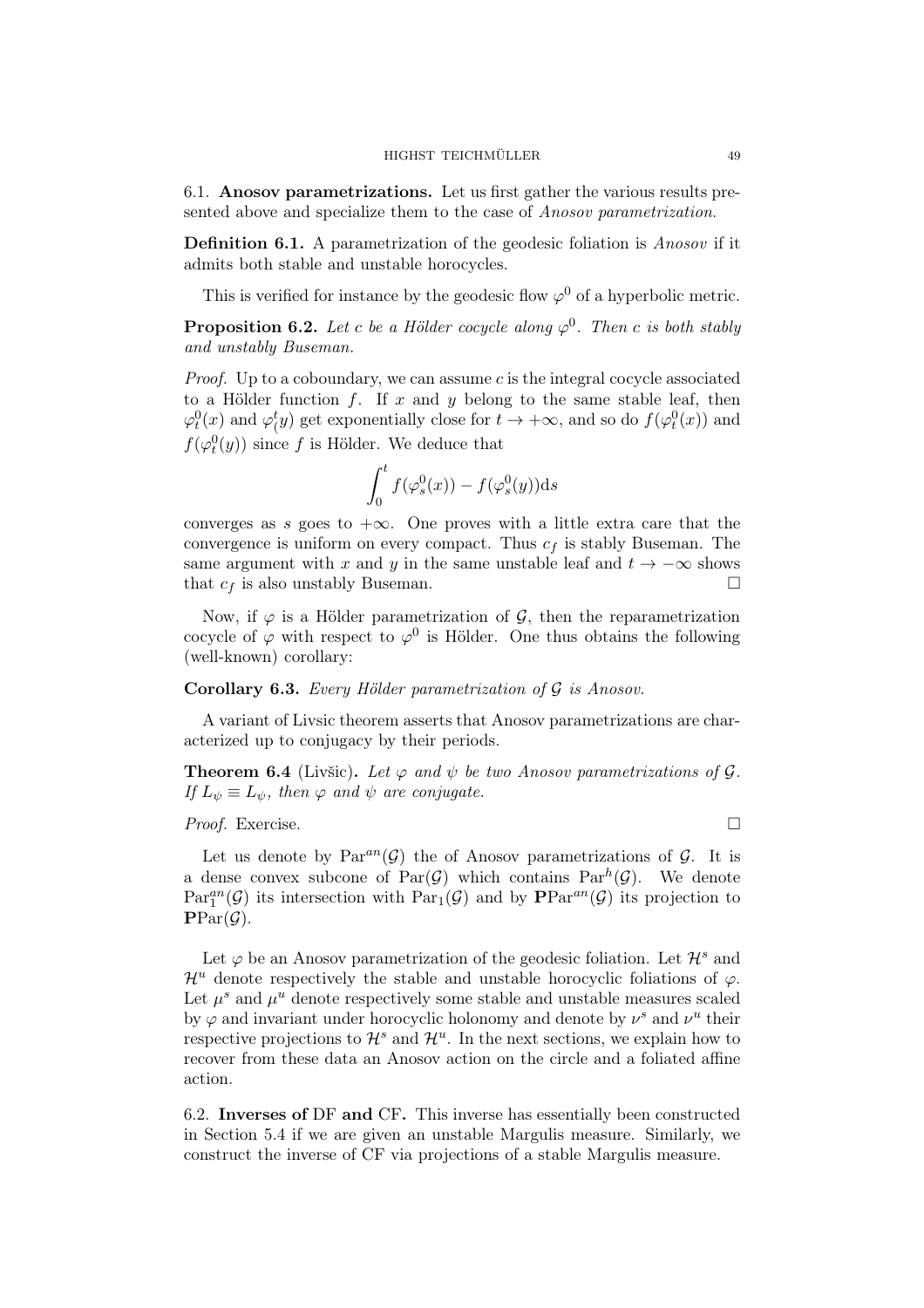### 6.1. **Anosov parametrizations.**

Let us first gather the various results presented above and specialize them to the case of *Anosov parametrization*.

**Definition 6.1.** A parametrization of the geodesic foliation is *Anosov* if it admits both stable and unstable horocycles.

This is verified for instance by the geodesic flow $\varphi^0$ of a hyperbolic metric.

**Proposition 6.2.** *Let $c$ be a Hölder cocycle along $\varphi^0$. Then $c$ is both stably and unstably Buseman.*

*Proof.* Up to a coboundary, we can assume $c$ is the integral cocycle associated to a Hölder function $f$. If $x$ and $y$ belong to the same stable leaf, then $\varphi^0_t(x)$ and $\varphi^t_(y)$ get exponentially close for $t \to +\infty$, and so do $f(\varphi^0_t(x))$ and $f(\varphi^0_t(y))$ since $f$ is Hölder. We deduce that

$$\int_0^t f(\varphi^0_s(x)) - f(\varphi^0_s(y))\mathrm{d}s$$

converges as $s$ goes to $+\infty$. One proves with a little extra care that the convergence is uniform on every compact. Thus $c_f$ is stably Buseman. The same argument with $x$ and $y$ in the same unstable leaf and $t \to -\infty$ shows that $c_f$ is also unstably Buseman. □

Now, if $\varphi$ is a Hölder parametrization of $\mathcal{G}$, then the reparametrization cocycle of $\varphi$ with respect to $\varphi^0$ is Hölder. One thus obtains the following (well-known) corollary:

**Corollary 6.3.** *Every Hölder parametrization of $\mathcal{G}$ is Anosov.*

A variant of Livsic theorem asserts that Anosov parametrizations are characterized up to conjugacy by their periods.

**Theorem 6.4** (Livšic)**.** *Let $\varphi$ and $\psi$ be two Anosov parametrizations of $\mathcal{G}$. If $L_\psi \equiv L_\psi$, then $\varphi$ and $\psi$ are conjugate.*

*Proof.* Exercise. □

Let us denote by $\mathrm{Par}^{an}(\mathcal{G})$ the of Anosov parametrizations of $\mathcal{G}$. It is a dense convex subcone of $\mathrm{Par}(\mathcal{G})$ which contains $\mathrm{Par}^h(\mathcal{G})$. We denote $\mathrm{Par}^{an}_1(\mathcal{G})$ its intersection with $\mathrm{Par}_1(\mathcal{G})$ and by $\mathbf{P}\mathrm{Par}^{an}(\mathcal{G})$ its projection to $\mathbf{P}\mathrm{Par}(\mathcal{G})$.

Let $\varphi$ be an Anosov parametrization of the geodesic foliation. Let $\mathcal{H}^s$ and $\mathcal{H}^u$ denote respectively the stable and unstable horocyclic foliations of $\varphi$. Let $\mu^s$ and $\mu^u$ denote respectively some stable and unstable measures scaled by $\varphi$ and invariant under horocyclic holonomy and denote by $\nu^s$ and $\nu^u$ their respective projections to $\mathcal{H}^s$ and $\mathcal{H}^u$. In the next sections, we explain how to recover from these data an Anosov action on the circle and a foliated affine action.

### 6.2. **Inverses of DF and CF.**

This inverse has essentially been constructed in Section 5.4 if we are given an unstable Margulis measure. Similarly, we construct the inverse of CF via projections of a stable Margulis measure.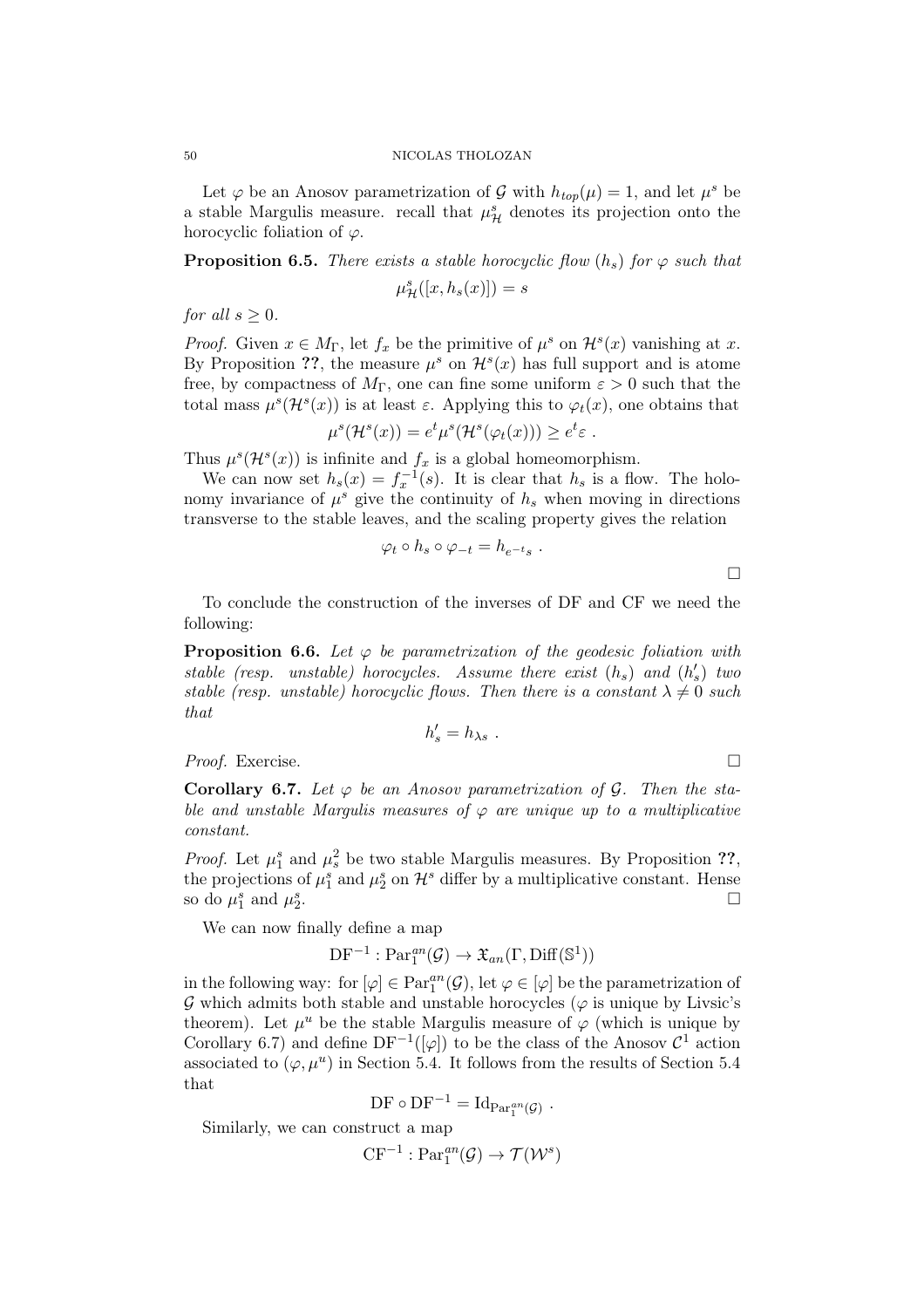Let $\varphi$ be an Anosov parametrization of $\mathcal{G}$ with $h_{top}(\mu) = 1$, and let $\mu^s$ be a stable Margulis measure. recall that $\mu^s_{\mathcal{H}}$ denotes its projection onto the horocyclic foliation of $\varphi$.

**Proposition 6.5.** *There exists a stable horocyclic flow $(h_s)$ for $\varphi$ such that*

$$\mu^s_{\mathcal{H}}([x, h_s(x)]) = s$$

*for all $s \geq 0$.*

*Proof.* Given $x \in M_\Gamma$, let $f_x$ be the primitive of $\mu^s$ on $\mathcal{H}^s(x)$ vanishing at $x$. By Proposition **??**, the measure $\mu^s$ on $\mathcal{H}^s(x)$ has full support and is atome free, by compactness of $M_\Gamma$, one can fine some uniform $\varepsilon > 0$ such that the total mass $\mu^s(\mathcal{H}^s(x))$ is at least $\varepsilon$. Applying this to $\varphi_t(x)$, one obtains that

$$\mu^s(\mathcal{H}^s(x)) = e^t \mu^s(\mathcal{H}^s(\varphi_t(x))) \geq e^t \varepsilon \ .$$

Thus $\mu^s(\mathcal{H}^s(x))$ is infinite and $f_x$ is a global homeomorphism.

We can now set $h_s(x) = f_x^{-1}(s)$. It is clear that $h_s$ is a flow. The holonomy invariance of $\mu^s$ give the continuity of $h_s$ when moving in directions transverse to the stable leaves, and the scaling property gives the relation

$$\varphi_t \circ h_s \circ \varphi_{-t} = h_{e^{-t}s} \ .$$

□

To conclude the construction of the inverses of DF and CF we need the following:

**Proposition 6.6.** *Let $\varphi$ be parametrization of the geodesic foliation with stable (resp. unstable) horocycles. Assume there exist $(h_s)$ and $(h'_s)$ two stable (resp. unstable) horocyclic flows. Then there is a constant $\lambda \neq 0$ such that*

$$h'_s = h_{\lambda s} \ .$$

*Proof.* Exercise. □

**Corollary 6.7.** *Let $\varphi$ be an Anosov parametrization of $\mathcal{G}$. Then the stable and unstable Margulis measures of $\varphi$ are unique up to a multiplicative constant.*

*Proof.* Let $\mu^s_1$ and $\mu^2_s$ be two stable Margulis measures. By Proposition **??**, the projections of $\mu^s_1$ and $\mu^s_2$ on $\mathcal{H}^s$ differ by a multiplicative constant. Hense so do $\mu^s_1$ and $\mu^s_2$. □

We can now finally define a map

$$\mathrm{DF}^{-1} : \mathrm{Par}_1^{an}(\mathcal{G}) \to \mathfrak{X}_{an}(\Gamma, \mathrm{Diff}(\mathbb{S}^1))$$

in the following way: for $[\varphi] \in \mathrm{Par}_1^{an}(\mathcal{G})$, let $\varphi \in [\varphi]$ be the parametrization of $\mathcal{G}$ which admits both stable and unstable horocycles ($\varphi$ is unique by Livsic's theorem). Let $\mu^u$ be the stable Margulis measure of $\varphi$ (which is unique by Corollary 6.7) and define $\mathrm{DF}^{-1}([\varphi])$ to be the class of the Anosov $\mathcal{C}^1$ action associated to $(\varphi, \mu^u)$ in Section 5.4. It follows from the results of Section 5.4 that

$$\mathrm{DF} \circ \mathrm{DF}^{-1} = \mathrm{Id}_{\mathrm{Par}_1^{an}(\mathcal{G})} \ .$$

Similarly, we can construct a map

$$\mathrm{CF}^{-1} : \mathrm{Par}_1^{an}(\mathcal{G}) \to \mathcal{T}(\mathcal{W}^s)$$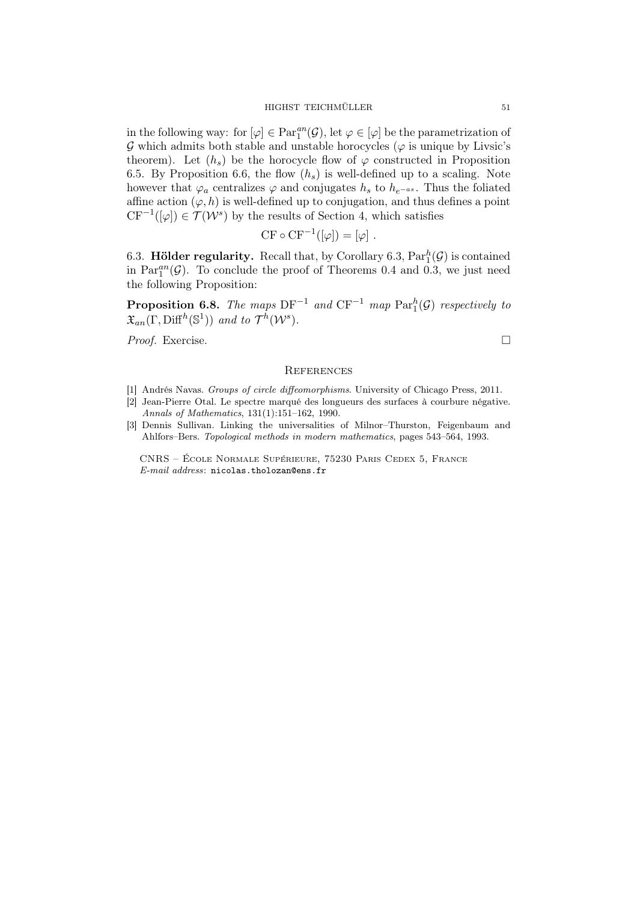in the following way: for $[\varphi] \in \mathrm{Par}_1^{an}(\mathcal{G})$, let $\varphi \in [\varphi]$ be the parametrization of $\mathcal{G}$ which admits both stable and unstable horocycles ($\varphi$ is unique by Livsic's theorem). Let $(h_s)$ be the horocycle flow of $\varphi$ constructed in Proposition 6.5. By Proposition 6.6, the flow $(h_s)$ is well-defined up to a scaling. Note however that $\varphi_a$ centralizes $\varphi$ and conjugates $h_s$ to $h_{e^{-as}}$. Thus the foliated affine action $(\varphi, h)$ is well-defined up to conjugation, and thus defines a point $\mathrm{CF}^{-1}([\varphi]) \in \mathcal{T}(\mathcal{W}^s)$ by the results of Section 4, which satisfies

$$\mathrm{CF} \circ \mathrm{CF}^{-1}([\varphi]) = [\varphi] \ .$$

6.3. **Hölder regularity.** Recall that, by Corollary 6.3, $\mathrm{Par}_1^h(\mathcal{G})$ is contained in $\mathrm{Par}_1^{an}(\mathcal{G})$. To conclude the proof of Theorems 0.4 and 0.3, we just need the following Proposition:

**Proposition 6.8.** *The maps* $\mathrm{DF}^{-1}$ *and* $\mathrm{CF}^{-1}$ *map* $\mathrm{Par}_1^h(\mathcal{G})$ *respectively to* $\mathfrak{X}_{an}(\Gamma, \mathrm{Diff}^h(\mathbb{S}^1))$ *and to* $\mathcal{T}^h(\mathcal{W}^s)$.

*Proof.* Exercise. □

## References

[1] Andrés Navas. *Groups of circle diffeomorphisms*. University of Chicago Press, 2011.

[2] Jean-Pierre Otal. Le spectre marqué des longueurs des surfaces à courbure négative. *Annals of Mathematics*, 131(1):151–162, 1990.

[3] Dennis Sullivan. Linking the universalities of Milnor–Thurston, Feigenbaum and Ahlfors–Bers. *Topological methods in modern mathematics*, pages 543–564, 1993.

CNRS – École Normale Supérieure, 75230 Paris Cedex 5, France
*E-mail address*: nicolas.tholozan@ens.fr